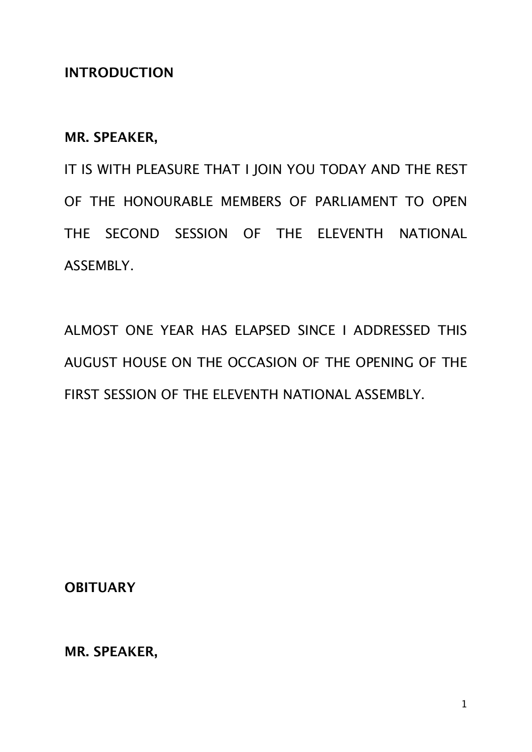## INTRODUCTION

**MR. SPEAKER,**

IT IS WITH PLEASURE THAT I JOIN YOU TODAY AND THE REST OF THE HONOURABLE MEMBERS OF PARLIAMENT TO OPEN THE SECOND SESSION OF THE ELEVENTH NATIONAL ASSEMBLY.

ALMOST ONE YEAR HAS ELAPSED SINCE I ADDRESSED THIS AUGUST HOUSE ON THE OCCASION OF THE OPENING OF THE FIRST SESSION OF THE ELEVENTH NATIONAL ASSEMBLY.

## OBITUARY

**MR. SPEAKER,**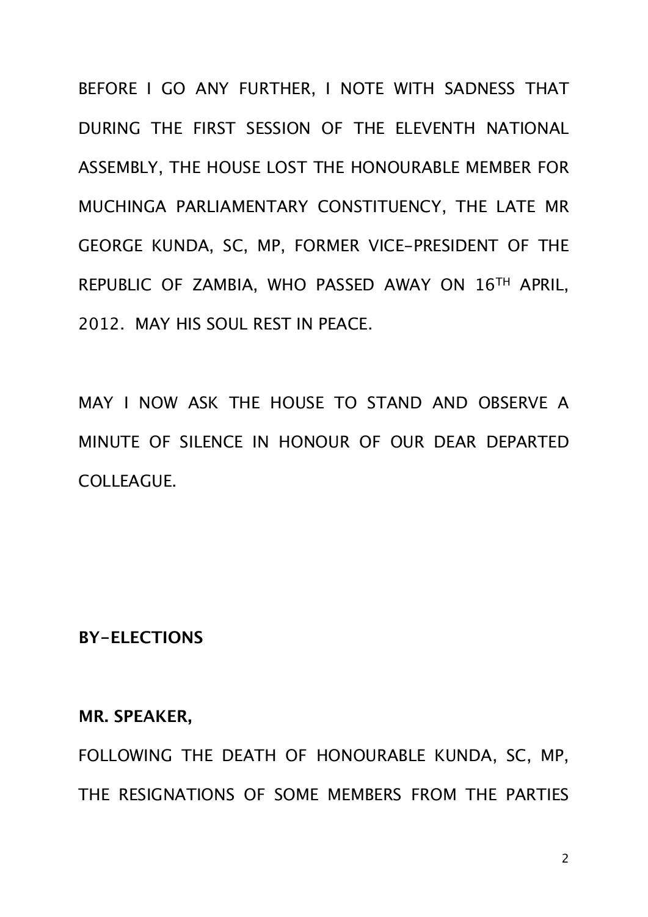BEFORE I GO ANY FURTHER, I NOTE WITH SADNESS THAT DURING THE FIRST SESSION OF THE ELEVENTH NATIONAL ASSEMBLY, THE HOUSE LOST THE HONOURABLE MEMBER FOR MUCHINGA PARLIAMENTARY CONSTITUENCY, THE LATE MR GEORGE KUNDA, SC, MP, FORMER VICE-PRESIDENT OF THE REPUBLIC OF ZAMBIA, WHO PASSED AWAY ON 16TH APRIL, 2012. MAY HIS SOUL REST IN PEACE.

MAY I NOW ASK THE HOUSE TO STAND AND OBSERVE A MINUTE OF SILENCE IN HONOUR OF OUR DEAR DEPARTED COLLEAGUE.

**BY-ELECTIONS**

**MR. SPEAKER,**

FOLLOWING THE DEATH OF HONOURABLE KUNDA, SC, MP, THE RESIGNATIONS OF SOME MEMBERS FROM THE PARTIES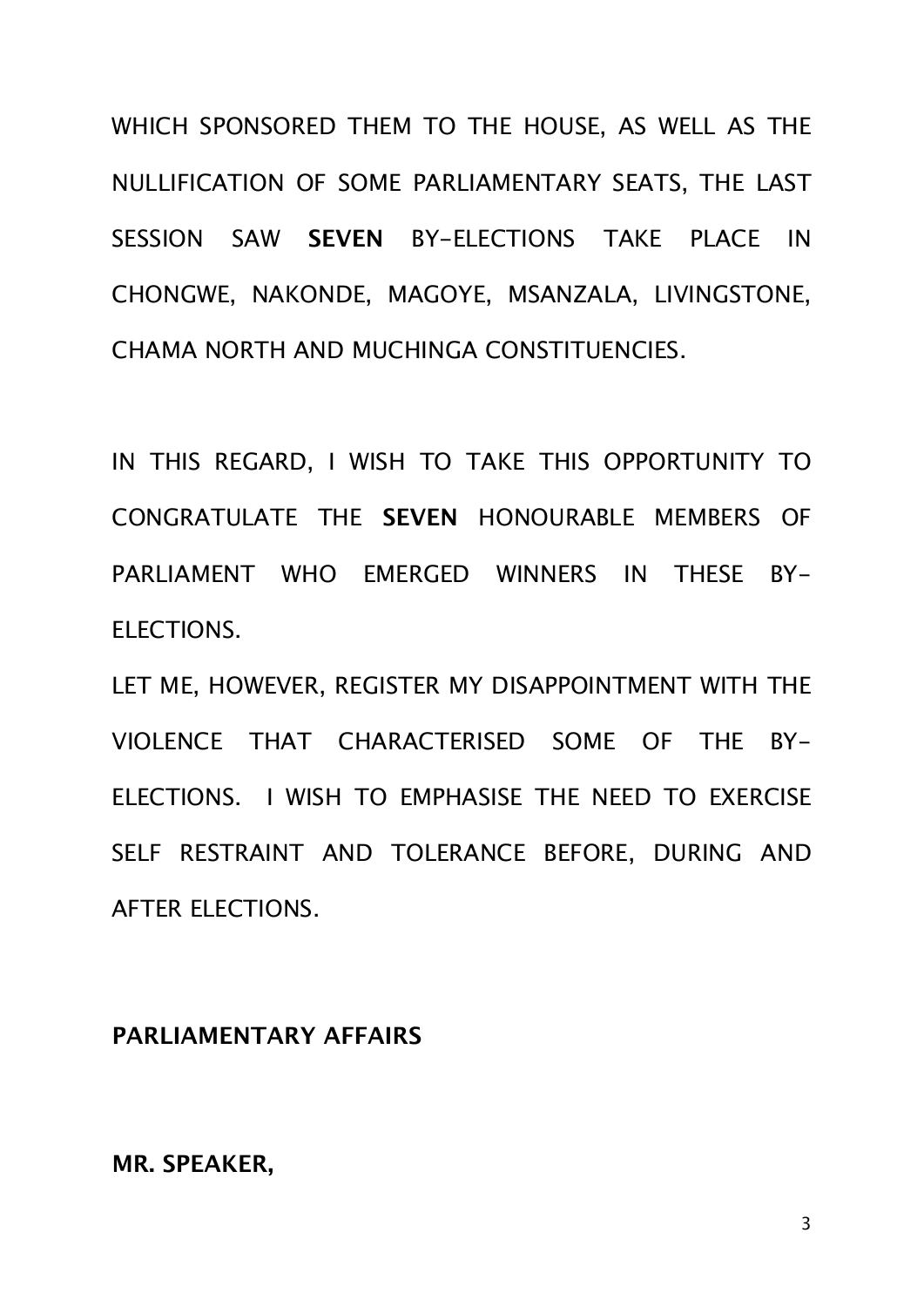WHICH SPONSORED THEM TO THE HOUSE, AS WELL AS THE NULLIFICATION OF SOME PARLIAMENTARY SEATS, THE LAST SESSION SAW **SEVEN** BY-ELECTIONS TAKE PLACE IN CHONGWE, NAKONDE, MAGOYE, MSANZALA, LIVINGSTONE, CHAMA NORTH AND MUCHINGA CONSTITUENCIES.

IN THIS REGARD, I WISH TO TAKE THIS OPPORTUNITY TO CONGRATULATE THE **SEVEN** HONOURABLE MEMBERS OF PARLIAMENT WHO EMERGED WINNERS IN THESE BY-ELECTIONS.

LET ME, HOWEVER, REGISTER MY DISAPPOINTMENT WITH THE VIOLENCE THAT CHARACTERISED SOME OF THE BY-ELECTIONS. I WISH TO EMPHASISE THE NEED TO EXERCISE SELF RESTRAINT AND TOLERANCE BEFORE, DURING AND AFTER ELECTIONS.

**PARLIAMENTARY AFFAIRS**

**MR. SPEAKER,**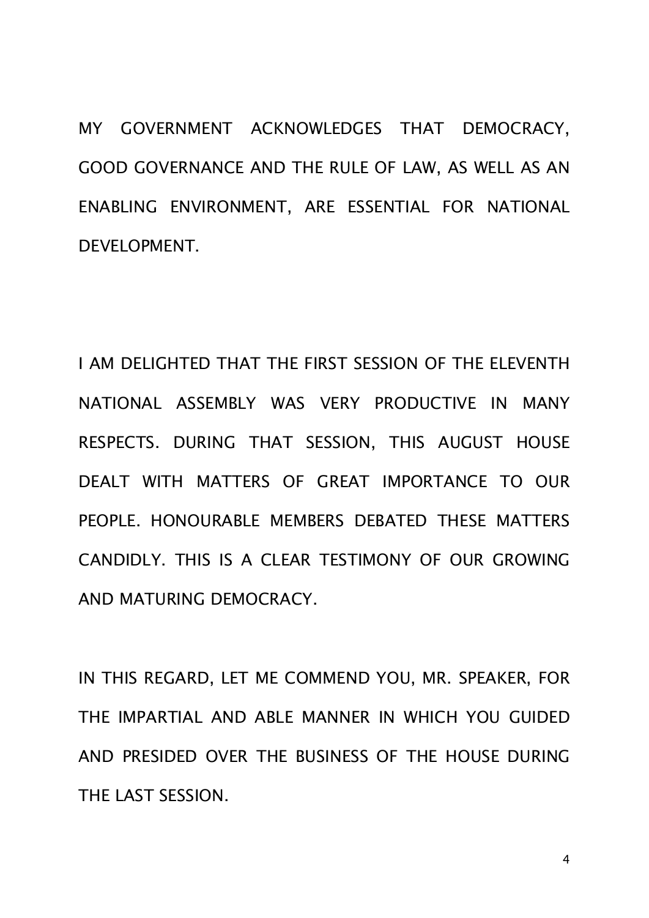MY GOVERNMENT ACKNOWLEDGES THAT DEMOCRACY, GOOD GOVERNANCE AND THE RULE OF LAW, AS WELL AS AN ENABLING ENVIRONMENT, ARE ESSENTIAL FOR NATIONAL DEVELOPMENT.

I AM DELIGHTED THAT THE FIRST SESSION OF THE ELEVENTH NATIONAL ASSEMBLY WAS VERY PRODUCTIVE IN MANY RESPECTS. DURING THAT SESSION, THIS AUGUST HOUSE DEALT WITH MATTERS OF GREAT IMPORTANCE TO OUR PEOPLE. HONOURABLE MEMBERS DEBATED THESE MATTERS CANDIDLY. THIS IS A CLEAR TESTIMONY OF OUR GROWING AND MATURING DEMOCRACY.

IN THIS REGARD, LET ME COMMEND YOU, MR. SPEAKER, FOR THE IMPARTIAL AND ABLE MANNER IN WHICH YOU GUIDED AND PRESIDED OVER THE BUSINESS OF THE HOUSE DURING THE LAST SESSION.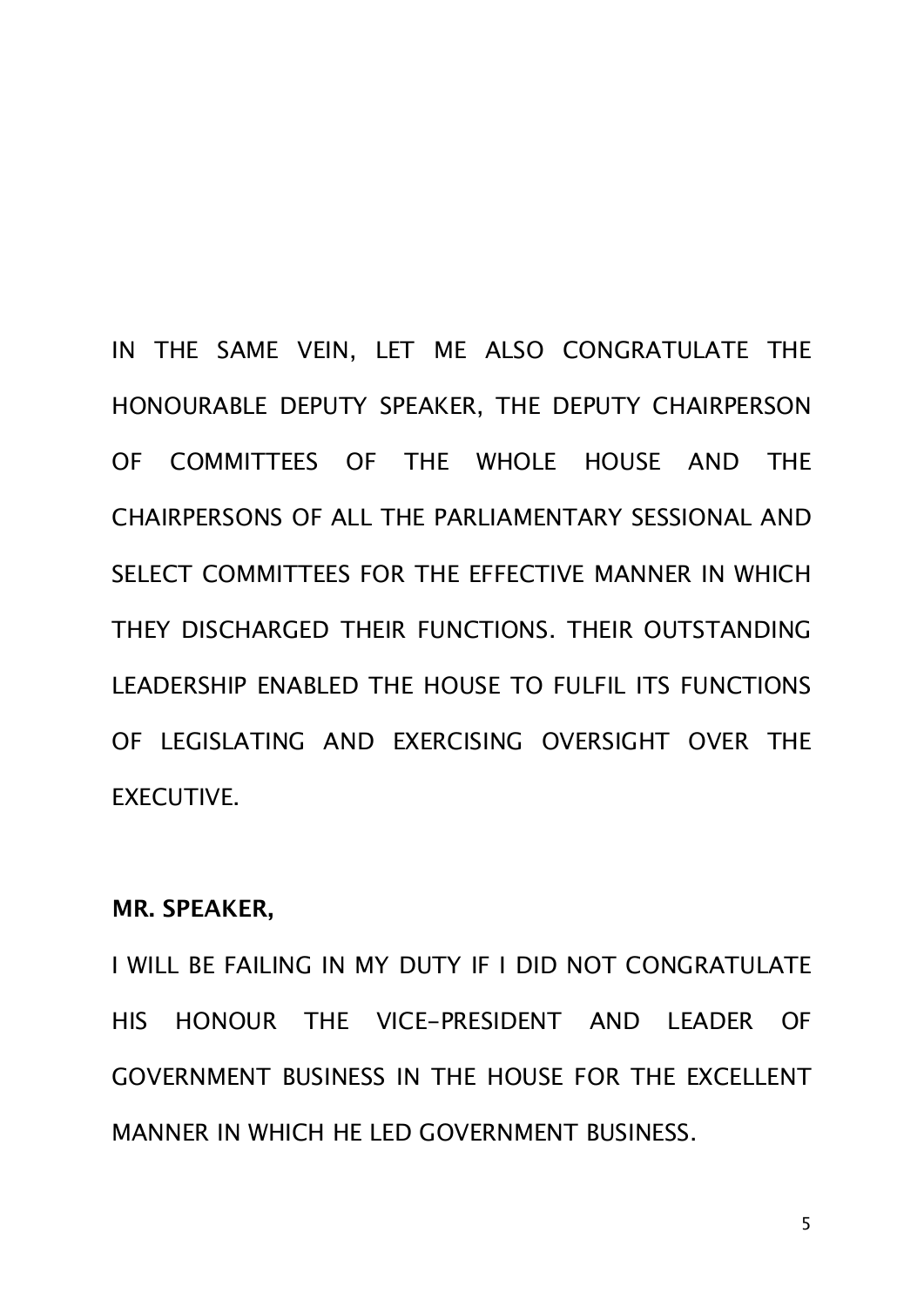IN THE SAME VEIN, LET ME ALSO CONGRATULATE THE HONOURABLE DEPUTY SPEAKER, THE DEPUTY CHAIRPERSON OF COMMITTEES OF THE WHOLE HOUSE AND THE CHAIRPERSONS OF ALL THE PARLIAMENTARY SESSIONAL AND SELECT COMMITTEES FOR THE EFFECTIVE MANNER IN WHICH THEY DISCHARGED THEIR FUNCTIONS. THEIR OUTSTANDING LEADERSHIP ENABLED THE HOUSE TO FULFIL ITS FUNCTIONS OF LEGISLATING AND EXERCISING OVERSIGHT OVER THE EXECUTIVE.

**MR. SPEAKER,**

I WILL BE FAILING IN MY DUTY IF I DID NOT CONGRATULATE HIS HONOUR THE VICE-PRESIDENT AND LEADER OF GOVERNMENT BUSINESS IN THE HOUSE FOR THE EXCELLENT MANNER IN WHICH HE LED GOVERNMENT BUSINESS.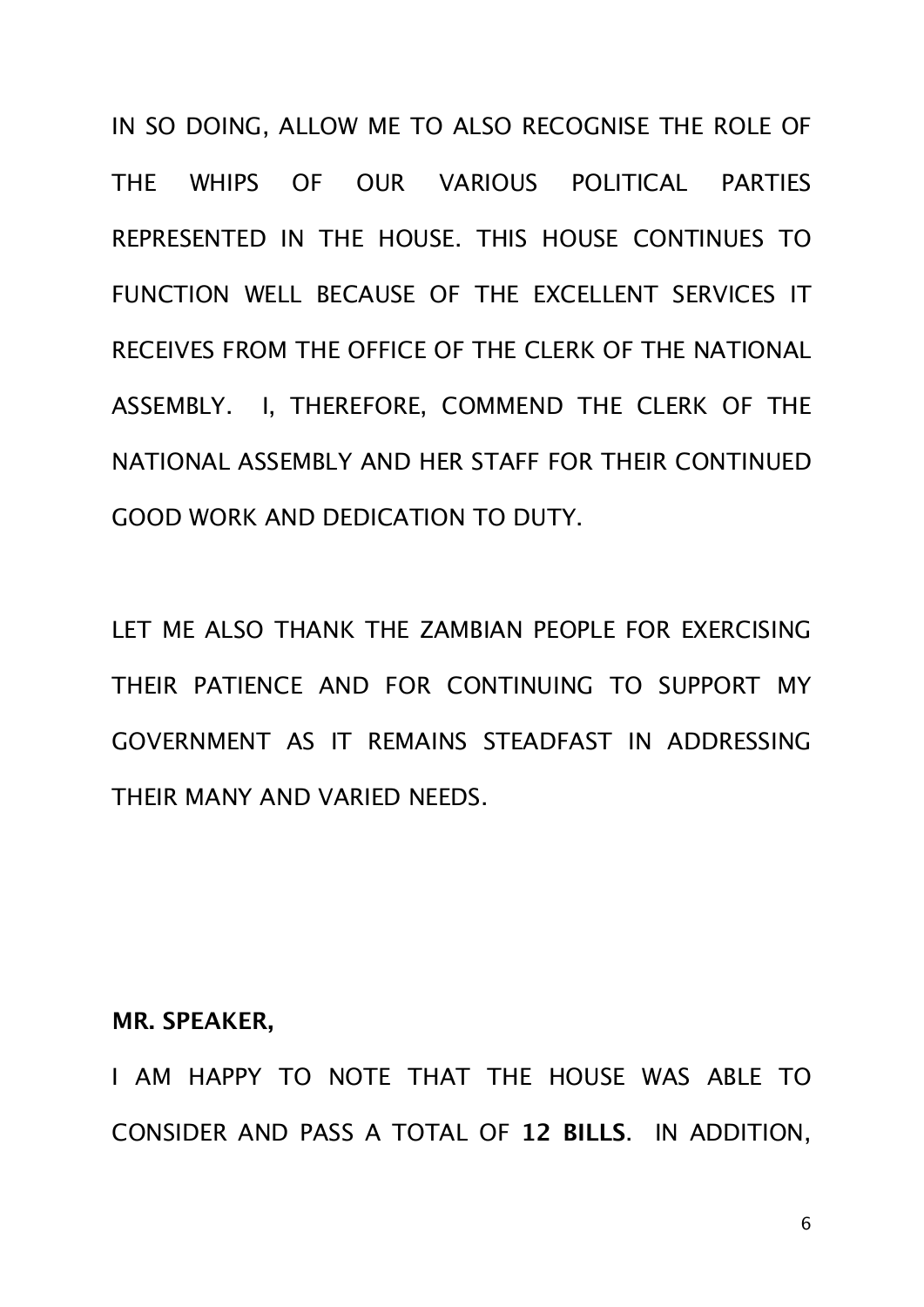IN SO DOING, ALLOW ME TO ALSO RECOGNISE THE ROLE OF THE WHIPS OF OUR VARIOUS POLITICAL PARTIES REPRESENTED IN THE HOUSE. THIS HOUSE CONTINUES TO FUNCTION WELL BECAUSE OF THE EXCELLENT SERVICES IT RECEIVES FROM THE OFFICE OF THE CLERK OF THE NATIONAL ASSEMBLY. I, THEREFORE, COMMEND THE CLERK OF THE NATIONAL ASSEMBLY AND HER STAFF FOR THEIR CONTINUED GOOD WORK AND DEDICATION TO DUTY.

LET ME ALSO THANK THE ZAMBIAN PEOPLE FOR EXERCISING THEIR PATIENCE AND FOR CONTINUING TO SUPPORT MY GOVERNMENT AS IT REMAINS STEADFAST IN ADDRESSING THEIR MANY AND VARIED NEEDS.

**MR. SPEAKER,**

I AM HAPPY TO NOTE THAT THE HOUSE WAS ABLE TO CONSIDER AND PASS A TOTAL OF **12 BILLS**. IN ADDITION,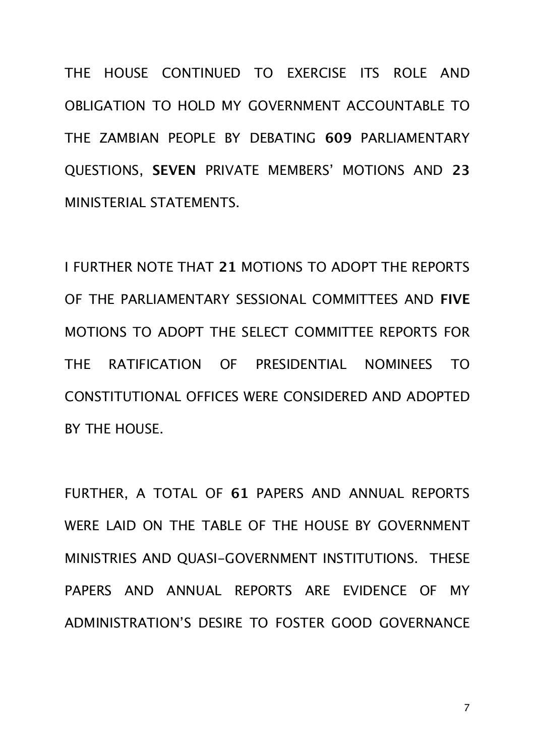THE HOUSE CONTINUED TO EXERCISE ITS ROLE AND OBLIGATION TO HOLD MY GOVERNMENT ACCOUNTABLE TO THE ZAMBIAN PEOPLE BY DEBATING **609** PARLIAMENTARY QUESTIONS, **SEVEN** PRIVATE MEMBERS' MOTIONS AND **23** MINISTERIAL STATEMENTS.

I FURTHER NOTE THAT **21** MOTIONS TO ADOPT THE REPORTS OF THE PARLIAMENTARY SESSIONAL COMMITTEES AND **FIVE** MOTIONS TO ADOPT THE SELECT COMMITTEE REPORTS FOR THE RATIFICATION OF PRESIDENTIAL NOMINEES TO CONSTITUTIONAL OFFICES WERE CONSIDERED AND ADOPTED BY THE HOUSE.

FURTHER, A TOTAL OF **61** PAPERS AND ANNUAL REPORTS WERE LAID ON THE TABLE OF THE HOUSE BY GOVERNMENT MINISTRIES AND QUASI-GOVERNMENT INSTITUTIONS. THESE PAPERS AND ANNUAL REPORTS ARE EVIDENCE OF MY ADMINISTRATION'S DESIRE TO FOSTER GOOD GOVERNANCE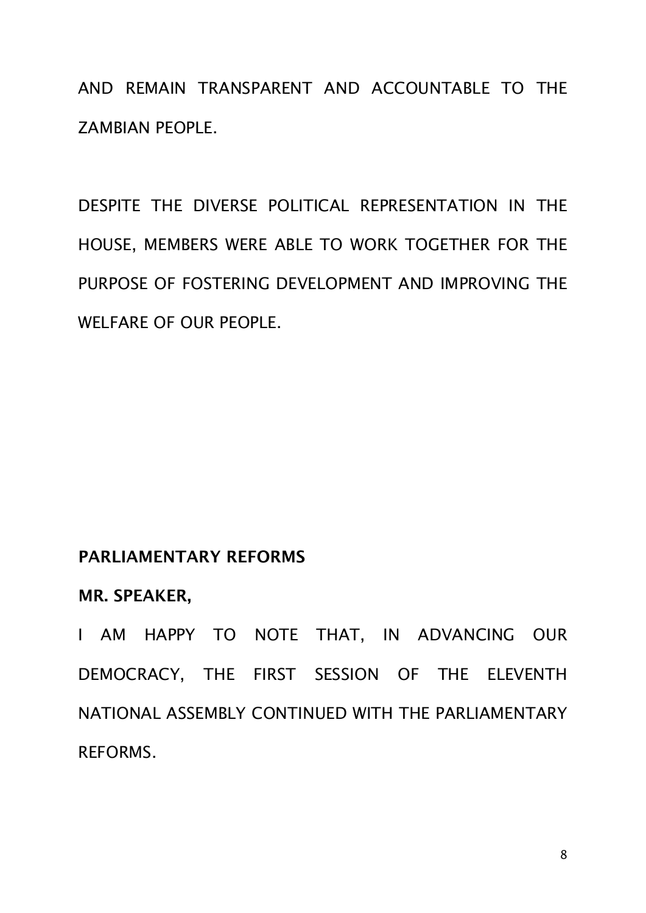AND REMAIN TRANSPARENT AND ACCOUNTABLE TO THE ZAMBIAN PEOPLE.

DESPITE THE DIVERSE POLITICAL REPRESENTATION IN THE HOUSE, MEMBERS WERE ABLE TO WORK TOGETHER FOR THE PURPOSE OF FOSTERING DEVELOPMENT AND IMPROVING THE WELFARE OF OUR PEOPLE.

**PARLIAMENTARY REFORMS**

**MR. SPEAKER,**

I AM HAPPY TO NOTE THAT, IN ADVANCING OUR DEMOCRACY, THE FIRST SESSION OF THE ELEVENTH NATIONAL ASSEMBLY CONTINUED WITH THE PARLIAMENTARY REFORMS.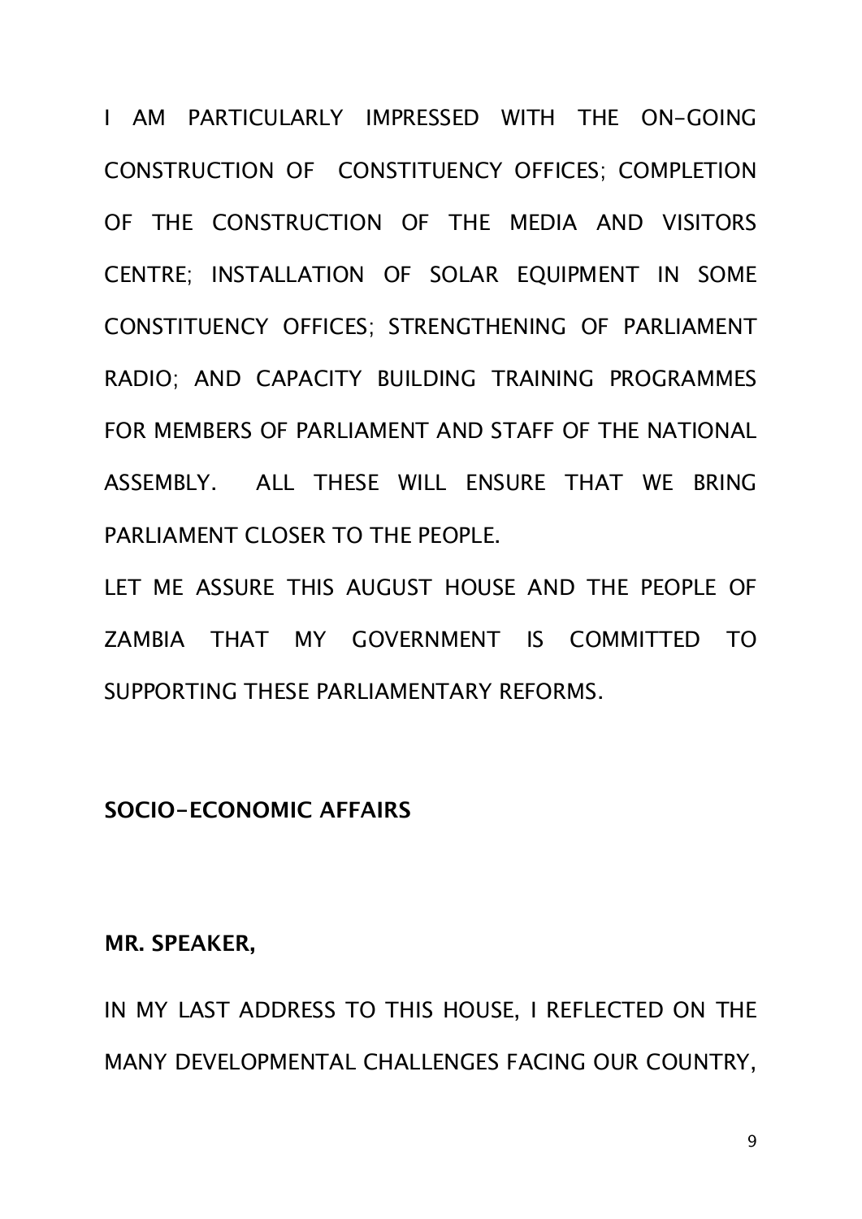I AM PARTICULARLY IMPRESSED WITH THE ON-GOING CONSTRUCTION OF CONSTITUENCY OFFICES; COMPLETION OF THE CONSTRUCTION OF THE MEDIA AND VISITORS CENTRE; INSTALLATION OF SOLAR EQUIPMENT IN SOME CONSTITUENCY OFFICES; STRENGTHENING OF PARLIAMENT RADIO; AND CAPACITY BUILDING TRAINING PROGRAMMES FOR MEMBERS OF PARLIAMENT AND STAFF OF THE NATIONAL ASSEMBLY. ALL THESE WILL ENSURE THAT WE BRING PARLIAMENT CLOSER TO THE PEOPLE.

LET ME ASSURE THIS AUGUST HOUSE AND THE PEOPLE OF ZAMBIA THAT MY GOVERNMENT IS COMMITTED TO SUPPORTING THESE PARLIAMENTARY REFORMS.

## SOCIO-ECONOMIC AFFAIRS

**MR. SPEAKER,**

IN MY LAST ADDRESS TO THIS HOUSE, I REFLECTED ON THE MANY DEVELOPMENTAL CHALLENGES FACING OUR COUNTRY,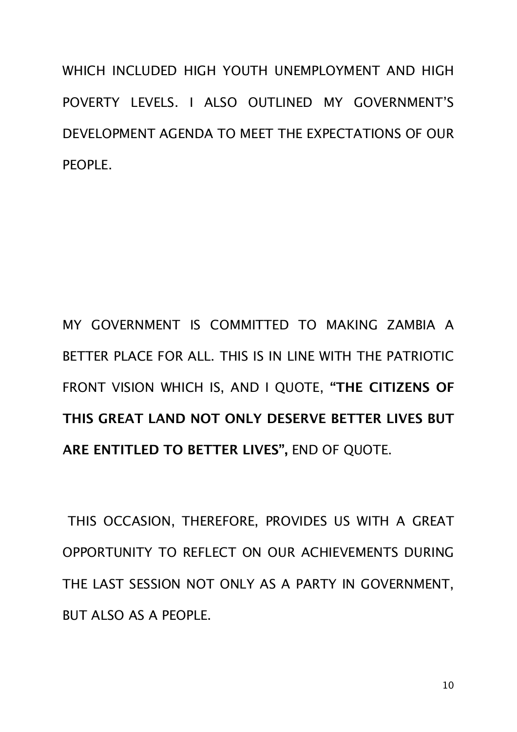WHICH INCLUDED HIGH YOUTH UNEMPLOYMENT AND HIGH POVERTY LEVELS. I ALSO OUTLINED MY GOVERNMENT'S DEVELOPMENT AGENDA TO MEET THE EXPECTATIONS OF OUR PEOPLE.

MY GOVERNMENT IS COMMITTED TO MAKING ZAMBIA A BETTER PLACE FOR ALL. THIS IS IN LINE WITH THE PATRIOTIC FRONT VISION WHICH IS, AND I QUOTE, **"THE CITIZENS OF THIS GREAT LAND NOT ONLY DESERVE BETTER LIVES BUT ARE ENTITLED TO BETTER LIVES",** END OF QUOTE.

THIS OCCASION, THEREFORE, PROVIDES US WITH A GREAT OPPORTUNITY TO REFLECT ON OUR ACHIEVEMENTS DURING THE LAST SESSION NOT ONLY AS A PARTY IN GOVERNMENT, BUT ALSO AS A PEOPLE.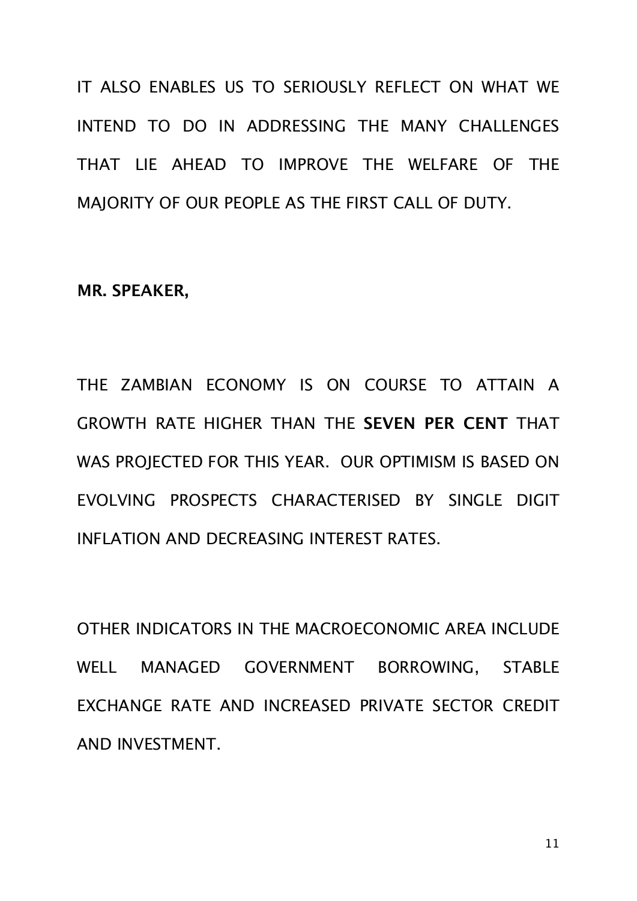IT ALSO ENABLES US TO SERIOUSLY REFLECT ON WHAT WE INTEND TO DO IN ADDRESSING THE MANY CHALLENGES THAT LIE AHEAD TO IMPROVE THE WELFARE OF THE MAJORITY OF OUR PEOPLE AS THE FIRST CALL OF DUTY.

**MR. SPEAKER,**

THE ZAMBIAN ECONOMY IS ON COURSE TO ATTAIN A GROWTH RATE HIGHER THAN THE **SEVEN PER CENT** THAT WAS PROJECTED FOR THIS YEAR. OUR OPTIMISM IS BASED ON EVOLVING PROSPECTS CHARACTERISED BY SINGLE DIGIT INFLATION AND DECREASING INTEREST RATES.

OTHER INDICATORS IN THE MACROECONOMIC AREA INCLUDE WELL MANAGED GOVERNMENT BORROWING, STABLE EXCHANGE RATE AND INCREASED PRIVATE SECTOR CREDIT AND INVESTMENT.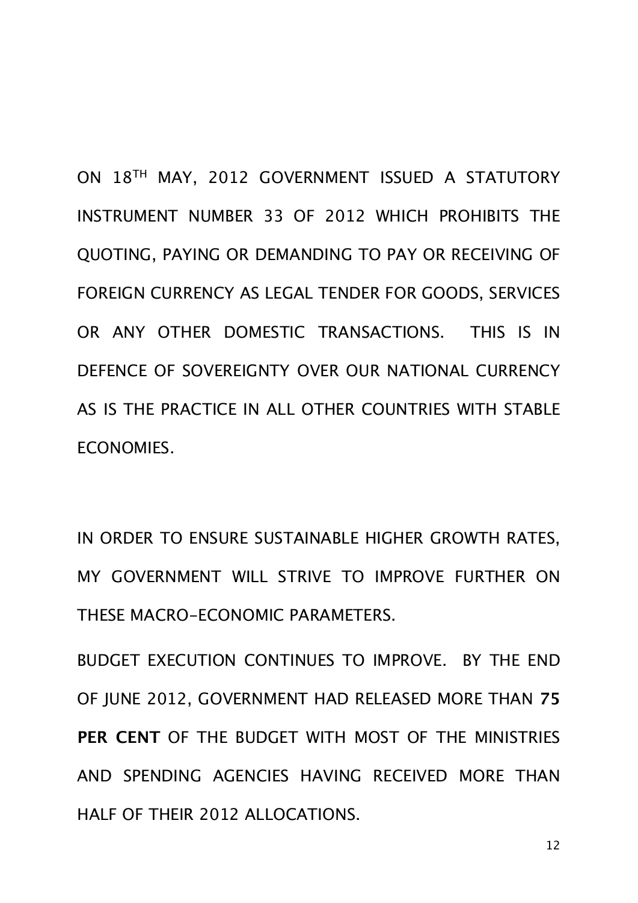ON 18TH MAY, 2012 GOVERNMENT ISSUED A STATUTORY INSTRUMENT NUMBER 33 OF 2012 WHICH PROHIBITS THE QUOTING, PAYING OR DEMANDING TO PAY OR RECEIVING OF FOREIGN CURRENCY AS LEGAL TENDER FOR GOODS, SERVICES OR ANY OTHER DOMESTIC TRANSACTIONS. THIS IS IN DEFENCE OF SOVEREIGNTY OVER OUR NATIONAL CURRENCY AS IS THE PRACTICE IN ALL OTHER COUNTRIES WITH STABLE ECONOMIES.

IN ORDER TO ENSURE SUSTAINABLE HIGHER GROWTH RATES, MY GOVERNMENT WILL STRIVE TO IMPROVE FURTHER ON THESE MACRO-ECONOMIC PARAMETERS.

BUDGET EXECUTION CONTINUES TO IMPROVE. BY THE END OF JUNE 2012, GOVERNMENT HAD RELEASED MORE THAN **75 PER CENT** OF THE BUDGET WITH MOST OF THE MINISTRIES AND SPENDING AGENCIES HAVING RECEIVED MORE THAN HALF OF THEIR 2012 ALLOCATIONS.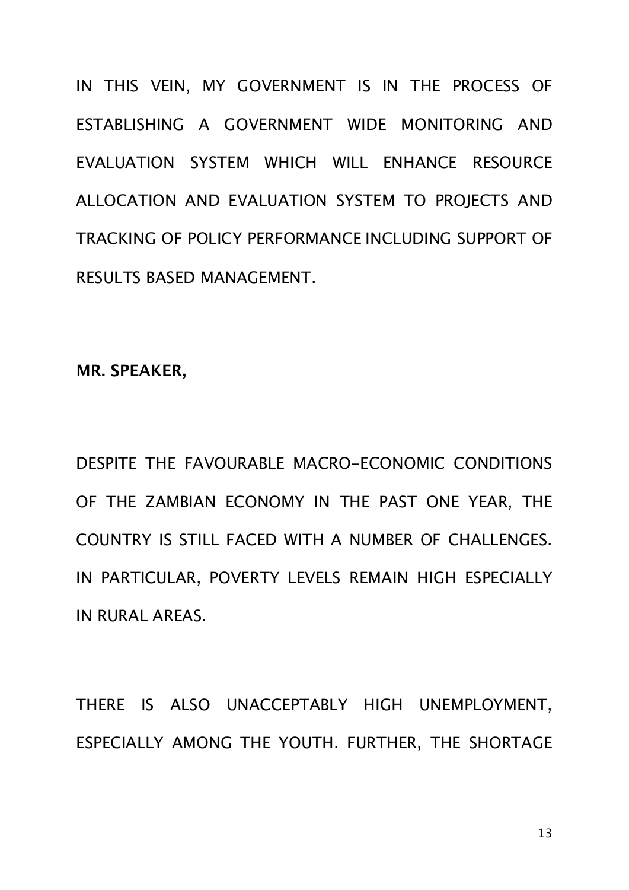IN THIS VEIN, MY GOVERNMENT IS IN THE PROCESS OF ESTABLISHING A GOVERNMENT WIDE MONITORING AND EVALUATION SYSTEM WHICH WILL ENHANCE RESOURCE ALLOCATION AND EVALUATION SYSTEM TO PROJECTS AND TRACKING OF POLICY PERFORMANCE INCLUDING SUPPORT OF RESULTS BASED MANAGEMENT.

**MR. SPEAKER,**

DESPITE THE FAVOURABLE MACRO-ECONOMIC CONDITIONS OF THE ZAMBIAN ECONOMY IN THE PAST ONE YEAR, THE COUNTRY IS STILL FACED WITH A NUMBER OF CHALLENGES. IN PARTICULAR, POVERTY LEVELS REMAIN HIGH ESPECIALLY IN RURAL AREAS.

THERE IS ALSO UNACCEPTABLY HIGH UNEMPLOYMENT, ESPECIALLY AMONG THE YOUTH. FURTHER, THE SHORTAGE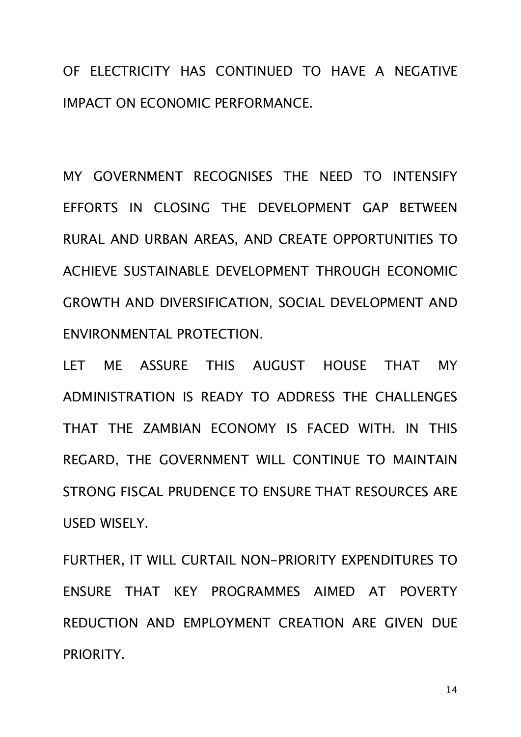OF ELECTRICITY HAS CONTINUED TO HAVE A NEGATIVE IMPACT ON ECONOMIC PERFORMANCE.

MY GOVERNMENT RECOGNISES THE NEED TO INTENSIFY EFFORTS IN CLOSING THE DEVELOPMENT GAP BETWEEN RURAL AND URBAN AREAS, AND CREATE OPPORTUNITIES TO ACHIEVE SUSTAINABLE DEVELOPMENT THROUGH ECONOMIC GROWTH AND DIVERSIFICATION, SOCIAL DEVELOPMENT AND ENVIRONMENTAL PROTECTION.

LET ME ASSURE THIS AUGUST HOUSE THAT MY ADMINISTRATION IS READY TO ADDRESS THE CHALLENGES THAT THE ZAMBIAN ECONOMY IS FACED WITH. IN THIS REGARD, THE GOVERNMENT WILL CONTINUE TO MAINTAIN STRONG FISCAL PRUDENCE TO ENSURE THAT RESOURCES ARE USED WISELY.

FURTHER, IT WILL CURTAIL NON-PRIORITY EXPENDITURES TO ENSURE THAT KEY PROGRAMMES AIMED AT POVERTY REDUCTION AND EMPLOYMENT CREATION ARE GIVEN DUE PRIORITY.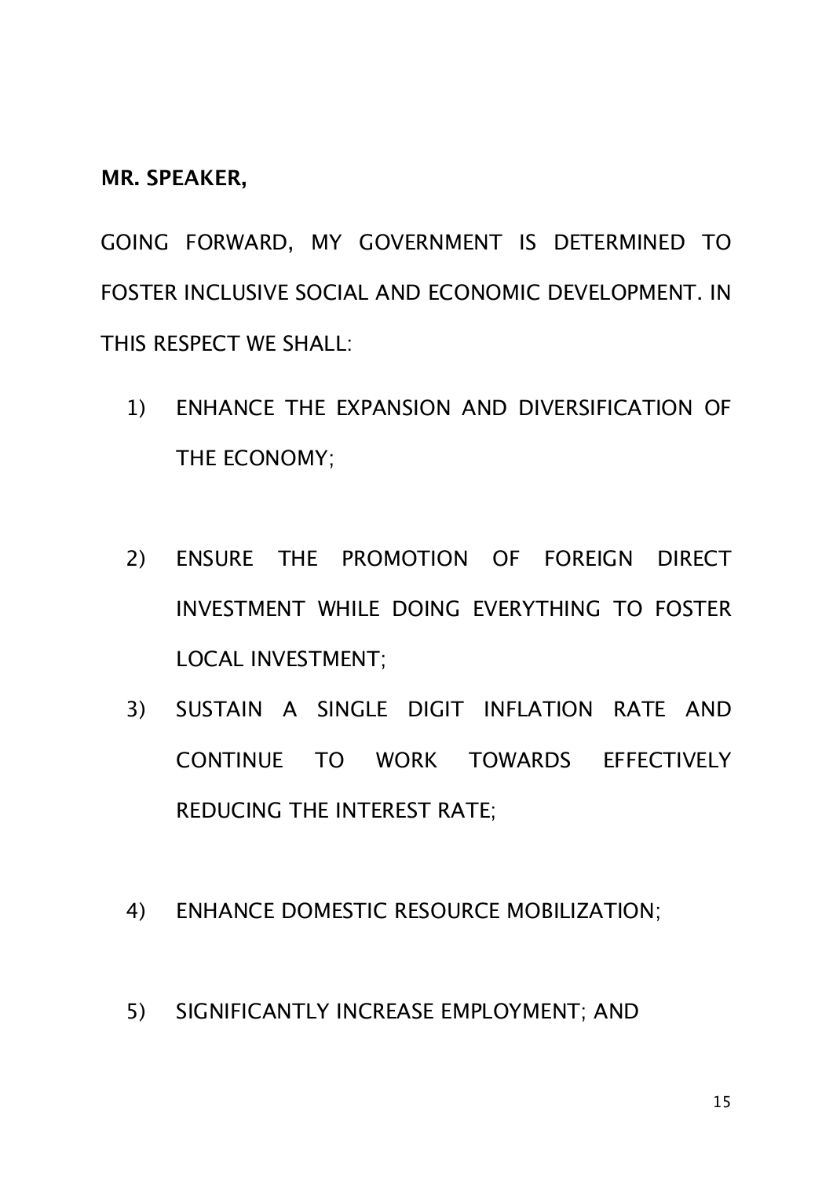**MR. SPEAKER,**

GOING FORWARD, MY GOVERNMENT IS DETERMINED TO FOSTER INCLUSIVE SOCIAL AND ECONOMIC DEVELOPMENT. IN THIS RESPECT WE SHALL:

1) ENHANCE THE EXPANSION AND DIVERSIFICATION OF THE ECONOMY;

2) ENSURE THE PROMOTION OF FOREIGN DIRECT INVESTMENT WHILE DOING EVERYTHING TO FOSTER LOCAL INVESTMENT;

3) SUSTAIN A SINGLE DIGIT INFLATION RATE AND CONTINUE TO WORK TOWARDS EFFECTIVELY REDUCING THE INTEREST RATE;

4) ENHANCE DOMESTIC RESOURCE MOBILIZATION;

5) SIGNIFICANTLY INCREASE EMPLOYMENT; AND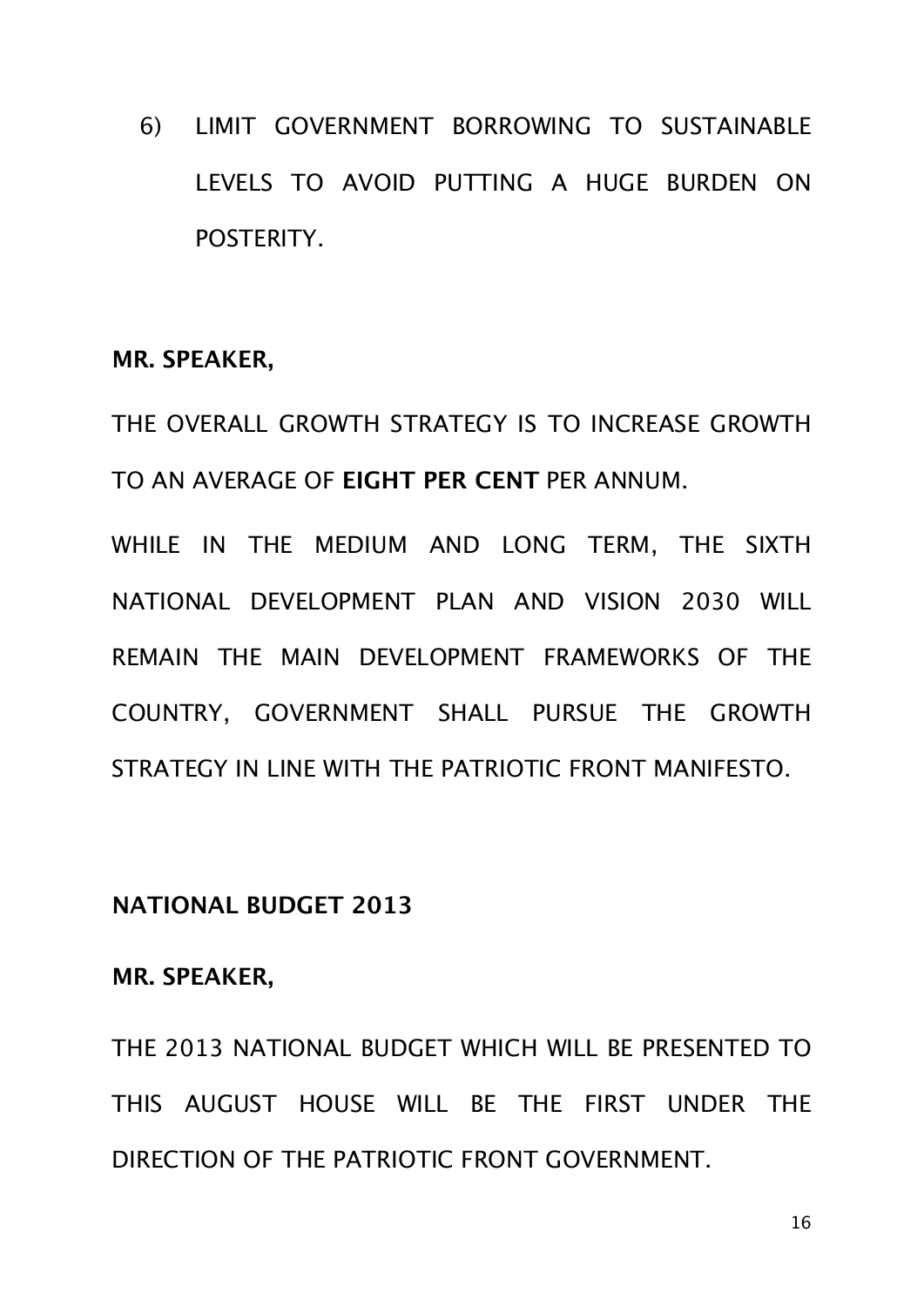6) LIMIT GOVERNMENT BORROWING TO SUSTAINABLE LEVELS TO AVOID PUTTING A HUGE BURDEN ON POSTERITY.

**MR. SPEAKER,**

THE OVERALL GROWTH STRATEGY IS TO INCREASE GROWTH TO AN AVERAGE OF **EIGHT PER CENT** PER ANNUM.

WHILE IN THE MEDIUM AND LONG TERM, THE SIXTH NATIONAL DEVELOPMENT PLAN AND VISION 2030 WILL REMAIN THE MAIN DEVELOPMENT FRAMEWORKS OF THE COUNTRY, GOVERNMENT SHALL PURSUE THE GROWTH STRATEGY IN LINE WITH THE PATRIOTIC FRONT MANIFESTO.

**NATIONAL BUDGET 2013**

**MR. SPEAKER,**

THE 2013 NATIONAL BUDGET WHICH WILL BE PRESENTED TO THIS AUGUST HOUSE WILL BE THE FIRST UNDER THE DIRECTION OF THE PATRIOTIC FRONT GOVERNMENT.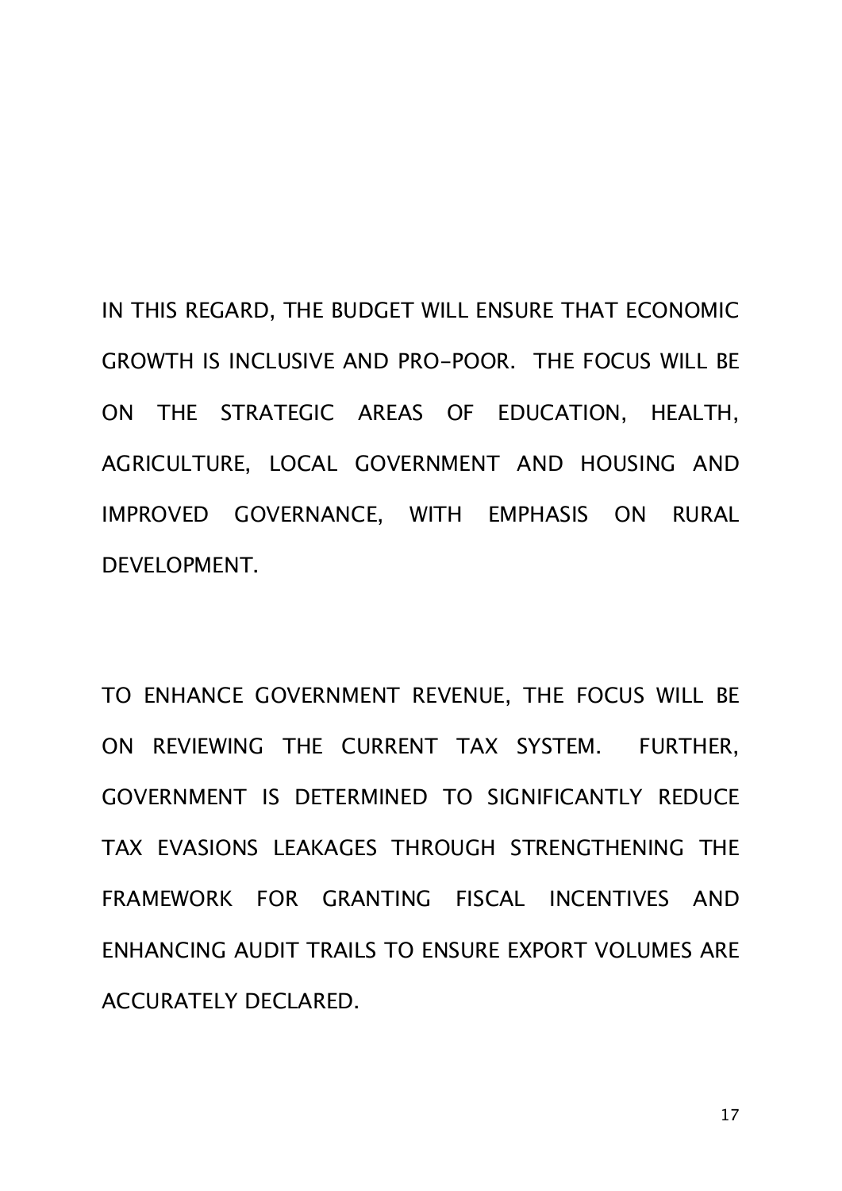IN THIS REGARD, THE BUDGET WILL ENSURE THAT ECONOMIC GROWTH IS INCLUSIVE AND PRO-POOR. THE FOCUS WILL BE ON THE STRATEGIC AREAS OF EDUCATION, HEALTH, AGRICULTURE, LOCAL GOVERNMENT AND HOUSING AND IMPROVED GOVERNANCE, WITH EMPHASIS ON RURAL DEVELOPMENT.

TO ENHANCE GOVERNMENT REVENUE, THE FOCUS WILL BE ON REVIEWING THE CURRENT TAX SYSTEM. FURTHER, GOVERNMENT IS DETERMINED TO SIGNIFICANTLY REDUCE TAX EVASIONS LEAKAGES THROUGH STRENGTHENING THE FRAMEWORK FOR GRANTING FISCAL INCENTIVES AND ENHANCING AUDIT TRAILS TO ENSURE EXPORT VOLUMES ARE ACCURATELY DECLARED.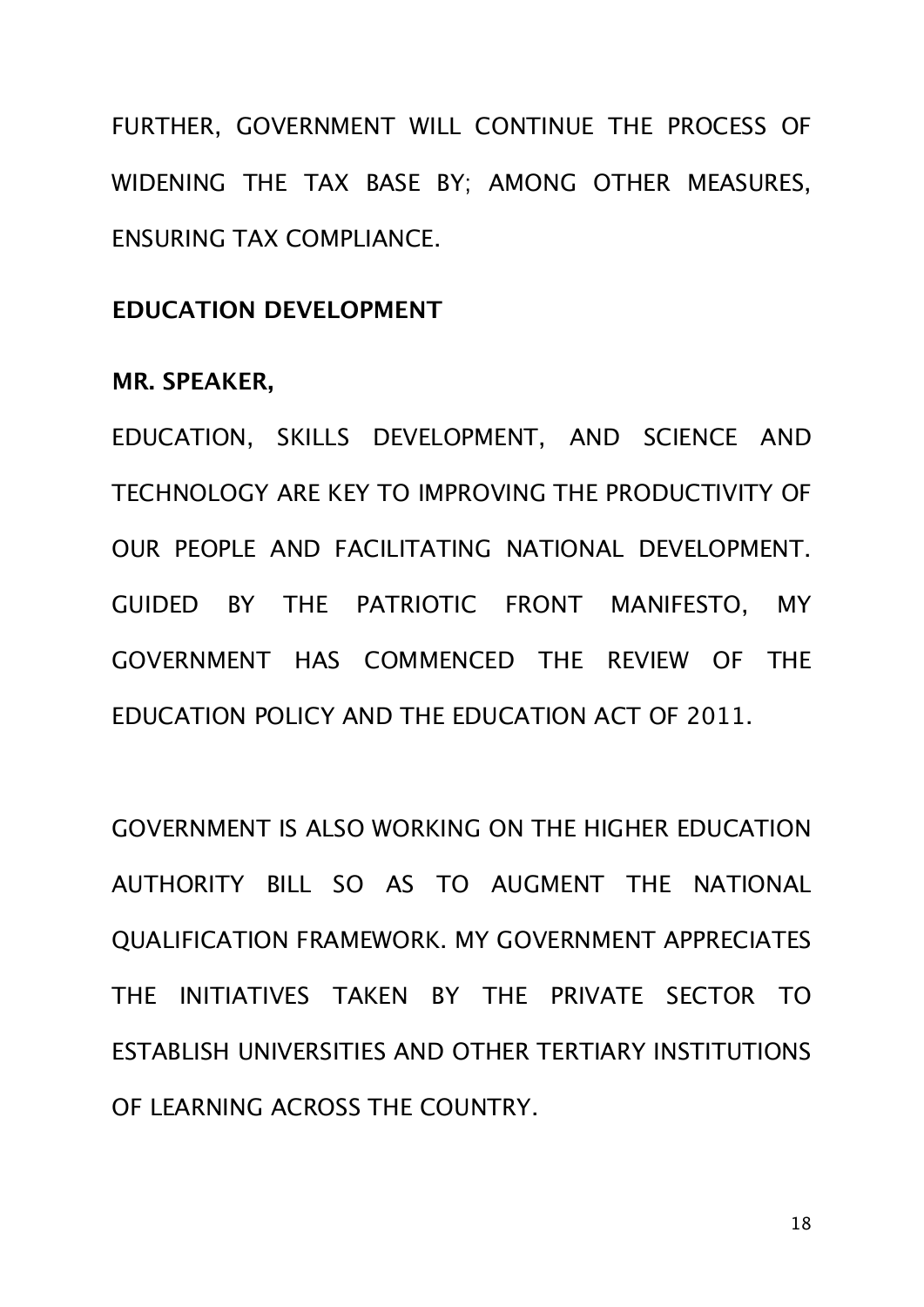FURTHER, GOVERNMENT WILL CONTINUE THE PROCESS OF WIDENING THE TAX BASE BY; AMONG OTHER MEASURES, ENSURING TAX COMPLIANCE.

## EDUCATION DEVELOPMENT

**MR. SPEAKER,**

EDUCATION, SKILLS DEVELOPMENT, AND SCIENCE AND TECHNOLOGY ARE KEY TO IMPROVING THE PRODUCTIVITY OF OUR PEOPLE AND FACILITATING NATIONAL DEVELOPMENT. GUIDED BY THE PATRIOTIC FRONT MANIFESTO, MY GOVERNMENT HAS COMMENCED THE REVIEW OF THE EDUCATION POLICY AND THE EDUCATION ACT OF 2011.

GOVERNMENT IS ALSO WORKING ON THE HIGHER EDUCATION AUTHORITY BILL SO AS TO AUGMENT THE NATIONAL QUALIFICATION FRAMEWORK. MY GOVERNMENT APPRECIATES THE INITIATIVES TAKEN BY THE PRIVATE SECTOR TO ESTABLISH UNIVERSITIES AND OTHER TERTIARY INSTITUTIONS OF LEARNING ACROSS THE COUNTRY.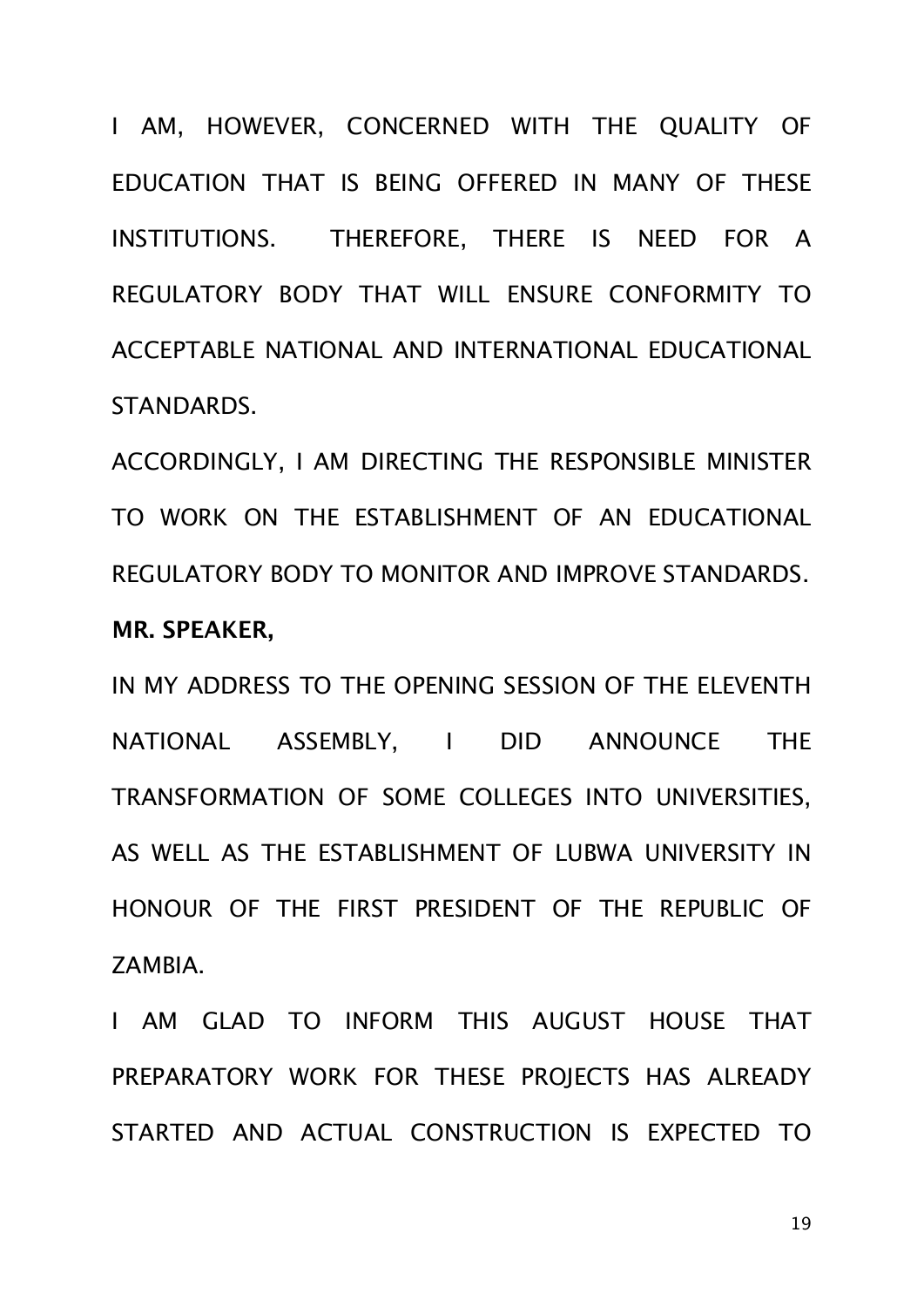I AM, HOWEVER, CONCERNED WITH THE QUALITY OF EDUCATION THAT IS BEING OFFERED IN MANY OF THESE INSTITUTIONS. THEREFORE, THERE IS NEED FOR A REGULATORY BODY THAT WILL ENSURE CONFORMITY TO ACCEPTABLE NATIONAL AND INTERNATIONAL EDUCATIONAL STANDARDS.

ACCORDINGLY, I AM DIRECTING THE RESPONSIBLE MINISTER TO WORK ON THE ESTABLISHMENT OF AN EDUCATIONAL REGULATORY BODY TO MONITOR AND IMPROVE STANDARDS.

**MR. SPEAKER,**

IN MY ADDRESS TO THE OPENING SESSION OF THE ELEVENTH NATIONAL ASSEMBLY, I DID ANNOUNCE THE TRANSFORMATION OF SOME COLLEGES INTO UNIVERSITIES, AS WELL AS THE ESTABLISHMENT OF LUBWA UNIVERSITY IN HONOUR OF THE FIRST PRESIDENT OF THE REPUBLIC OF ZAMBIA.

I AM GLAD TO INFORM THIS AUGUST HOUSE THAT PREPARATORY WORK FOR THESE PROJECTS HAS ALREADY STARTED AND ACTUAL CONSTRUCTION IS EXPECTED TO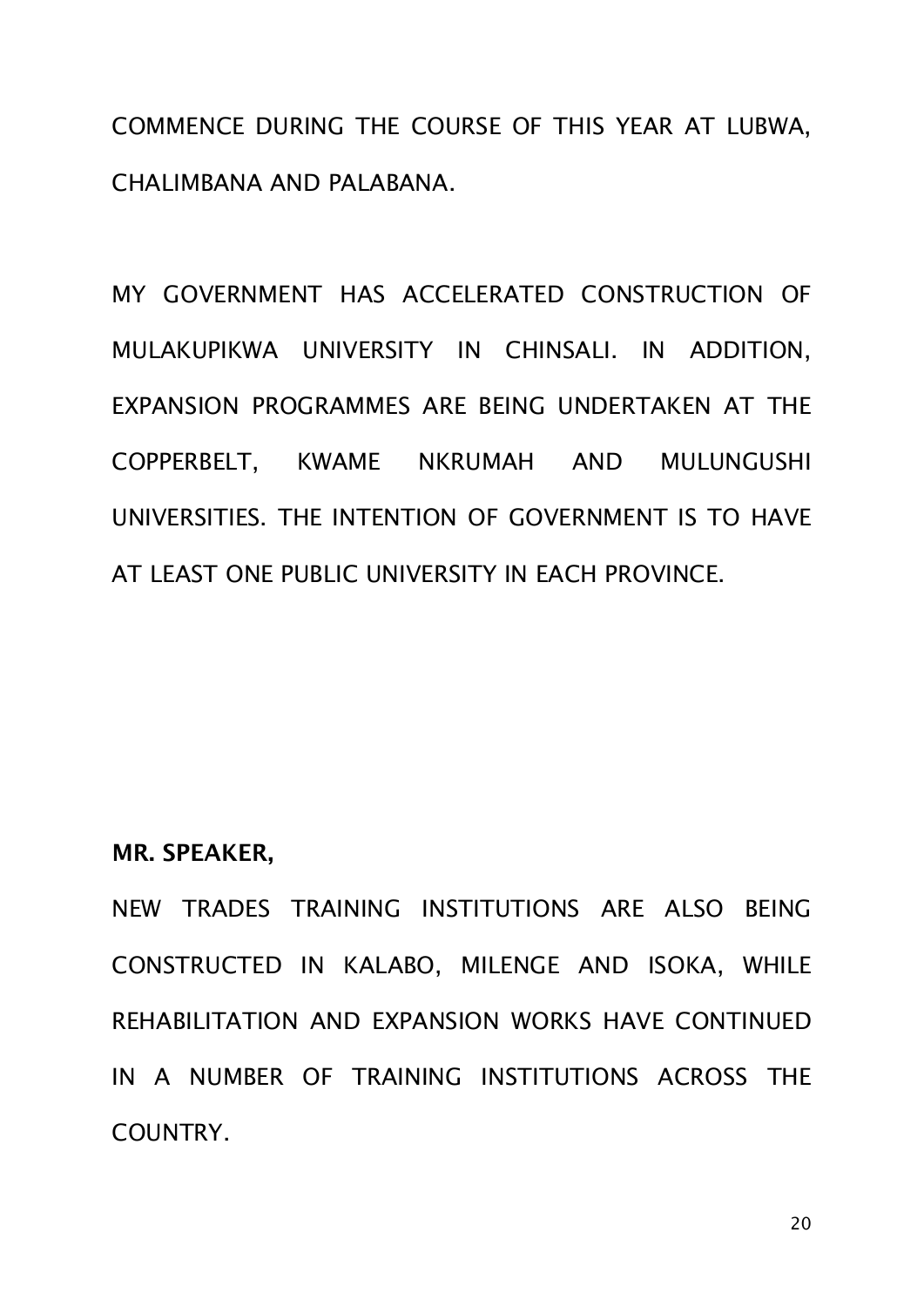COMMENCE DURING THE COURSE OF THIS YEAR AT LUBWA, CHALIMBANA AND PALABANA.

MY GOVERNMENT HAS ACCELERATED CONSTRUCTION OF MULAKUPIKWA UNIVERSITY IN CHINSALI. IN ADDITION, EXPANSION PROGRAMMES ARE BEING UNDERTAKEN AT THE COPPERBELT, KWAME NKRUMAH AND MULUNGUSHI UNIVERSITIES. THE INTENTION OF GOVERNMENT IS TO HAVE AT LEAST ONE PUBLIC UNIVERSITY IN EACH PROVINCE.

**MR. SPEAKER,**

NEW TRADES TRAINING INSTITUTIONS ARE ALSO BEING CONSTRUCTED IN KALABO, MILENGE AND ISOKA, WHILE REHABILITATION AND EXPANSION WORKS HAVE CONTINUED IN A NUMBER OF TRAINING INSTITUTIONS ACROSS THE COUNTRY.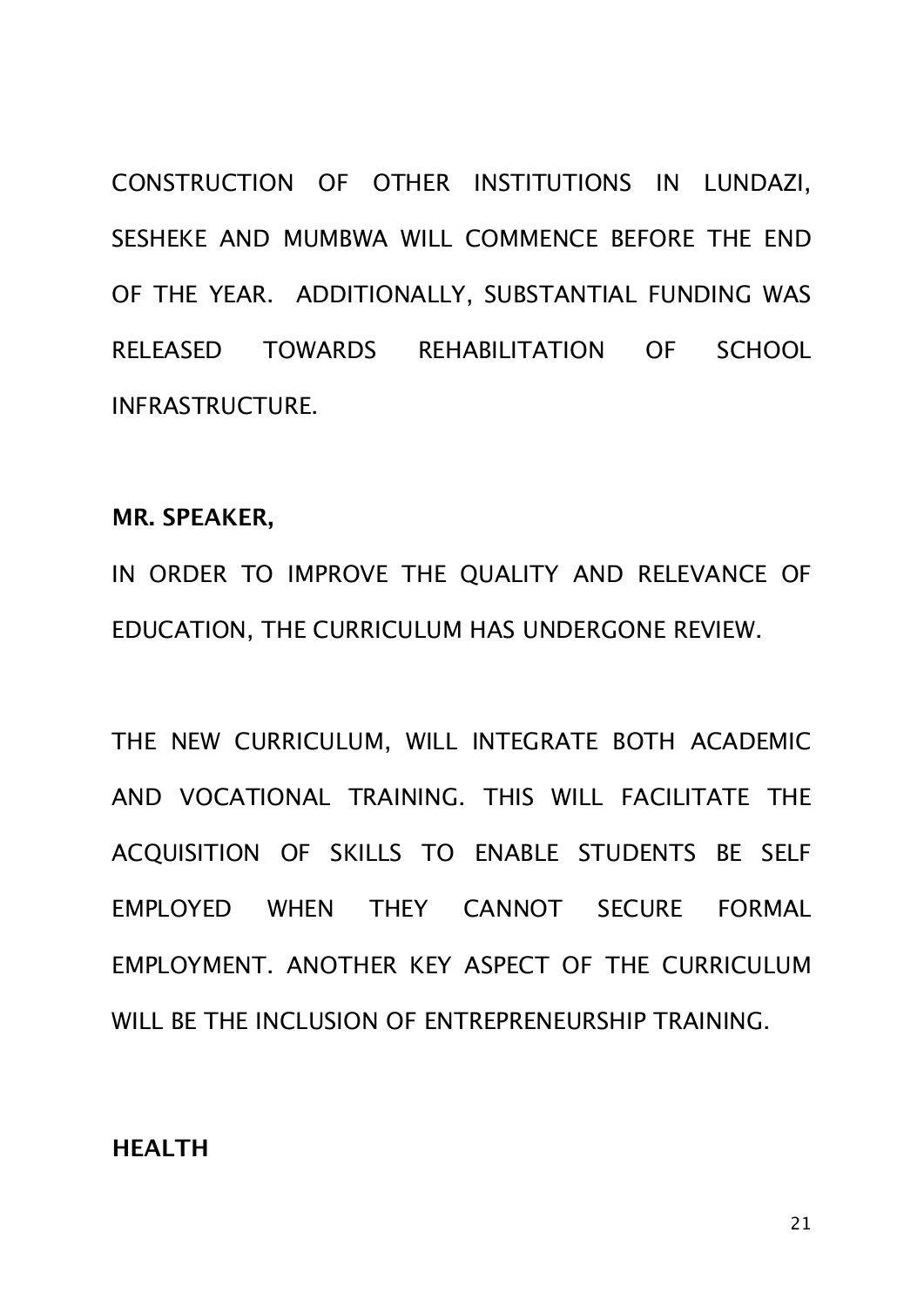CONSTRUCTION OF OTHER INSTITUTIONS IN LUNDAZI, SESHEKE AND MUMBWA WILL COMMENCE BEFORE THE END OF THE YEAR. ADDITIONALLY, SUBSTANTIAL FUNDING WAS RELEASED TOWARDS REHABILITATION OF SCHOOL INFRASTRUCTURE.

**MR. SPEAKER,**

IN ORDER TO IMPROVE THE QUALITY AND RELEVANCE OF EDUCATION, THE CURRICULUM HAS UNDERGONE REVIEW.

THE NEW CURRICULUM, WILL INTEGRATE BOTH ACADEMIC AND VOCATIONAL TRAINING. THIS WILL FACILITATE THE ACQUISITION OF SKILLS TO ENABLE STUDENTS BE SELF EMPLOYED WHEN THEY CANNOT SECURE FORMAL EMPLOYMENT. ANOTHER KEY ASPECT OF THE CURRICULUM WILL BE THE INCLUSION OF ENTREPRENEURSHIP TRAINING.

**HEALTH**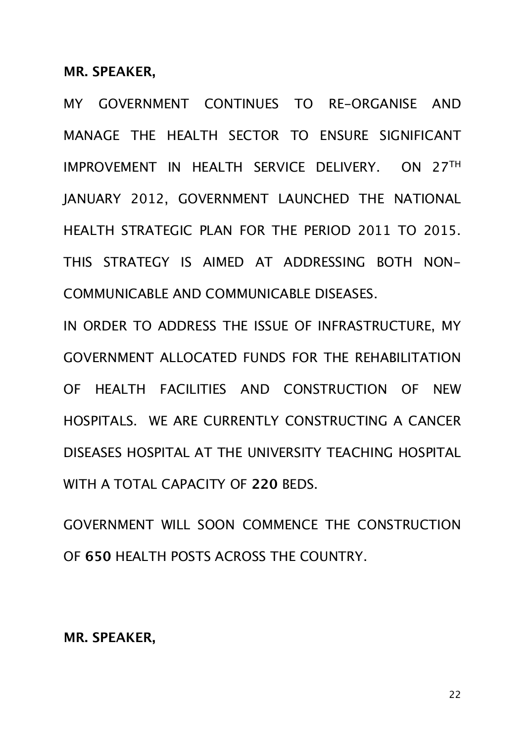**MR. SPEAKER,**

MY GOVERNMENT CONTINUES TO RE-ORGANISE AND MANAGE THE HEALTH SECTOR TO ENSURE SIGNIFICANT IMPROVEMENT IN HEALTH SERVICE DELIVERY. ON 27TH JANUARY 2012, GOVERNMENT LAUNCHED THE NATIONAL HEALTH STRATEGIC PLAN FOR THE PERIOD 2011 TO 2015. THIS STRATEGY IS AIMED AT ADDRESSING BOTH NON-COMMUNICABLE AND COMMUNICABLE DISEASES.

IN ORDER TO ADDRESS THE ISSUE OF INFRASTRUCTURE, MY GOVERNMENT ALLOCATED FUNDS FOR THE REHABILITATION OF HEALTH FACILITIES AND CONSTRUCTION OF NEW HOSPITALS. WE ARE CURRENTLY CONSTRUCTING A CANCER DISEASES HOSPITAL AT THE UNIVERSITY TEACHING HOSPITAL WITH A TOTAL CAPACITY OF **220** BEDS.

GOVERNMENT WILL SOON COMMENCE THE CONSTRUCTION OF **650** HEALTH POSTS ACROSS THE COUNTRY.

**MR. SPEAKER,**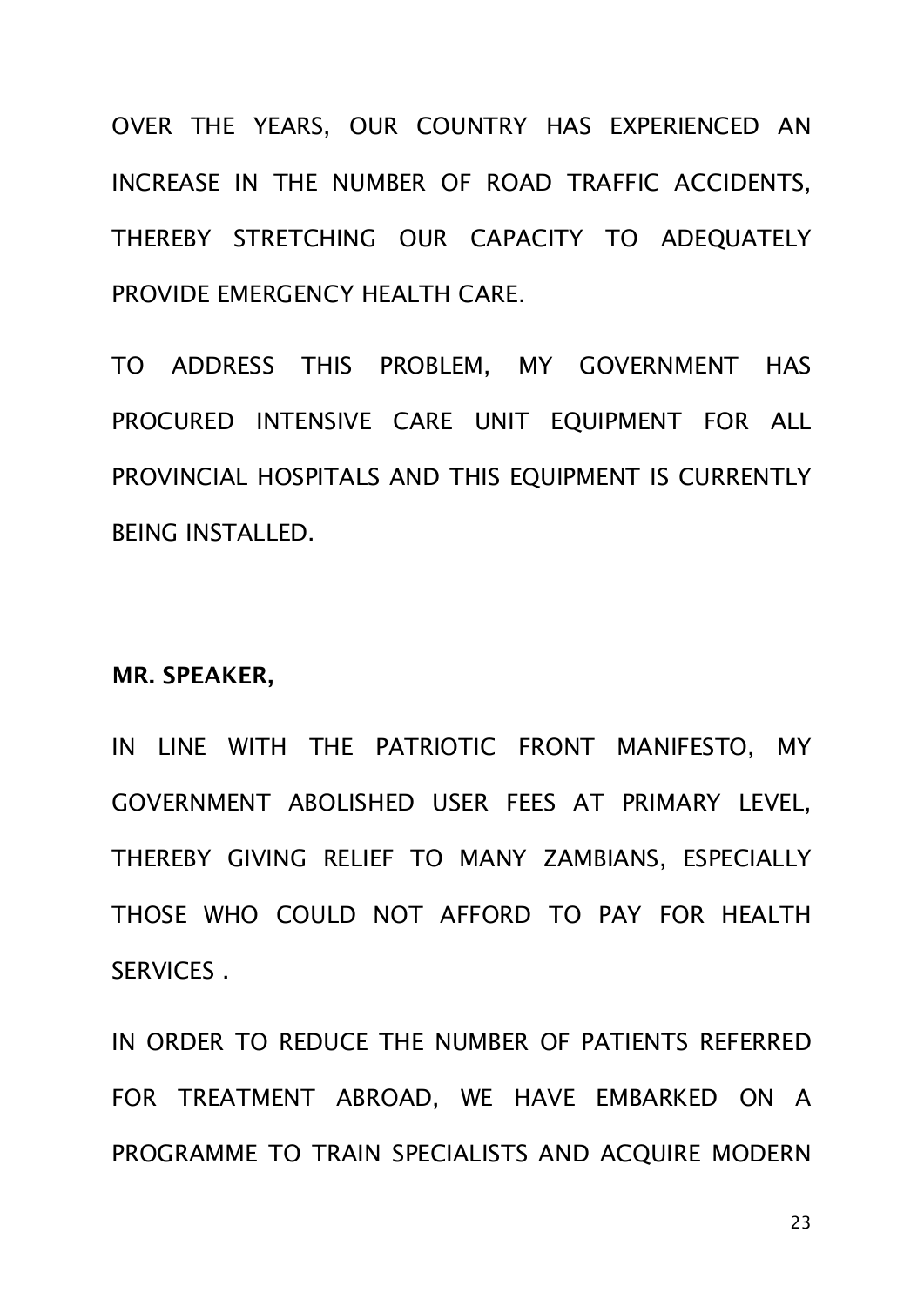OVER THE YEARS, OUR COUNTRY HAS EXPERIENCED AN INCREASE IN THE NUMBER OF ROAD TRAFFIC ACCIDENTS, THEREBY STRETCHING OUR CAPACITY TO ADEQUATELY PROVIDE EMERGENCY HEALTH CARE.

TO ADDRESS THIS PROBLEM, MY GOVERNMENT HAS PROCURED INTENSIVE CARE UNIT EQUIPMENT FOR ALL PROVINCIAL HOSPITALS AND THIS EQUIPMENT IS CURRENTLY BEING INSTALLED.

**MR. SPEAKER,**

IN LINE WITH THE PATRIOTIC FRONT MANIFESTO, MY GOVERNMENT ABOLISHED USER FEES AT PRIMARY LEVEL, THEREBY GIVING RELIEF TO MANY ZAMBIANS, ESPECIALLY THOSE WHO COULD NOT AFFORD TO PAY FOR HEALTH SERVICES .

IN ORDER TO REDUCE THE NUMBER OF PATIENTS REFERRED FOR TREATMENT ABROAD, WE HAVE EMBARKED ON A PROGRAMME TO TRAIN SPECIALISTS AND ACQUIRE MODERN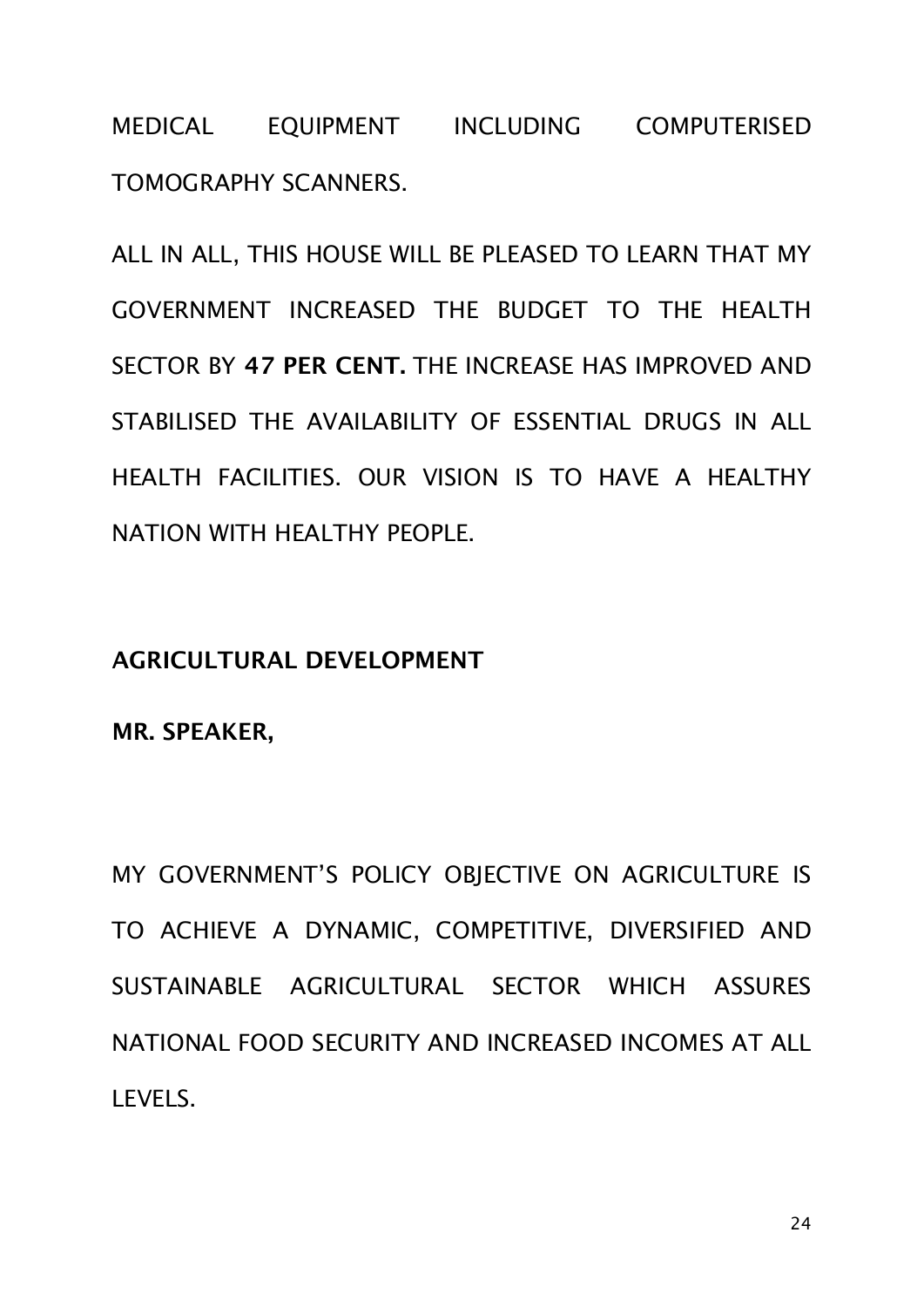MEDICAL EQUIPMENT INCLUDING COMPUTERISED TOMOGRAPHY SCANNERS.

ALL IN ALL, THIS HOUSE WILL BE PLEASED TO LEARN THAT MY GOVERNMENT INCREASED THE BUDGET TO THE HEALTH SECTOR BY **47 PER CENT.** THE INCREASE HAS IMPROVED AND STABILISED THE AVAILABILITY OF ESSENTIAL DRUGS IN ALL HEALTH FACILITIES. OUR VISION IS TO HAVE A HEALTHY NATION WITH HEALTHY PEOPLE.

## AGRICULTURAL DEVELOPMENT

**MR. SPEAKER,**

MY GOVERNMENT'S POLICY OBJECTIVE ON AGRICULTURE IS TO ACHIEVE A DYNAMIC, COMPETITIVE, DIVERSIFIED AND SUSTAINABLE AGRICULTURAL SECTOR WHICH ASSURES NATIONAL FOOD SECURITY AND INCREASED INCOMES AT ALL LEVELS.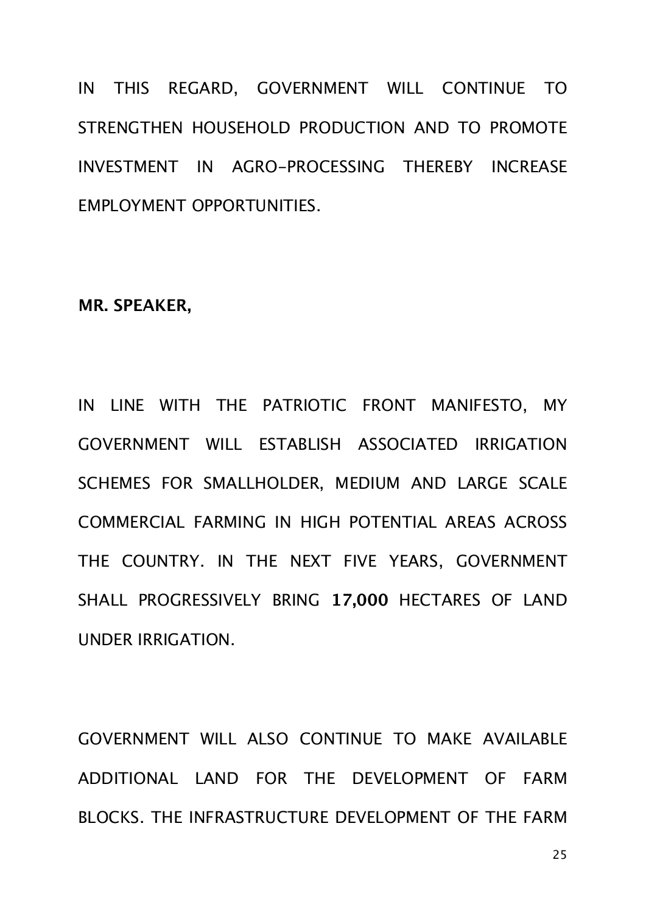IN THIS REGARD, GOVERNMENT WILL CONTINUE TO STRENGTHEN HOUSEHOLD PRODUCTION AND TO PROMOTE INVESTMENT IN AGRO-PROCESSING THEREBY INCREASE EMPLOYMENT OPPORTUNITIES.

**MR. SPEAKER,**

IN LINE WITH THE PATRIOTIC FRONT MANIFESTO, MY GOVERNMENT WILL ESTABLISH ASSOCIATED IRRIGATION SCHEMES FOR SMALLHOLDER, MEDIUM AND LARGE SCALE COMMERCIAL FARMING IN HIGH POTENTIAL AREAS ACROSS THE COUNTRY. IN THE NEXT FIVE YEARS, GOVERNMENT SHALL PROGRESSIVELY BRING **17,000** HECTARES OF LAND UNDER IRRIGATION.

GOVERNMENT WILL ALSO CONTINUE TO MAKE AVAILABLE ADDITIONAL LAND FOR THE DEVELOPMENT OF FARM BLOCKS. THE INFRASTRUCTURE DEVELOPMENT OF THE FARM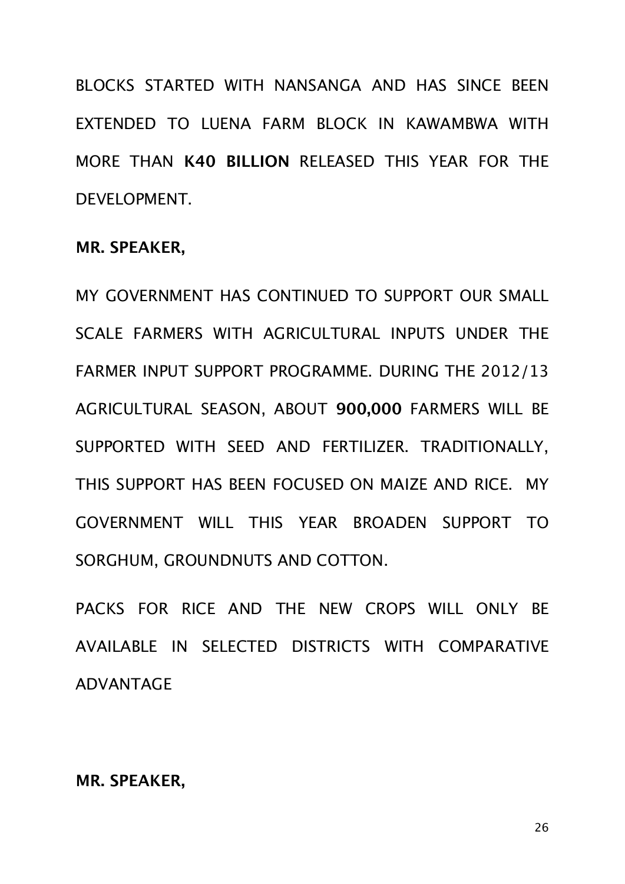BLOCKS STARTED WITH NANSANGA AND HAS SINCE BEEN EXTENDED TO LUENA FARM BLOCK IN KAWAMBWA WITH MORE THAN **K40 BILLION** RELEASED THIS YEAR FOR THE DEVELOPMENT.

**MR. SPEAKER,**

MY GOVERNMENT HAS CONTINUED TO SUPPORT OUR SMALL SCALE FARMERS WITH AGRICULTURAL INPUTS UNDER THE FARMER INPUT SUPPORT PROGRAMME. DURING THE 2012/13 AGRICULTURAL SEASON, ABOUT **900,000** FARMERS WILL BE SUPPORTED WITH SEED AND FERTILIZER. TRADITIONALLY, THIS SUPPORT HAS BEEN FOCUSED ON MAIZE AND RICE. MY GOVERNMENT WILL THIS YEAR BROADEN SUPPORT TO SORGHUM, GROUNDNUTS AND COTTON.

PACKS FOR RICE AND THE NEW CROPS WILL ONLY BE AVAILABLE IN SELECTED DISTRICTS WITH COMPARATIVE ADVANTAGE

**MR. SPEAKER,**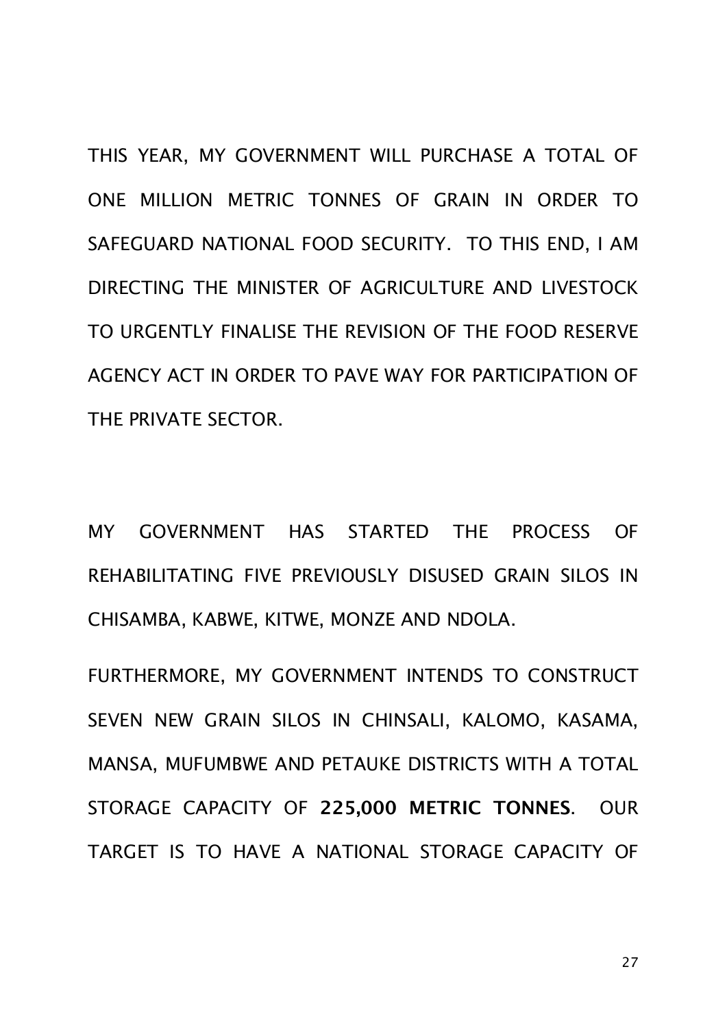THIS YEAR, MY GOVERNMENT WILL PURCHASE A TOTAL OF ONE MILLION METRIC TONNES OF GRAIN IN ORDER TO SAFEGUARD NATIONAL FOOD SECURITY. TO THIS END, I AM DIRECTING THE MINISTER OF AGRICULTURE AND LIVESTOCK TO URGENTLY FINALISE THE REVISION OF THE FOOD RESERVE AGENCY ACT IN ORDER TO PAVE WAY FOR PARTICIPATION OF THE PRIVATE SECTOR.

MY GOVERNMENT HAS STARTED THE PROCESS OF REHABILITATING FIVE PREVIOUSLY DISUSED GRAIN SILOS IN CHISAMBA, KABWE, KITWE, MONZE AND NDOLA.

FURTHERMORE, MY GOVERNMENT INTENDS TO CONSTRUCT SEVEN NEW GRAIN SILOS IN CHINSALI, KALOMO, KASAMA, MANSA, MUFUMBWE AND PETAUKE DISTRICTS WITH A TOTAL STORAGE CAPACITY OF **225,000 METRIC TONNES**. OUR TARGET IS TO HAVE A NATIONAL STORAGE CAPACITY OF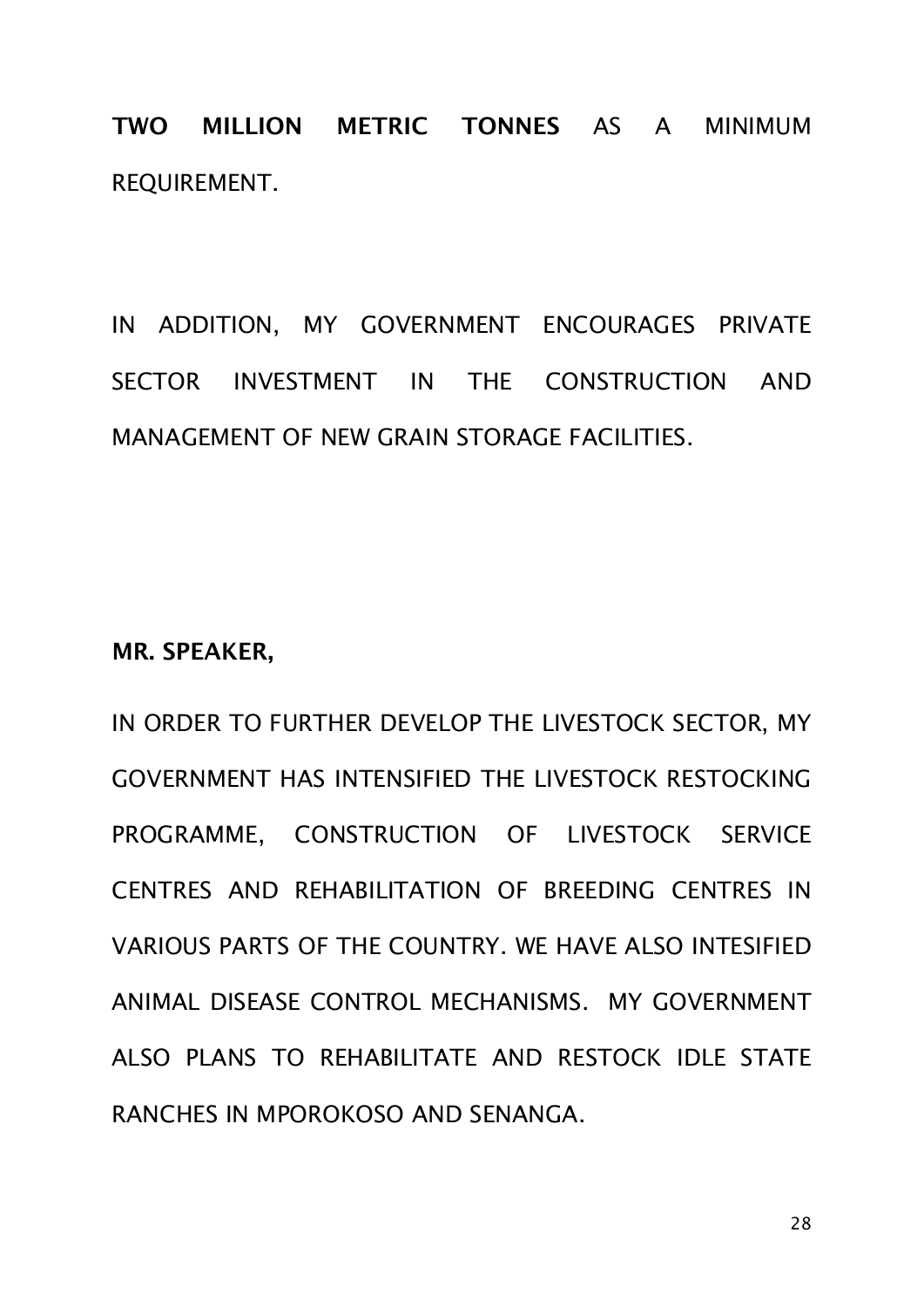**TWO MILLION METRIC TONNES** AS A MINIMUM REQUIREMENT.

IN ADDITION, MY GOVERNMENT ENCOURAGES PRIVATE SECTOR INVESTMENT IN THE CONSTRUCTION AND MANAGEMENT OF NEW GRAIN STORAGE FACILITIES.

**MR. SPEAKER,**

IN ORDER TO FURTHER DEVELOP THE LIVESTOCK SECTOR, MY GOVERNMENT HAS INTENSIFIED THE LIVESTOCK RESTOCKING PROGRAMME, CONSTRUCTION OF LIVESTOCK SERVICE CENTRES AND REHABILITATION OF BREEDING CENTRES IN VARIOUS PARTS OF THE COUNTRY. WE HAVE ALSO INTESIFIED ANIMAL DISEASE CONTROL MECHANISMS. MY GOVERNMENT ALSO PLANS TO REHABILITATE AND RESTOCK IDLE STATE RANCHES IN MPOROKOSO AND SENANGA.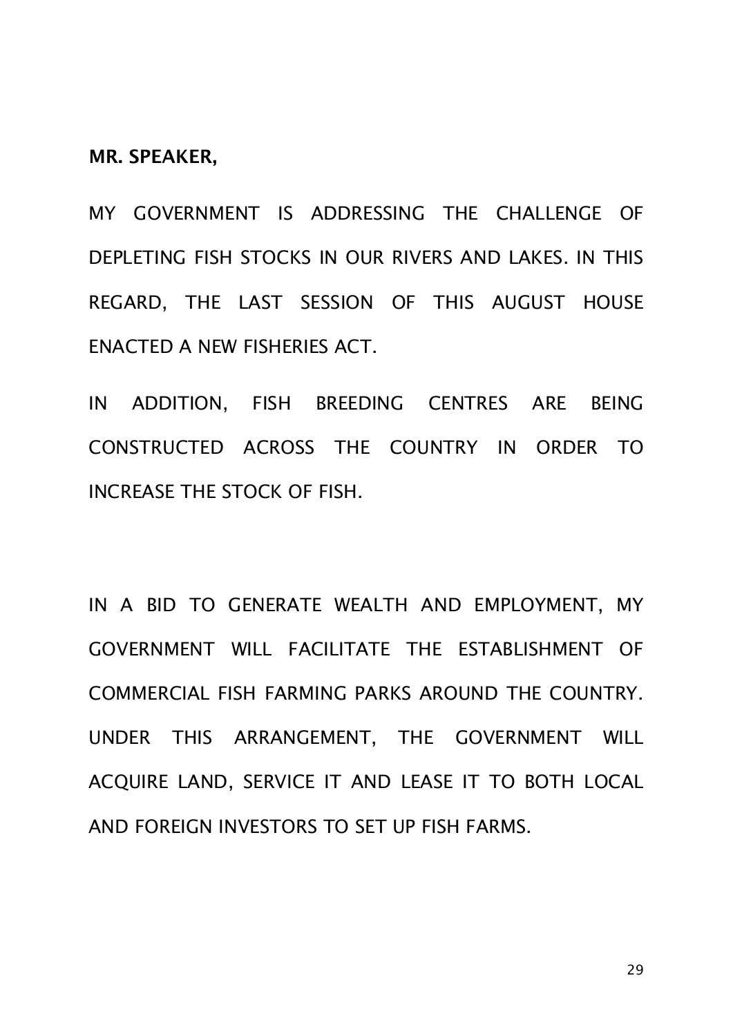**MR. SPEAKER,**

MY GOVERNMENT IS ADDRESSING THE CHALLENGE OF DEPLETING FISH STOCKS IN OUR RIVERS AND LAKES. IN THIS REGARD, THE LAST SESSION OF THIS AUGUST HOUSE ENACTED A NEW FISHERIES ACT.

IN ADDITION, FISH BREEDING CENTRES ARE BEING CONSTRUCTED ACROSS THE COUNTRY IN ORDER TO INCREASE THE STOCK OF FISH.

IN A BID TO GENERATE WEALTH AND EMPLOYMENT, MY GOVERNMENT WILL FACILITATE THE ESTABLISHMENT OF COMMERCIAL FISH FARMING PARKS AROUND THE COUNTRY. UNDER THIS ARRANGEMENT, THE GOVERNMENT WILL ACQUIRE LAND, SERVICE IT AND LEASE IT TO BOTH LOCAL AND FOREIGN INVESTORS TO SET UP FISH FARMS.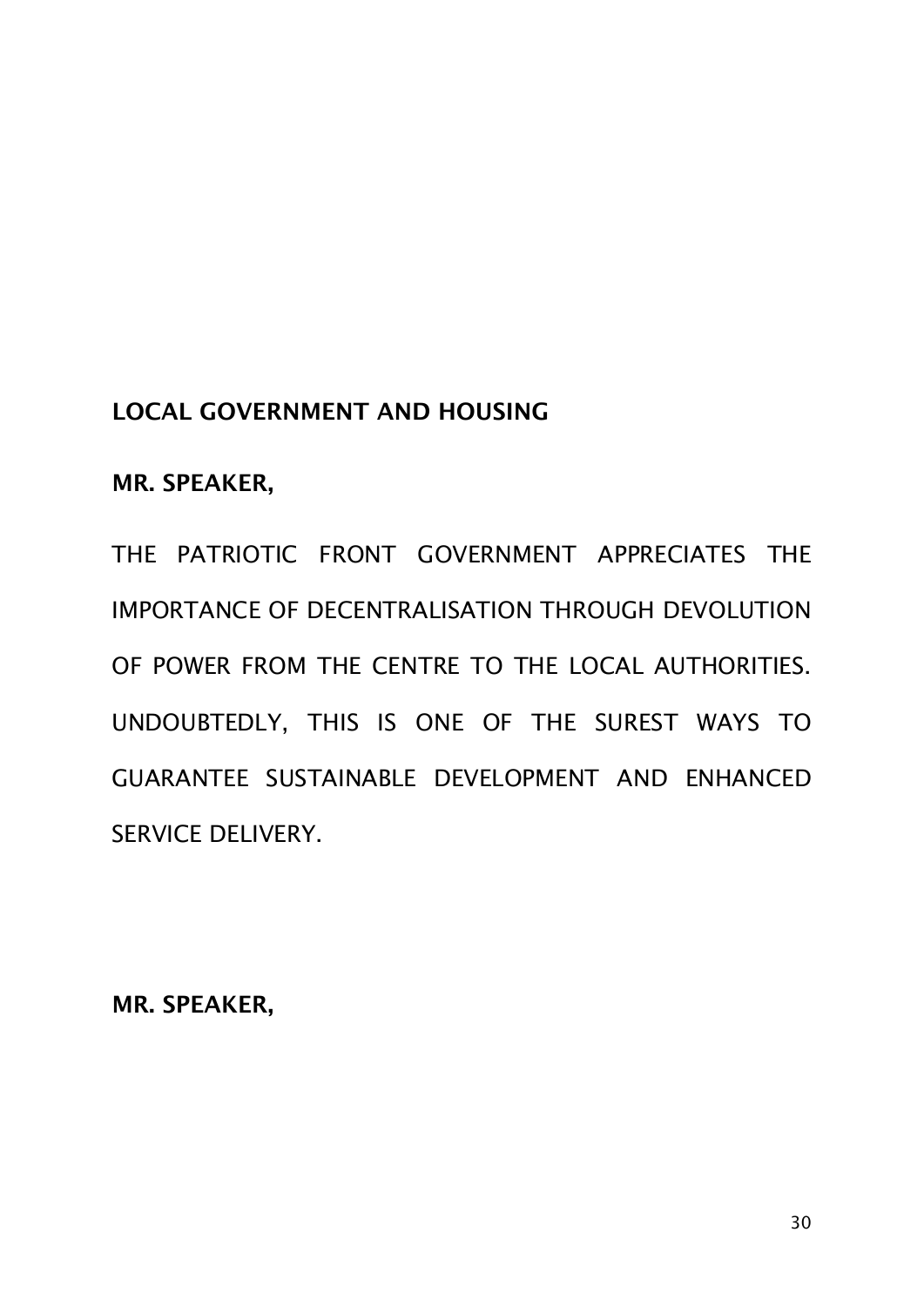## LOCAL GOVERNMENT AND HOUSING

**MR. SPEAKER,**

THE PATRIOTIC FRONT GOVERNMENT APPRECIATES THE IMPORTANCE OF DECENTRALISATION THROUGH DEVOLUTION OF POWER FROM THE CENTRE TO THE LOCAL AUTHORITIES. UNDOUBTEDLY, THIS IS ONE OF THE SUREST WAYS TO GUARANTEE SUSTAINABLE DEVELOPMENT AND ENHANCED SERVICE DELIVERY.

**MR. SPEAKER,**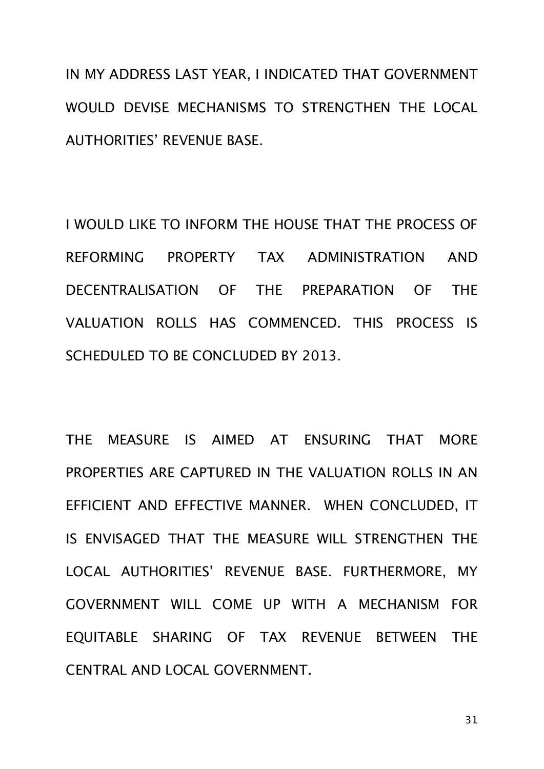IN MY ADDRESS LAST YEAR, I INDICATED THAT GOVERNMENT WOULD DEVISE MECHANISMS TO STRENGTHEN THE LOCAL AUTHORITIES' REVENUE BASE.

I WOULD LIKE TO INFORM THE HOUSE THAT THE PROCESS OF REFORMING PROPERTY TAX ADMINISTRATION AND DECENTRALISATION OF THE PREPARATION OF THE VALUATION ROLLS HAS COMMENCED. THIS PROCESS IS SCHEDULED TO BE CONCLUDED BY 2013.

THE MEASURE IS AIMED AT ENSURING THAT MORE PROPERTIES ARE CAPTURED IN THE VALUATION ROLLS IN AN EFFICIENT AND EFFECTIVE MANNER. WHEN CONCLUDED, IT IS ENVISAGED THAT THE MEASURE WILL STRENGTHEN THE LOCAL AUTHORITIES' REVENUE BASE. FURTHERMORE, MY GOVERNMENT WILL COME UP WITH A MECHANISM FOR EQUITABLE SHARING OF TAX REVENUE BETWEEN THE CENTRAL AND LOCAL GOVERNMENT.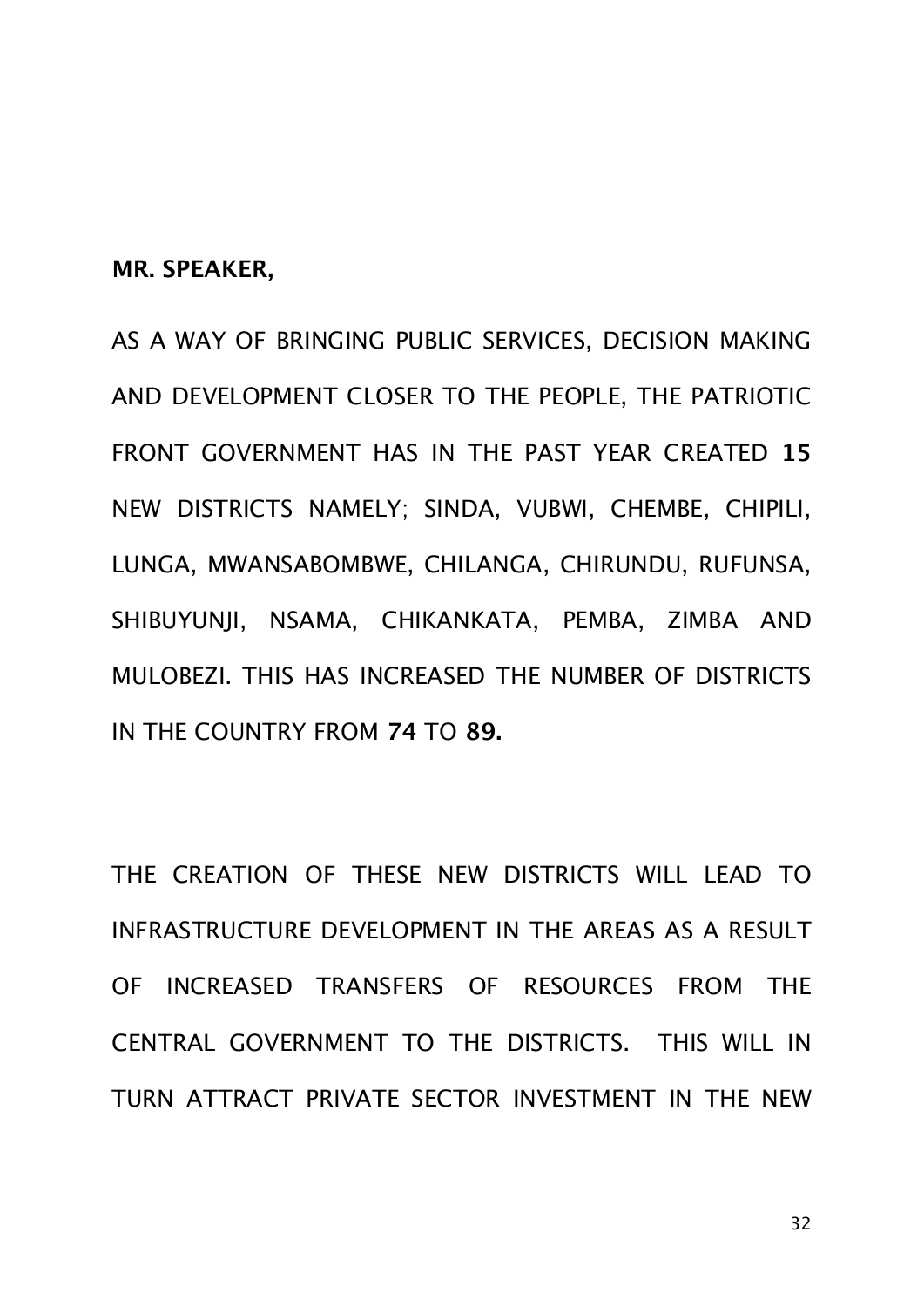**MR. SPEAKER,**

AS A WAY OF BRINGING PUBLIC SERVICES, DECISION MAKING AND DEVELOPMENT CLOSER TO THE PEOPLE, THE PATRIOTIC FRONT GOVERNMENT HAS IN THE PAST YEAR CREATED **15** NEW DISTRICTS NAMELY; SINDA, VUBWI, CHEMBE, CHIPILI, LUNGA, MWANSABOMBWE, CHILANGA, CHIRUNDU, RUFUNSA, SHIBUYUNJI, NSAMA, CHIKANKATA, PEMBA, ZIMBA AND MULOBEZI. THIS HAS INCREASED THE NUMBER OF DISTRICTS IN THE COUNTRY FROM **74** TO **89.**

THE CREATION OF THESE NEW DISTRICTS WILL LEAD TO INFRASTRUCTURE DEVELOPMENT IN THE AREAS AS A RESULT OF INCREASED TRANSFERS OF RESOURCES FROM THE CENTRAL GOVERNMENT TO THE DISTRICTS. THIS WILL IN TURN ATTRACT PRIVATE SECTOR INVESTMENT IN THE NEW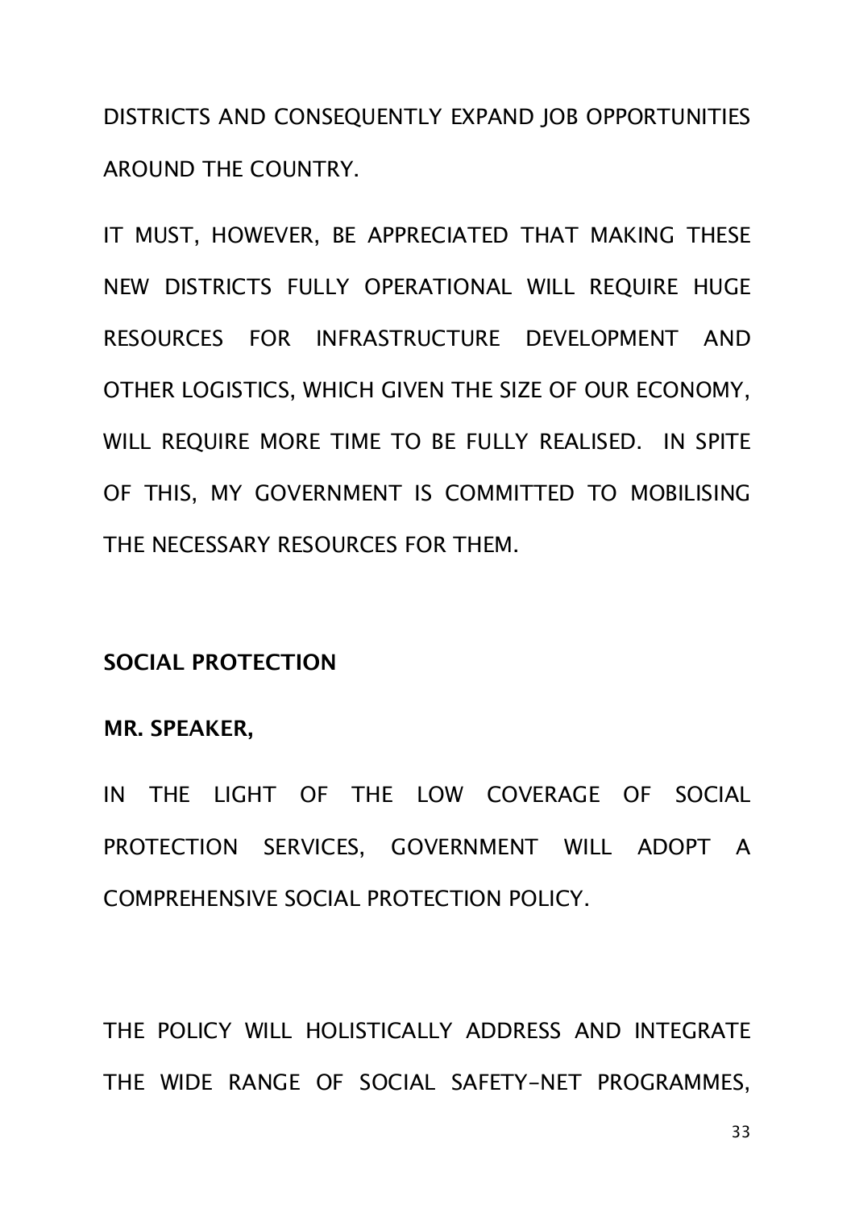DISTRICTS AND CONSEQUENTLY EXPAND JOB OPPORTUNITIES AROUND THE COUNTRY.

IT MUST, HOWEVER, BE APPRECIATED THAT MAKING THESE NEW DISTRICTS FULLY OPERATIONAL WILL REQUIRE HUGE RESOURCES FOR INFRASTRUCTURE DEVELOPMENT AND OTHER LOGISTICS, WHICH GIVEN THE SIZE OF OUR ECONOMY, WILL REQUIRE MORE TIME TO BE FULLY REALISED. IN SPITE OF THIS, MY GOVERNMENT IS COMMITTED TO MOBILISING THE NECESSARY RESOURCES FOR THEM.

**SOCIAL PROTECTION**

**MR. SPEAKER,**

IN THE LIGHT OF THE LOW COVERAGE OF SOCIAL PROTECTION SERVICES, GOVERNMENT WILL ADOPT A COMPREHENSIVE SOCIAL PROTECTION POLICY.

THE POLICY WILL HOLISTICALLY ADDRESS AND INTEGRATE THE WIDE RANGE OF SOCIAL SAFETY-NET PROGRAMMES,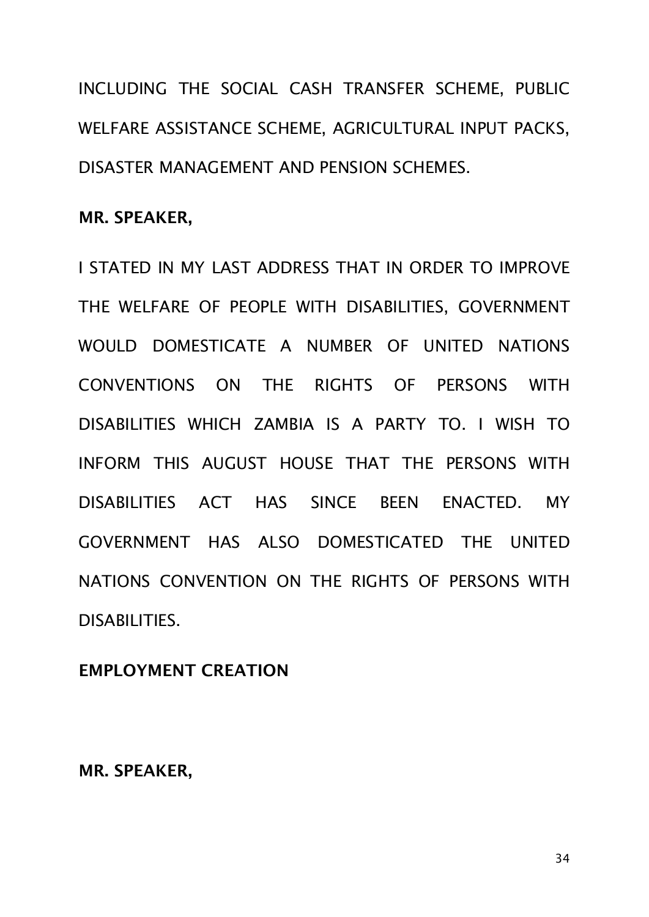INCLUDING THE SOCIAL CASH TRANSFER SCHEME, PUBLIC WELFARE ASSISTANCE SCHEME, AGRICULTURAL INPUT PACKS, DISASTER MANAGEMENT AND PENSION SCHEMES.

**MR. SPEAKER,**

I STATED IN MY LAST ADDRESS THAT IN ORDER TO IMPROVE THE WELFARE OF PEOPLE WITH DISABILITIES, GOVERNMENT WOULD DOMESTICATE A NUMBER OF UNITED NATIONS CONVENTIONS ON THE RIGHTS OF PERSONS WITH DISABILITIES WHICH ZAMBIA IS A PARTY TO. I WISH TO INFORM THIS AUGUST HOUSE THAT THE PERSONS WITH DISABILITIES ACT HAS SINCE BEEN ENACTED. MY GOVERNMENT HAS ALSO DOMESTICATED THE UNITED NATIONS CONVENTION ON THE RIGHTS OF PERSONS WITH DISABILITIES.

**EMPLOYMENT CREATION**

**MR. SPEAKER,**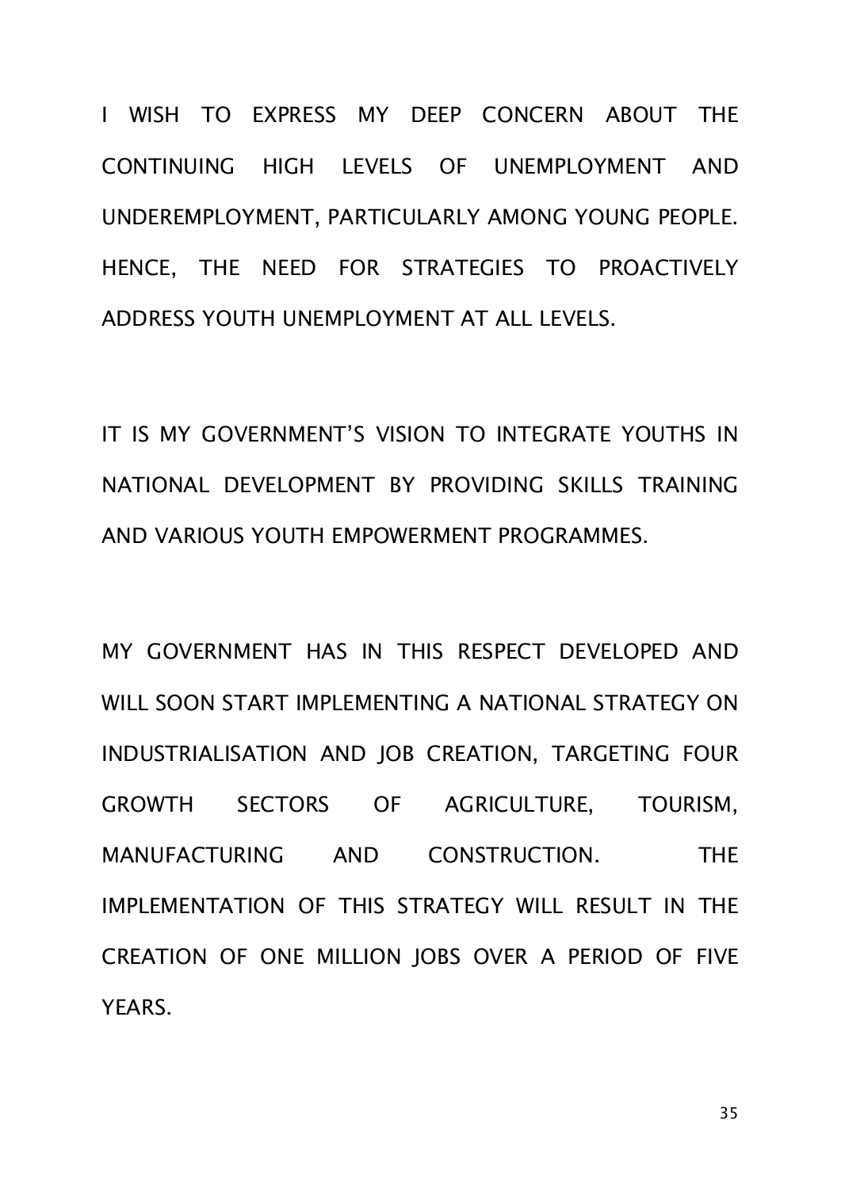I WISH TO EXPRESS MY DEEP CONCERN ABOUT THE CONTINUING HIGH LEVELS OF UNEMPLOYMENT AND UNDEREMPLOYMENT, PARTICULARLY AMONG YOUNG PEOPLE. HENCE, THE NEED FOR STRATEGIES TO PROACTIVELY ADDRESS YOUTH UNEMPLOYMENT AT ALL LEVELS.

IT IS MY GOVERNMENT'S VISION TO INTEGRATE YOUTHS IN NATIONAL DEVELOPMENT BY PROVIDING SKILLS TRAINING AND VARIOUS YOUTH EMPOWERMENT PROGRAMMES.

MY GOVERNMENT HAS IN THIS RESPECT DEVELOPED AND WILL SOON START IMPLEMENTING A NATIONAL STRATEGY ON INDUSTRIALISATION AND JOB CREATION, TARGETING FOUR GROWTH SECTORS OF AGRICULTURE, TOURISM, MANUFACTURING AND CONSTRUCTION. THE IMPLEMENTATION OF THIS STRATEGY WILL RESULT IN THE CREATION OF ONE MILLION JOBS OVER A PERIOD OF FIVE YEARS.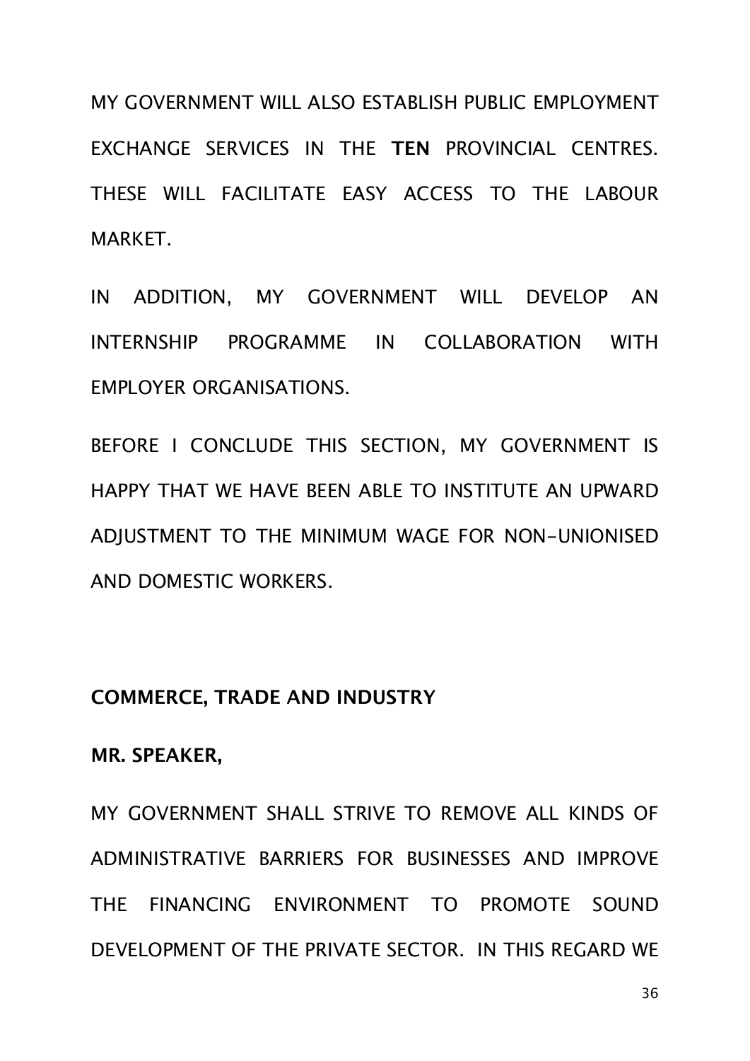MY GOVERNMENT WILL ALSO ESTABLISH PUBLIC EMPLOYMENT EXCHANGE SERVICES IN THE **TEN** PROVINCIAL CENTRES. THESE WILL FACILITATE EASY ACCESS TO THE LABOUR MARKET.

IN ADDITION, MY GOVERNMENT WILL DEVELOP AN INTERNSHIP PROGRAMME IN COLLABORATION WITH EMPLOYER ORGANISATIONS.

BEFORE I CONCLUDE THIS SECTION, MY GOVERNMENT IS HAPPY THAT WE HAVE BEEN ABLE TO INSTITUTE AN UPWARD ADJUSTMENT TO THE MINIMUM WAGE FOR NON-UNIONISED AND DOMESTIC WORKERS.

## COMMERCE, TRADE AND INDUSTRY

**MR. SPEAKER,**

MY GOVERNMENT SHALL STRIVE TO REMOVE ALL KINDS OF ADMINISTRATIVE BARRIERS FOR BUSINESSES AND IMPROVE THE FINANCING ENVIRONMENT TO PROMOTE SOUND DEVELOPMENT OF THE PRIVATE SECTOR. IN THIS REGARD WE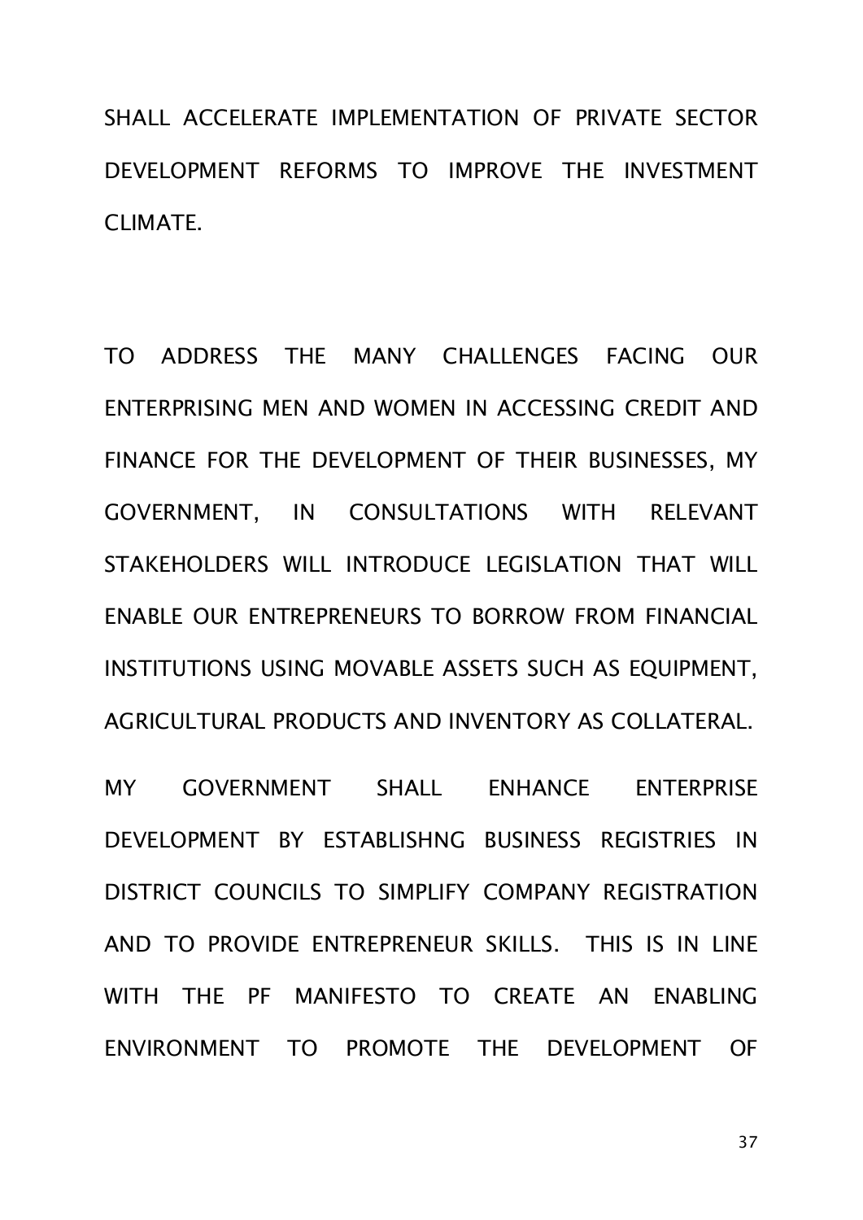SHALL ACCELERATE IMPLEMENTATION OF PRIVATE SECTOR DEVELOPMENT REFORMS TO IMPROVE THE INVESTMENT CLIMATE.

TO ADDRESS THE MANY CHALLENGES FACING OUR ENTERPRISING MEN AND WOMEN IN ACCESSING CREDIT AND FINANCE FOR THE DEVELOPMENT OF THEIR BUSINESSES, MY GOVERNMENT, IN CONSULTATIONS WITH RELEVANT STAKEHOLDERS WILL INTRODUCE LEGISLATION THAT WILL ENABLE OUR ENTREPRENEURS TO BORROW FROM FINANCIAL INSTITUTIONS USING MOVABLE ASSETS SUCH AS EQUIPMENT, AGRICULTURAL PRODUCTS AND INVENTORY AS COLLATERAL.

MY GOVERNMENT SHALL ENHANCE ENTERPRISE DEVELOPMENT BY ESTABLISHNG BUSINESS REGISTRIES IN DISTRICT COUNCILS TO SIMPLIFY COMPANY REGISTRATION AND TO PROVIDE ENTREPRENEUR SKILLS. THIS IS IN LINE WITH THE PF MANIFESTO TO CREATE AN ENABLING ENVIRONMENT TO PROMOTE THE DEVELOPMENT OF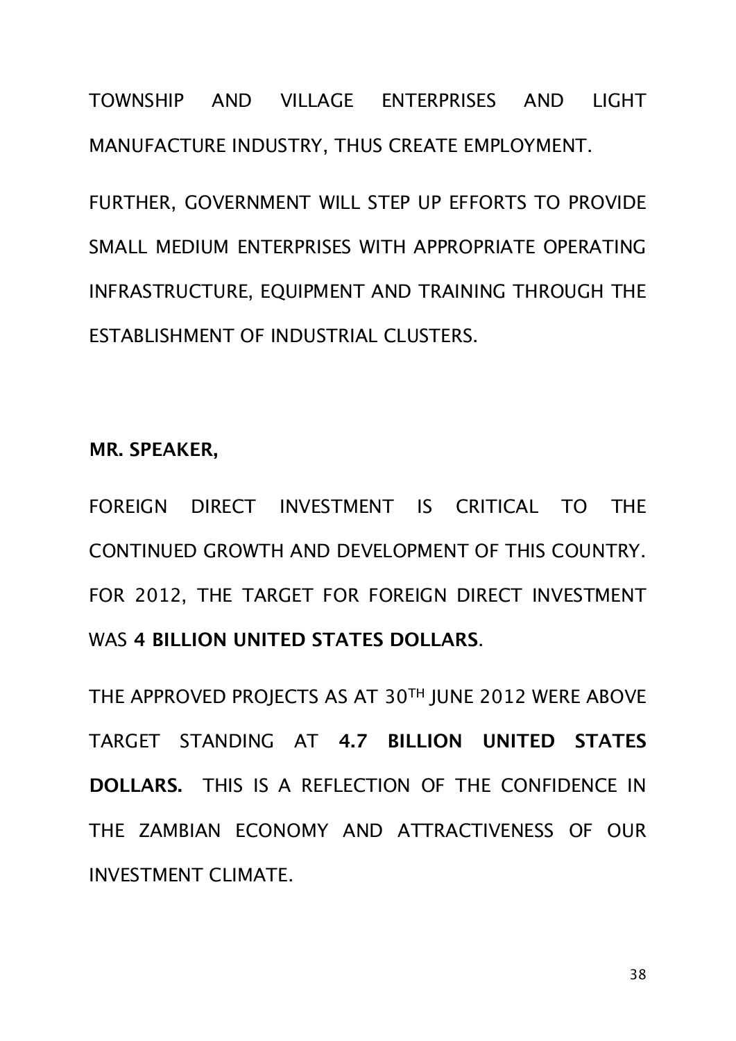TOWNSHIP AND VILLAGE ENTERPRISES AND LIGHT MANUFACTURE INDUSTRY, THUS CREATE EMPLOYMENT.

FURTHER, GOVERNMENT WILL STEP UP EFFORTS TO PROVIDE SMALL MEDIUM ENTERPRISES WITH APPROPRIATE OPERATING INFRASTRUCTURE, EQUIPMENT AND TRAINING THROUGH THE ESTABLISHMENT OF INDUSTRIAL CLUSTERS.

**MR. SPEAKER,**

FOREIGN DIRECT INVESTMENT IS CRITICAL TO THE CONTINUED GROWTH AND DEVELOPMENT OF THIS COUNTRY. FOR 2012, THE TARGET FOR FOREIGN DIRECT INVESTMENT WAS **4 BILLION UNITED STATES DOLLARS**.

THE APPROVED PROJECTS AS AT 30TH JUNE 2012 WERE ABOVE TARGET STANDING AT **4.7 BILLION UNITED STATES DOLLARS.** THIS IS A REFLECTION OF THE CONFIDENCE IN THE ZAMBIAN ECONOMY AND ATTRACTIVENESS OF OUR INVESTMENT CLIMATE.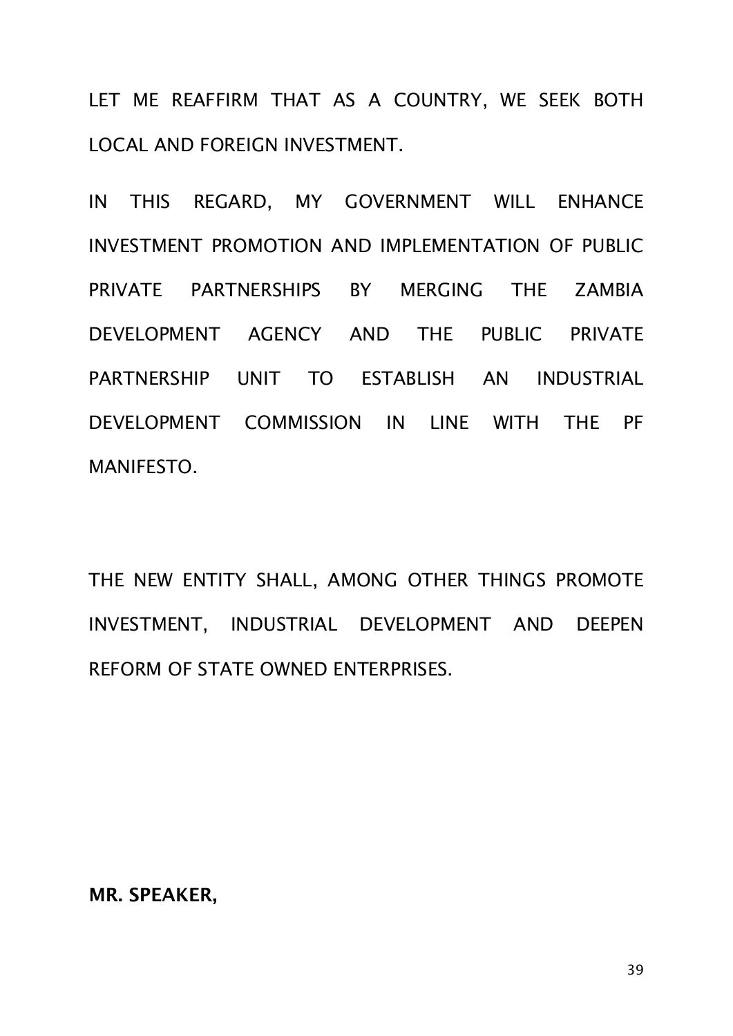LET ME REAFFIRM THAT AS A COUNTRY, WE SEEK BOTH LOCAL AND FOREIGN INVESTMENT.

IN THIS REGARD, MY GOVERNMENT WILL ENHANCE INVESTMENT PROMOTION AND IMPLEMENTATION OF PUBLIC PRIVATE PARTNERSHIPS BY MERGING THE ZAMBIA DEVELOPMENT AGENCY AND THE PUBLIC PRIVATE PARTNERSHIP UNIT TO ESTABLISH AN INDUSTRIAL DEVELOPMENT COMMISSION IN LINE WITH THE PF MANIFESTO.

THE NEW ENTITY SHALL, AMONG OTHER THINGS PROMOTE INVESTMENT, INDUSTRIAL DEVELOPMENT AND DEEPEN REFORM OF STATE OWNED ENTERPRISES.

**MR. SPEAKER,**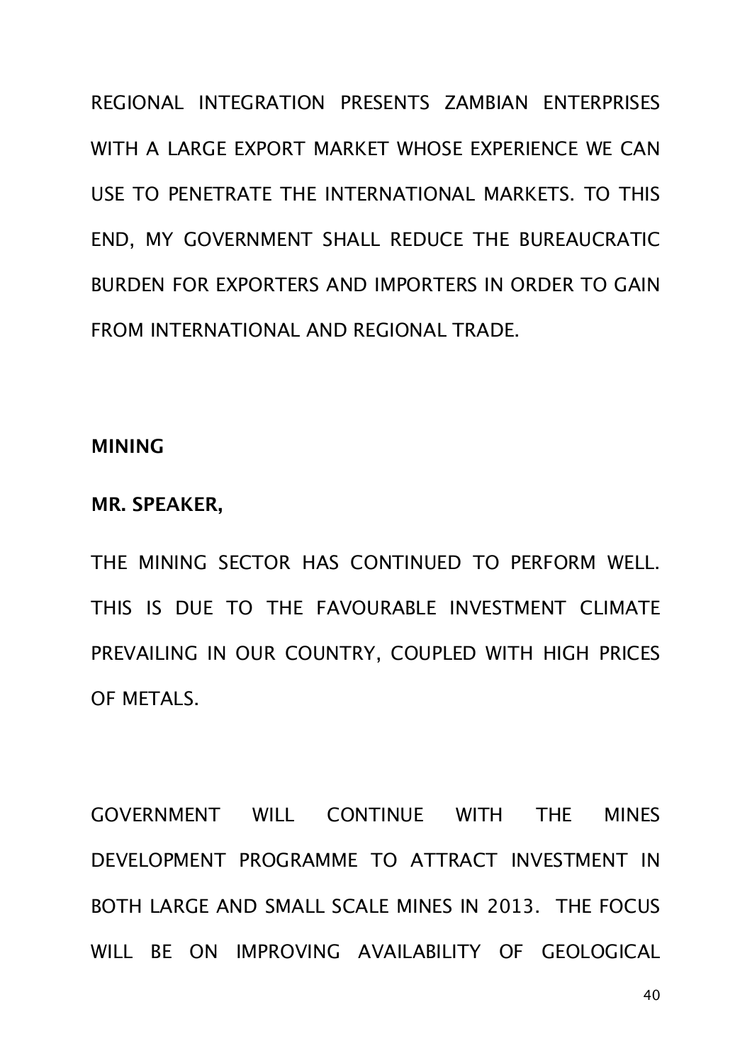REGIONAL INTEGRATION PRESENTS ZAMBIAN ENTERPRISES WITH A LARGE EXPORT MARKET WHOSE EXPERIENCE WE CAN USE TO PENETRATE THE INTERNATIONAL MARKETS. TO THIS END, MY GOVERNMENT SHALL REDUCE THE BUREAUCRATIC BURDEN FOR EXPORTERS AND IMPORTERS IN ORDER TO GAIN FROM INTERNATIONAL AND REGIONAL TRADE.

**MINING**

**MR. SPEAKER,**

THE MINING SECTOR HAS CONTINUED TO PERFORM WELL. THIS IS DUE TO THE FAVOURABLE INVESTMENT CLIMATE PREVAILING IN OUR COUNTRY, COUPLED WITH HIGH PRICES OF METALS.

GOVERNMENT WILL CONTINUE WITH THE MINES DEVELOPMENT PROGRAMME TO ATTRACT INVESTMENT IN BOTH LARGE AND SMALL SCALE MINES IN 2013. THE FOCUS WILL BE ON IMPROVING AVAILABILITY OF GEOLOGICAL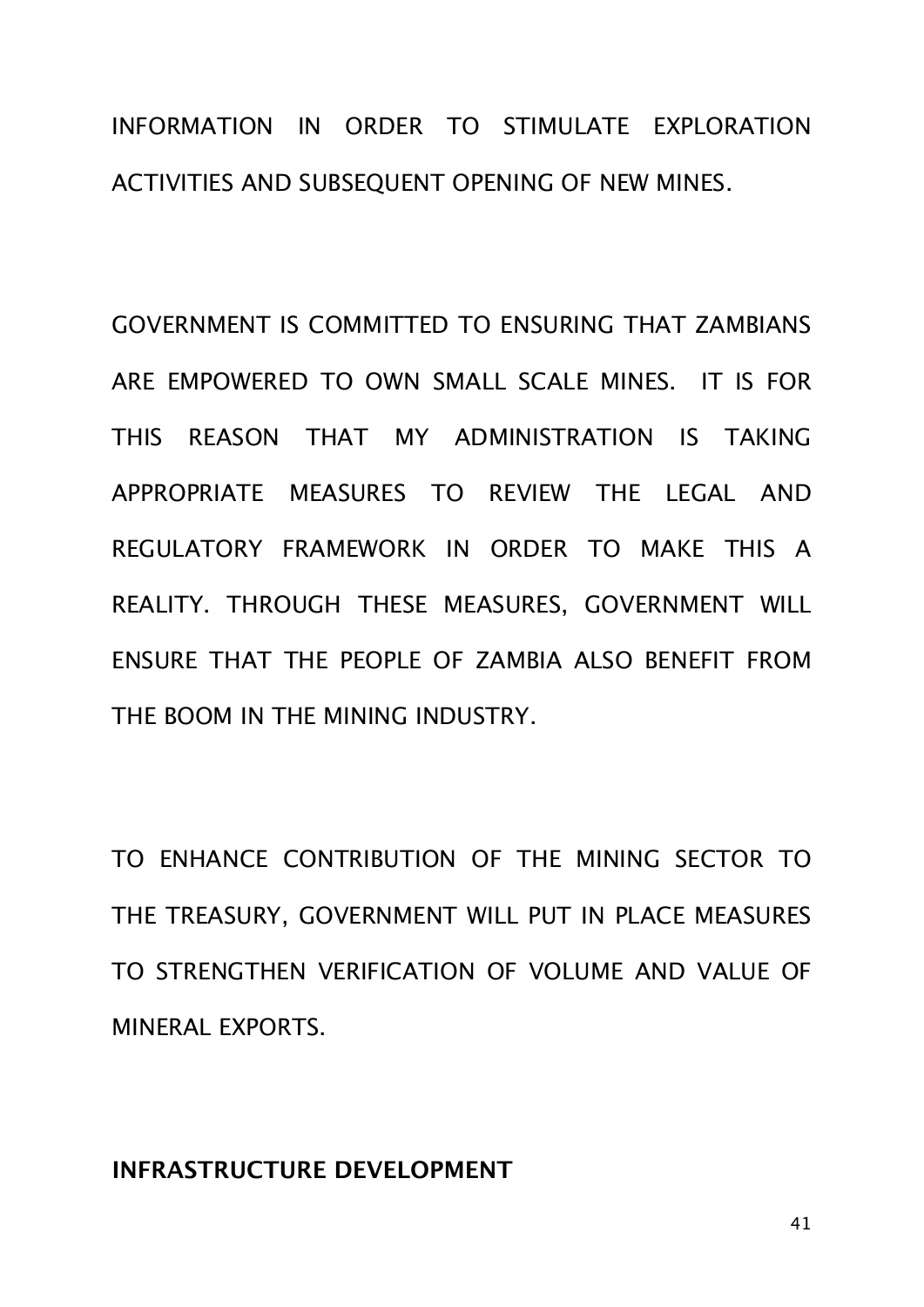INFORMATION IN ORDER TO STIMULATE EXPLORATION ACTIVITIES AND SUBSEQUENT OPENING OF NEW MINES.

GOVERNMENT IS COMMITTED TO ENSURING THAT ZAMBIANS ARE EMPOWERED TO OWN SMALL SCALE MINES. IT IS FOR THIS REASON THAT MY ADMINISTRATION IS TAKING APPROPRIATE MEASURES TO REVIEW THE LEGAL AND REGULATORY FRAMEWORK IN ORDER TO MAKE THIS A REALITY. THROUGH THESE MEASURES, GOVERNMENT WILL ENSURE THAT THE PEOPLE OF ZAMBIA ALSO BENEFIT FROM THE BOOM IN THE MINING INDUSTRY.

TO ENHANCE CONTRIBUTION OF THE MINING SECTOR TO THE TREASURY, GOVERNMENT WILL PUT IN PLACE MEASURES TO STRENGTHEN VERIFICATION OF VOLUME AND VALUE OF MINERAL EXPORTS.

**INFRASTRUCTURE DEVELOPMENT**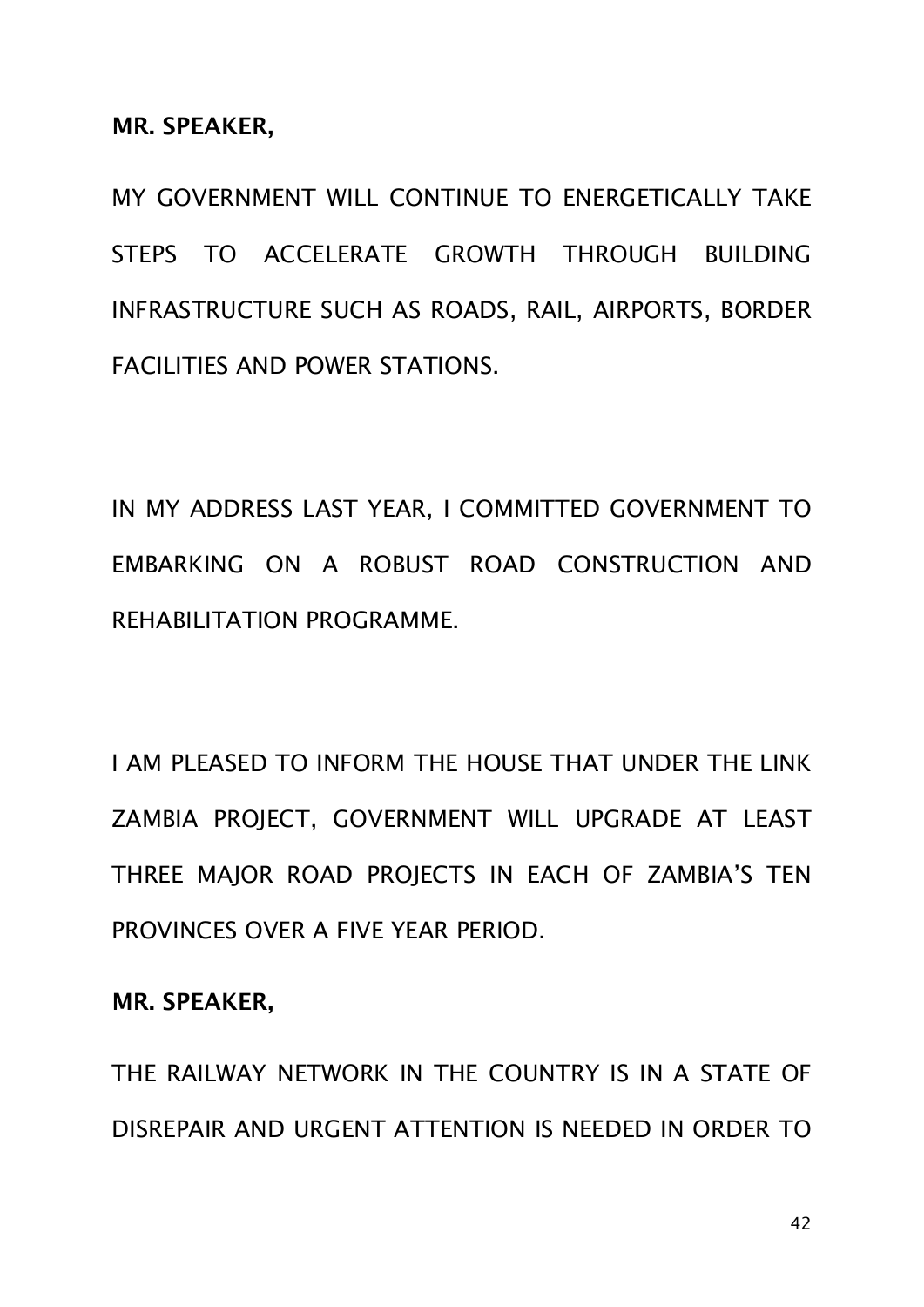**MR. SPEAKER,**

MY GOVERNMENT WILL CONTINUE TO ENERGETICALLY TAKE STEPS TO ACCELERATE GROWTH THROUGH BUILDING INFRASTRUCTURE SUCH AS ROADS, RAIL, AIRPORTS, BORDER FACILITIES AND POWER STATIONS.

IN MY ADDRESS LAST YEAR, I COMMITTED GOVERNMENT TO EMBARKING ON A ROBUST ROAD CONSTRUCTION AND REHABILITATION PROGRAMME.

I AM PLEASED TO INFORM THE HOUSE THAT UNDER THE LINK ZAMBIA PROJECT, GOVERNMENT WILL UPGRADE AT LEAST THREE MAJOR ROAD PROJECTS IN EACH OF ZAMBIA'S TEN PROVINCES OVER A FIVE YEAR PERIOD.

**MR. SPEAKER,**

THE RAILWAY NETWORK IN THE COUNTRY IS IN A STATE OF DISREPAIR AND URGENT ATTENTION IS NEEDED IN ORDER TO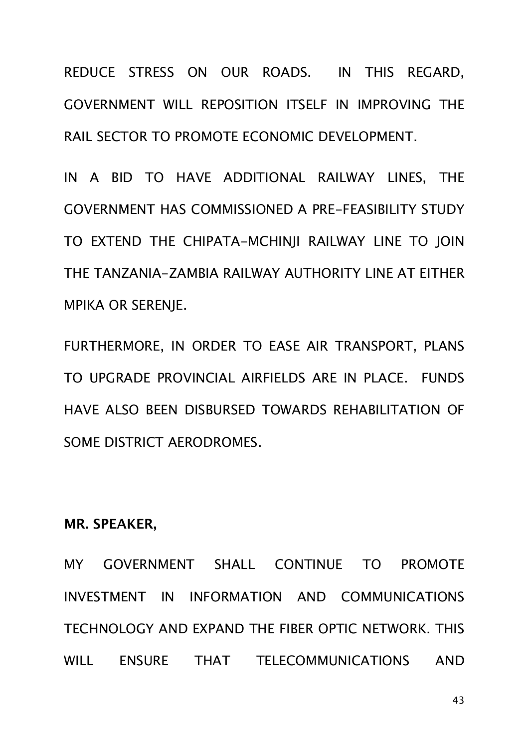REDUCE STRESS ON OUR ROADS. IN THIS REGARD, GOVERNMENT WILL REPOSITION ITSELF IN IMPROVING THE RAIL SECTOR TO PROMOTE ECONOMIC DEVELOPMENT.

IN A BID TO HAVE ADDITIONAL RAILWAY LINES, THE GOVERNMENT HAS COMMISSIONED A PRE-FEASIBILITY STUDY TO EXTEND THE CHIPATA-MCHINJI RAILWAY LINE TO JOIN THE TANZANIA-ZAMBIA RAILWAY AUTHORITY LINE AT EITHER MPIKA OR SERENJE.

FURTHERMORE, IN ORDER TO EASE AIR TRANSPORT, PLANS TO UPGRADE PROVINCIAL AIRFIELDS ARE IN PLACE. FUNDS HAVE ALSO BEEN DISBURSED TOWARDS REHABILITATION OF SOME DISTRICT AERODROMES.

**MR. SPEAKER,**

MY GOVERNMENT SHALL CONTINUE TO PROMOTE INVESTMENT IN INFORMATION AND COMMUNICATIONS TECHNOLOGY AND EXPAND THE FIBER OPTIC NETWORK. THIS WILL ENSURE THAT TELECOMMUNICATIONS AND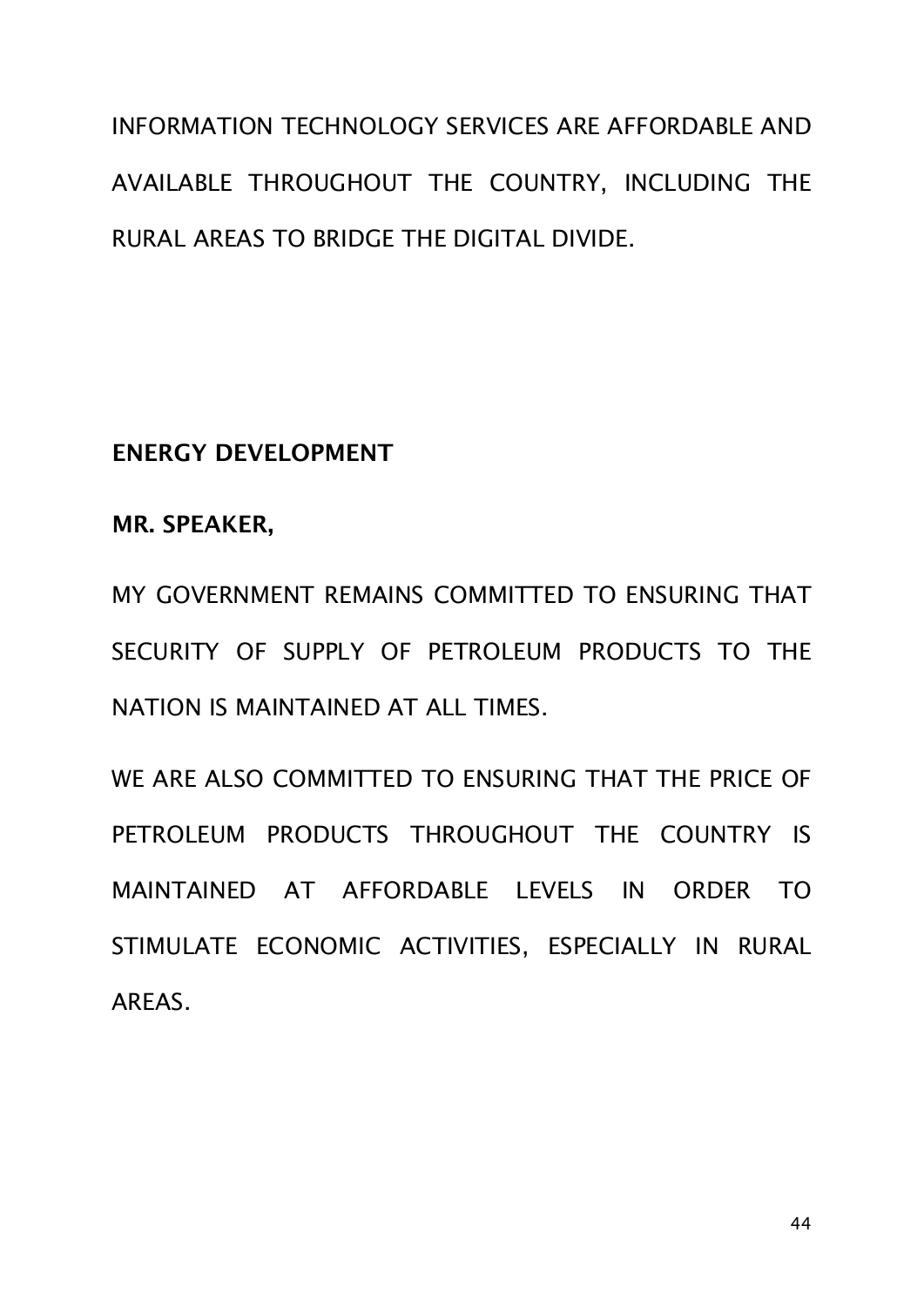INFORMATION TECHNOLOGY SERVICES ARE AFFORDABLE AND AVAILABLE THROUGHOUT THE COUNTRY, INCLUDING THE RURAL AREAS TO BRIDGE THE DIGITAL DIVIDE.

**ENERGY DEVELOPMENT**

**MR. SPEAKER,**

MY GOVERNMENT REMAINS COMMITTED TO ENSURING THAT SECURITY OF SUPPLY OF PETROLEUM PRODUCTS TO THE NATION IS MAINTAINED AT ALL TIMES.

WE ARE ALSO COMMITTED TO ENSURING THAT THE PRICE OF PETROLEUM PRODUCTS THROUGHOUT THE COUNTRY IS MAINTAINED AT AFFORDABLE LEVELS IN ORDER TO STIMULATE ECONOMIC ACTIVITIES, ESPECIALLY IN RURAL AREAS.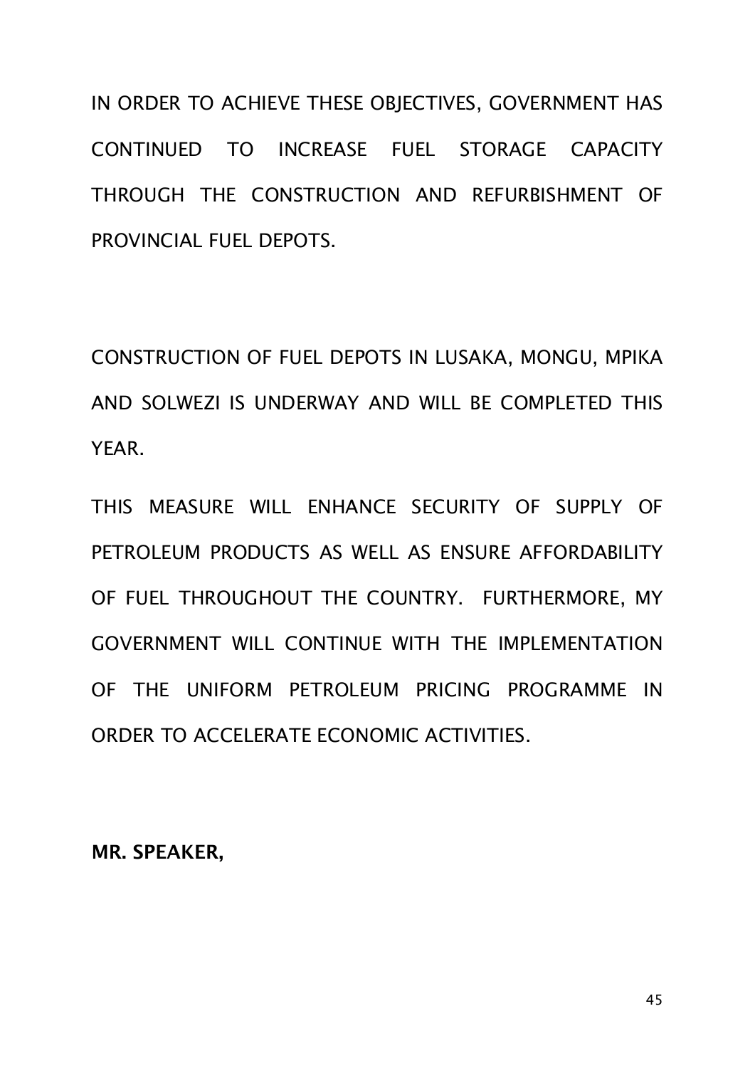IN ORDER TO ACHIEVE THESE OBJECTIVES, GOVERNMENT HAS CONTINUED TO INCREASE FUEL STORAGE CAPACITY THROUGH THE CONSTRUCTION AND REFURBISHMENT OF PROVINCIAL FUEL DEPOTS.

CONSTRUCTION OF FUEL DEPOTS IN LUSAKA, MONGU, MPIKA AND SOLWEZI IS UNDERWAY AND WILL BE COMPLETED THIS YEAR.

THIS MEASURE WILL ENHANCE SECURITY OF SUPPLY OF PETROLEUM PRODUCTS AS WELL AS ENSURE AFFORDABILITY OF FUEL THROUGHOUT THE COUNTRY. FURTHERMORE, MY GOVERNMENT WILL CONTINUE WITH THE IMPLEMENTATION OF THE UNIFORM PETROLEUM PRICING PROGRAMME IN ORDER TO ACCELERATE ECONOMIC ACTIVITIES.

**MR. SPEAKER,**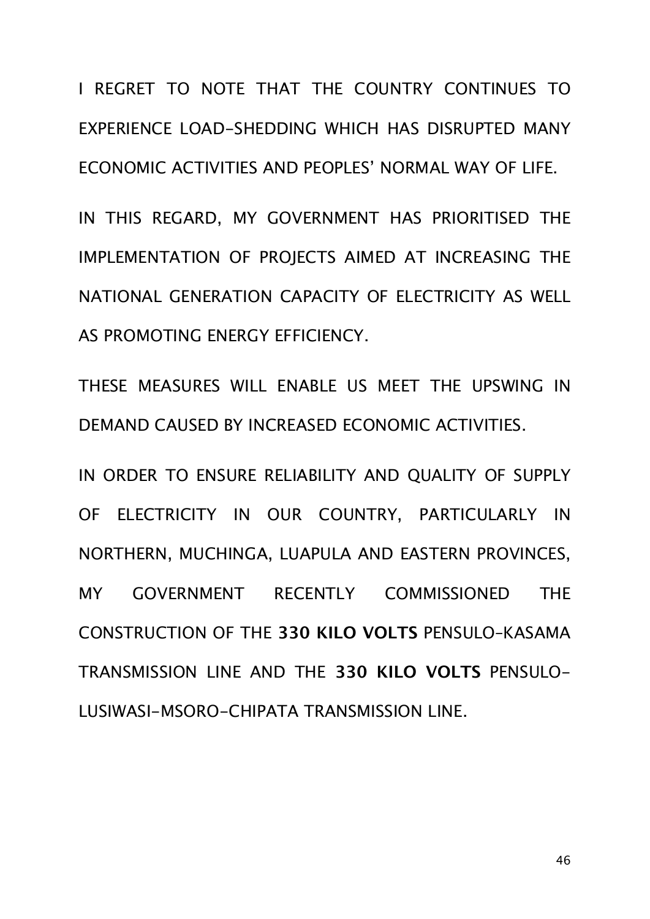I REGRET TO NOTE THAT THE COUNTRY CONTINUES TO EXPERIENCE LOAD-SHEDDING WHICH HAS DISRUPTED MANY ECONOMIC ACTIVITIES AND PEOPLES' NORMAL WAY OF LIFE.

IN THIS REGARD, MY GOVERNMENT HAS PRIORITISED THE IMPLEMENTATION OF PROJECTS AIMED AT INCREASING THE NATIONAL GENERATION CAPACITY OF ELECTRICITY AS WELL AS PROMOTING ENERGY EFFICIENCY.

THESE MEASURES WILL ENABLE US MEET THE UPSWING IN DEMAND CAUSED BY INCREASED ECONOMIC ACTIVITIES.

IN ORDER TO ENSURE RELIABILITY AND QUALITY OF SUPPLY OF ELECTRICITY IN OUR COUNTRY, PARTICULARLY IN NORTHERN, MUCHINGA, LUAPULA AND EASTERN PROVINCES, MY GOVERNMENT RECENTLY COMMISSIONED THE CONSTRUCTION OF THE **330 KILO VOLTS** PENSULO-KASAMA TRANSMISSION LINE AND THE **330 KILO VOLTS** PENSULO-LUSIWASI-MSORO-CHIPATA TRANSMISSION LINE.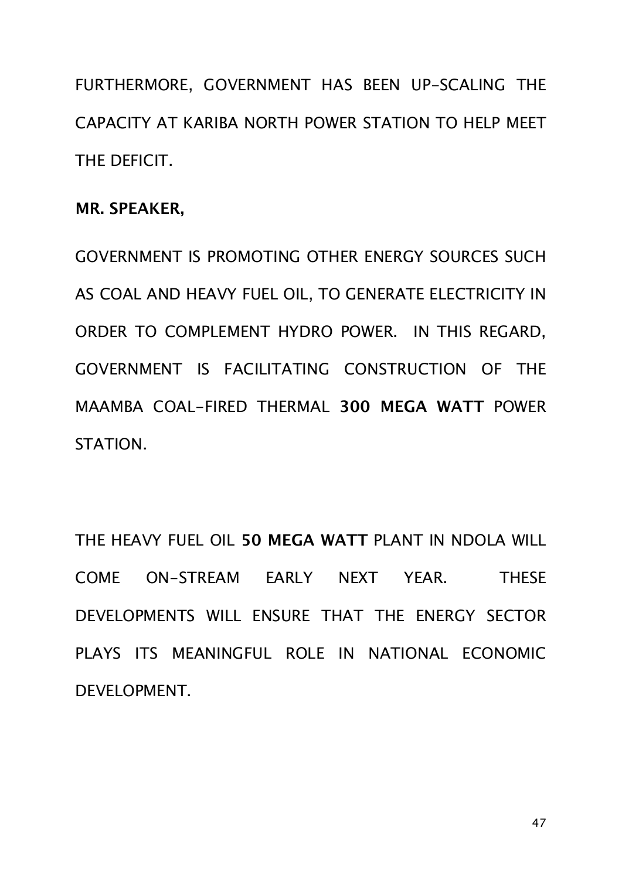FURTHERMORE, GOVERNMENT HAS BEEN UP-SCALING THE CAPACITY AT KARIBA NORTH POWER STATION TO HELP MEET THE DEFICIT.

**MR. SPEAKER,**

GOVERNMENT IS PROMOTING OTHER ENERGY SOURCES SUCH AS COAL AND HEAVY FUEL OIL, TO GENERATE ELECTRICITY IN ORDER TO COMPLEMENT HYDRO POWER. IN THIS REGARD, GOVERNMENT IS FACILITATING CONSTRUCTION OF THE MAAMBA COAL-FIRED THERMAL **300 MEGA WATT** POWER STATION.

THE HEAVY FUEL OIL **50 MEGA WATT** PLANT IN NDOLA WILL COME ON-STREAM EARLY NEXT YEAR. THESE DEVELOPMENTS WILL ENSURE THAT THE ENERGY SECTOR PLAYS ITS MEANINGFUL ROLE IN NATIONAL ECONOMIC DEVELOPMENT.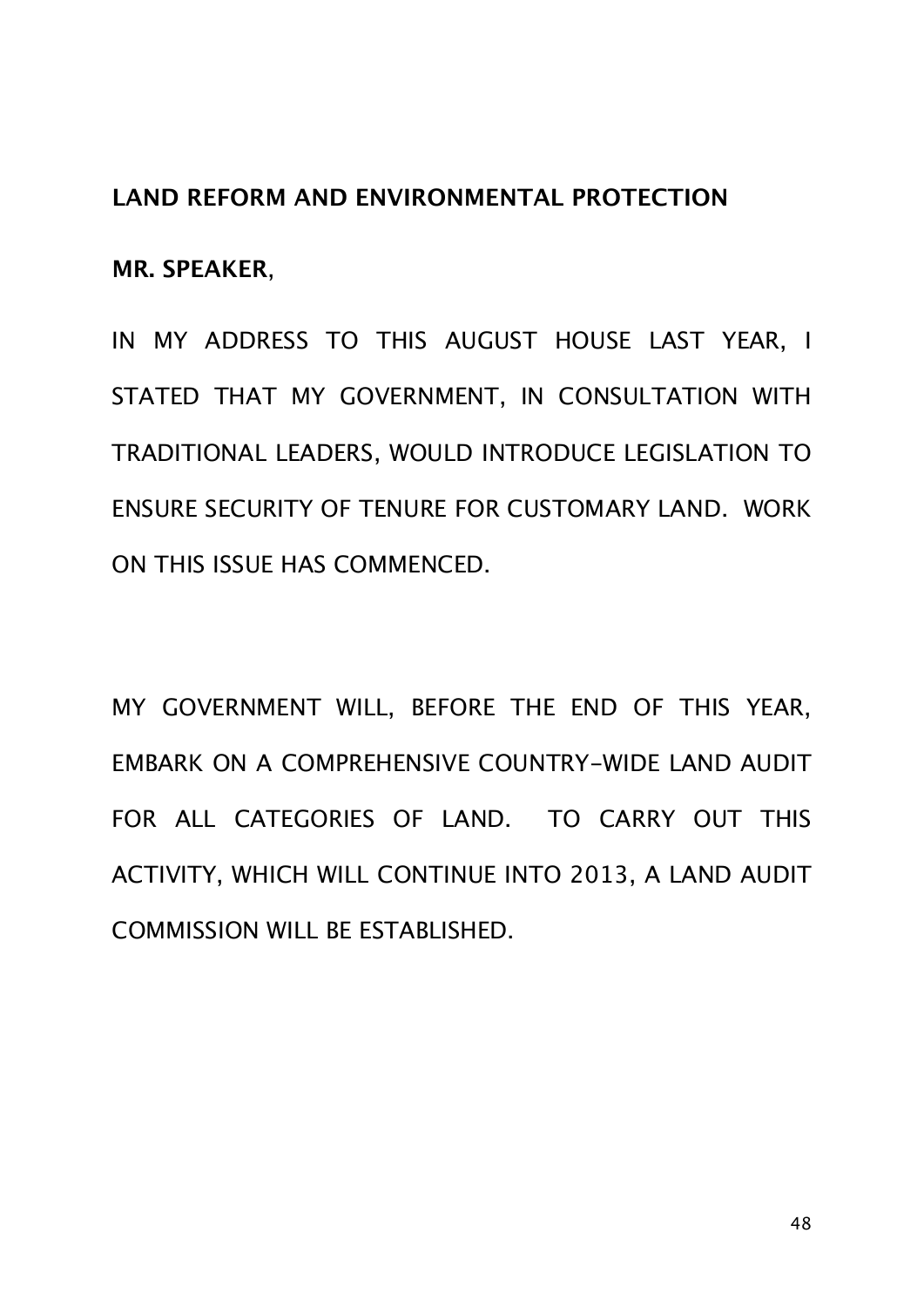## LAND REFORM AND ENVIRONMENTAL PROTECTION

**MR. SPEAKER**,

IN MY ADDRESS TO THIS AUGUST HOUSE LAST YEAR, I STATED THAT MY GOVERNMENT, IN CONSULTATION WITH TRADITIONAL LEADERS, WOULD INTRODUCE LEGISLATION TO ENSURE SECURITY OF TENURE FOR CUSTOMARY LAND. WORK ON THIS ISSUE HAS COMMENCED.

MY GOVERNMENT WILL, BEFORE THE END OF THIS YEAR, EMBARK ON A COMPREHENSIVE COUNTRY-WIDE LAND AUDIT FOR ALL CATEGORIES OF LAND. TO CARRY OUT THIS ACTIVITY, WHICH WILL CONTINUE INTO 2013, A LAND AUDIT COMMISSION WILL BE ESTABLISHED.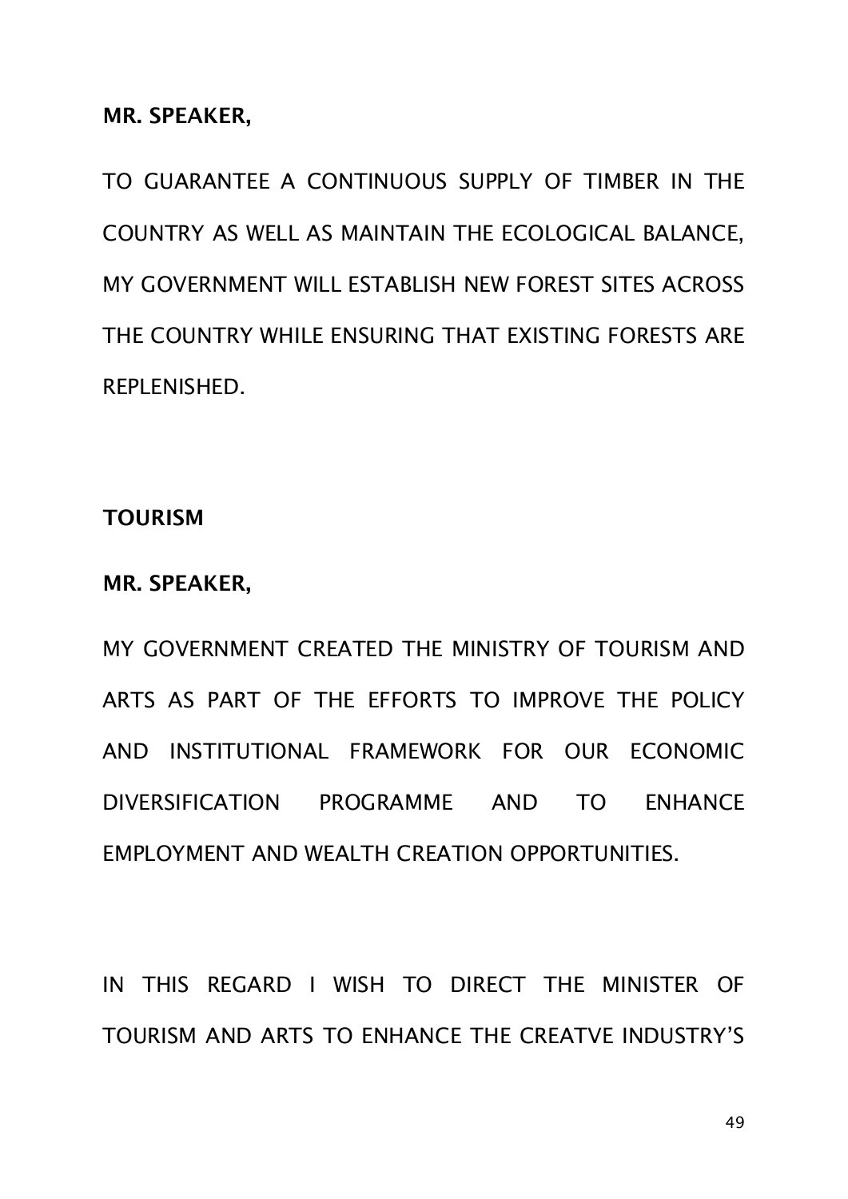**MR. SPEAKER,**

TO GUARANTEE A CONTINUOUS SUPPLY OF TIMBER IN THE COUNTRY AS WELL AS MAINTAIN THE ECOLOGICAL BALANCE, MY GOVERNMENT WILL ESTABLISH NEW FOREST SITES ACROSS THE COUNTRY WHILE ENSURING THAT EXISTING FORESTS ARE REPLENISHED.

**TOURISM**

**MR. SPEAKER,**

MY GOVERNMENT CREATED THE MINISTRY OF TOURISM AND ARTS AS PART OF THE EFFORTS TO IMPROVE THE POLICY AND INSTITUTIONAL FRAMEWORK FOR OUR ECONOMIC DIVERSIFICATION PROGRAMME AND TO ENHANCE EMPLOYMENT AND WEALTH CREATION OPPORTUNITIES.

IN THIS REGARD I WISH TO DIRECT THE MINISTER OF TOURISM AND ARTS TO ENHANCE THE CREATVE INDUSTRY'S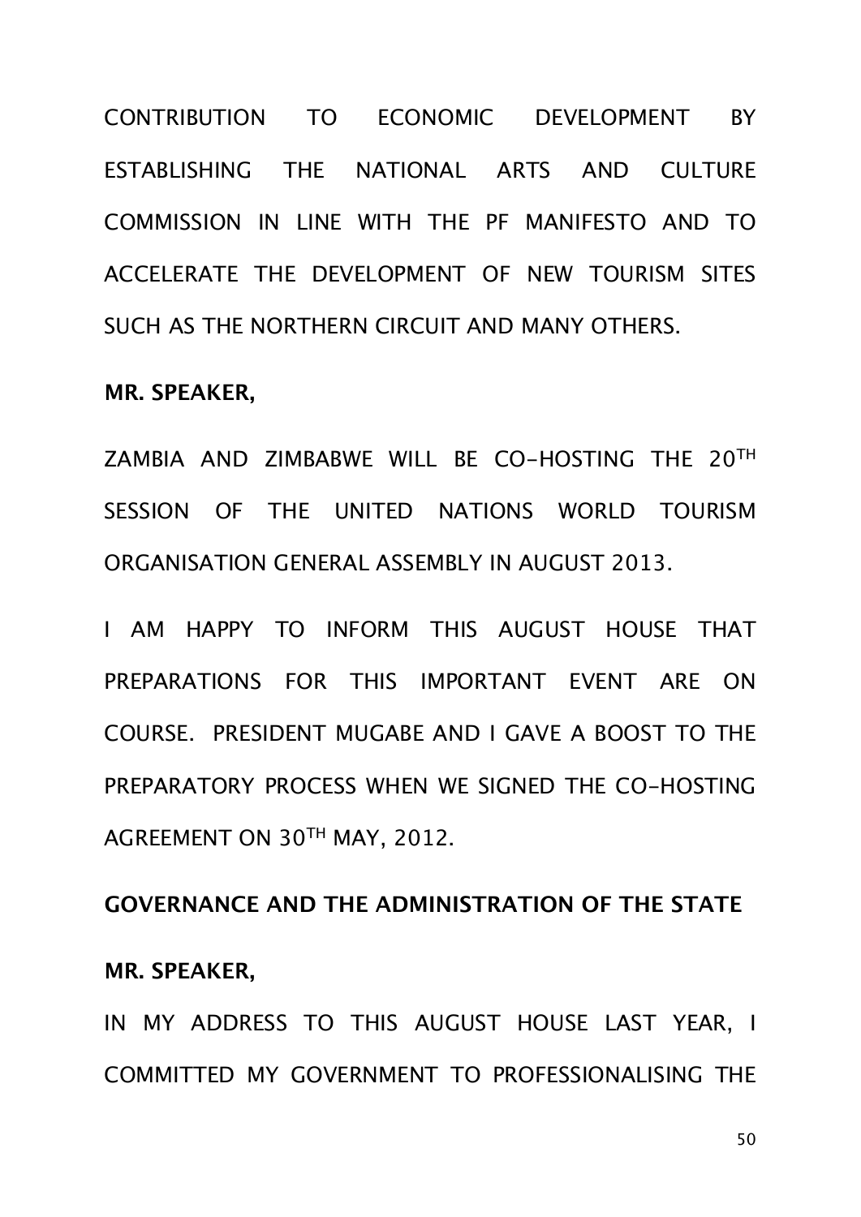CONTRIBUTION TO ECONOMIC DEVELOPMENT BY ESTABLISHING THE NATIONAL ARTS AND CULTURE COMMISSION IN LINE WITH THE PF MANIFESTO AND TO ACCELERATE THE DEVELOPMENT OF NEW TOURISM SITES SUCH AS THE NORTHERN CIRCUIT AND MANY OTHERS.

**MR. SPEAKER,**

ZAMBIA AND ZIMBABWE WILL BE CO-HOSTING THE 20TH SESSION OF THE UNITED NATIONS WORLD TOURISM ORGANISATION GENERAL ASSEMBLY IN AUGUST 2013.

I AM HAPPY TO INFORM THIS AUGUST HOUSE THAT PREPARATIONS FOR THIS IMPORTANT EVENT ARE ON COURSE. PRESIDENT MUGABE AND I GAVE A BOOST TO THE PREPARATORY PROCESS WHEN WE SIGNED THE CO-HOSTING AGREEMENT ON 30TH MAY, 2012.

**GOVERNANCE AND THE ADMINISTRATION OF THE STATE**

**MR. SPEAKER,**

IN MY ADDRESS TO THIS AUGUST HOUSE LAST YEAR, I COMMITTED MY GOVERNMENT TO PROFESSIONALISING THE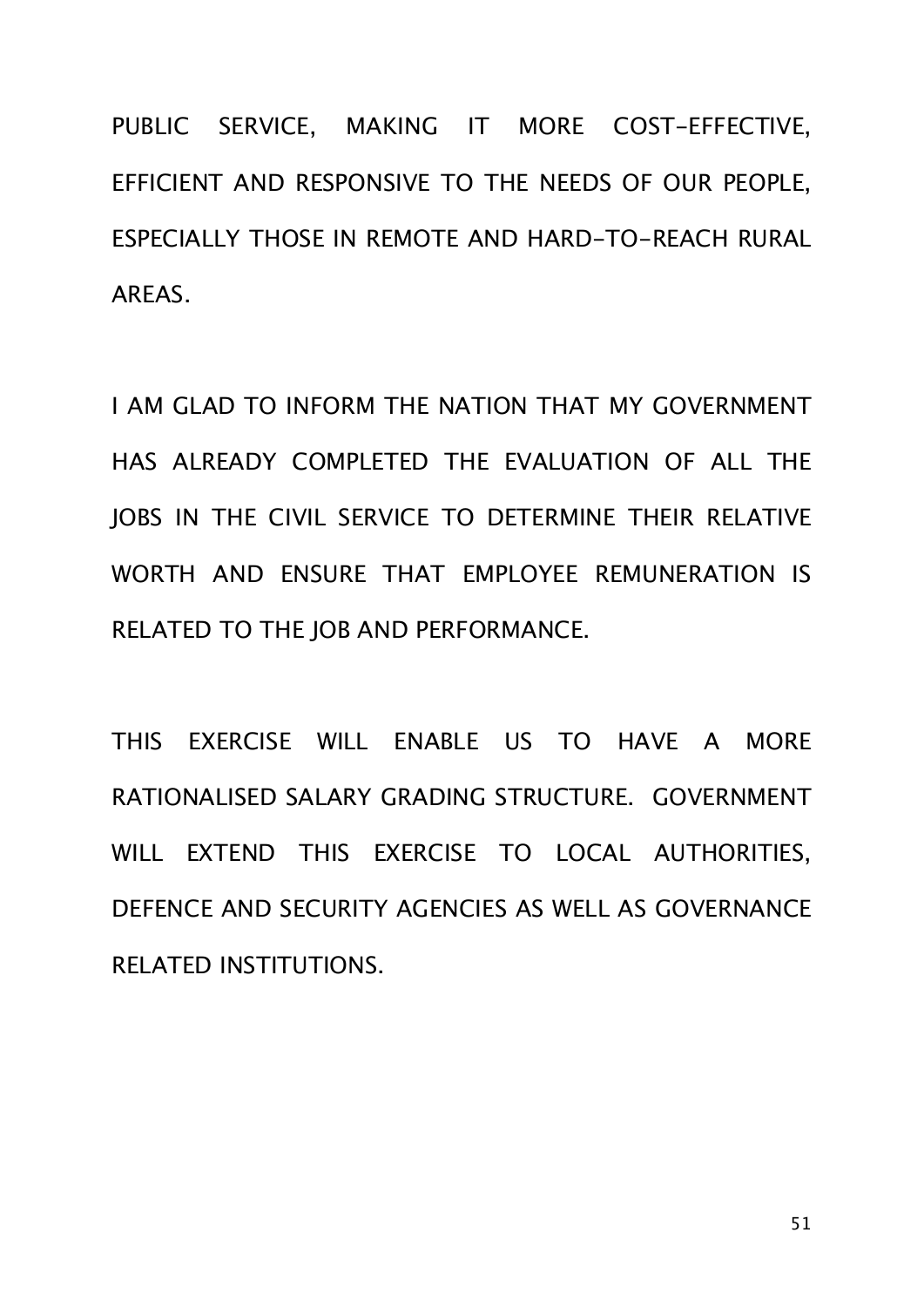PUBLIC SERVICE, MAKING IT MORE COST-EFFECTIVE, EFFICIENT AND RESPONSIVE TO THE NEEDS OF OUR PEOPLE, ESPECIALLY THOSE IN REMOTE AND HARD-TO-REACH RURAL AREAS.

I AM GLAD TO INFORM THE NATION THAT MY GOVERNMENT HAS ALREADY COMPLETED THE EVALUATION OF ALL THE JOBS IN THE CIVIL SERVICE TO DETERMINE THEIR RELATIVE WORTH AND ENSURE THAT EMPLOYEE REMUNERATION IS RELATED TO THE JOB AND PERFORMANCE.

THIS EXERCISE WILL ENABLE US TO HAVE A MORE RATIONALISED SALARY GRADING STRUCTURE. GOVERNMENT WILL EXTEND THIS EXERCISE TO LOCAL AUTHORITIES, DEFENCE AND SECURITY AGENCIES AS WELL AS GOVERNANCE RELATED INSTITUTIONS.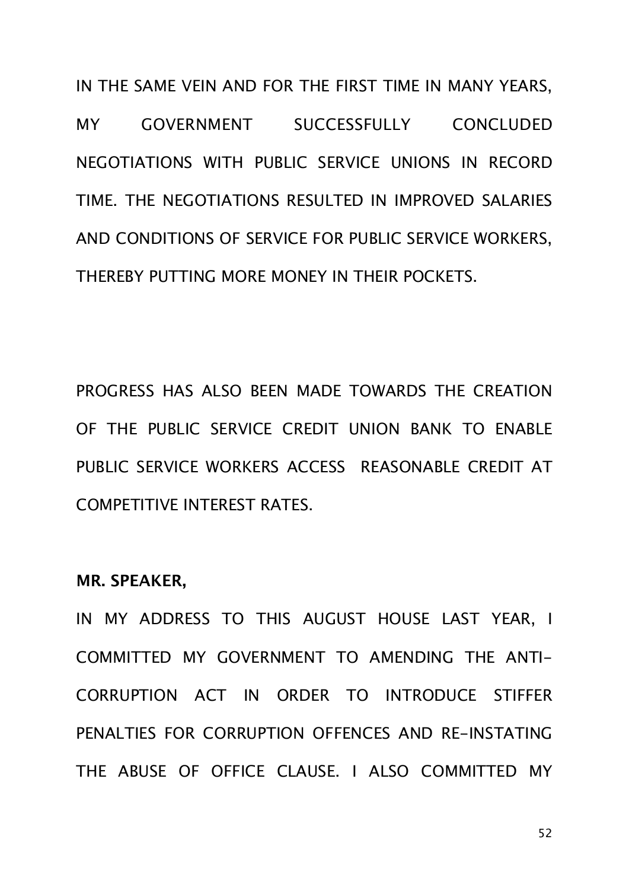IN THE SAME VEIN AND FOR THE FIRST TIME IN MANY YEARS, MY GOVERNMENT SUCCESSFULLY CONCLUDED NEGOTIATIONS WITH PUBLIC SERVICE UNIONS IN RECORD TIME. THE NEGOTIATIONS RESULTED IN IMPROVED SALARIES AND CONDITIONS OF SERVICE FOR PUBLIC SERVICE WORKERS, THEREBY PUTTING MORE MONEY IN THEIR POCKETS.

PROGRESS HAS ALSO BEEN MADE TOWARDS THE CREATION OF THE PUBLIC SERVICE CREDIT UNION BANK TO ENABLE PUBLIC SERVICE WORKERS ACCESS REASONABLE CREDIT AT COMPETITIVE INTEREST RATES.

**MR. SPEAKER,**

IN MY ADDRESS TO THIS AUGUST HOUSE LAST YEAR, I COMMITTED MY GOVERNMENT TO AMENDING THE ANTI-CORRUPTION ACT IN ORDER TO INTRODUCE STIFFER PENALTIES FOR CORRUPTION OFFENCES AND RE-INSTATING THE ABUSE OF OFFICE CLAUSE. I ALSO COMMITTED MY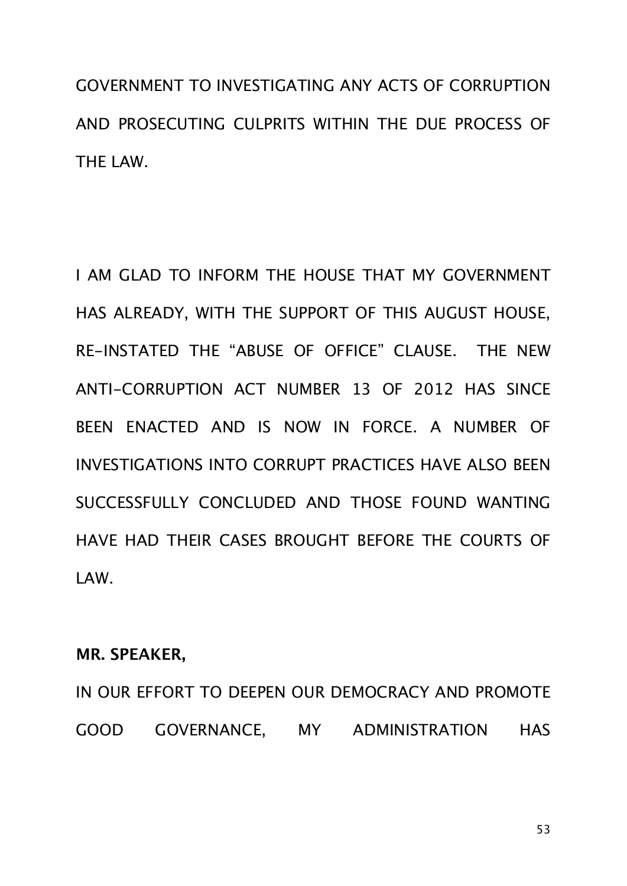GOVERNMENT TO INVESTIGATING ANY ACTS OF CORRUPTION AND PROSECUTING CULPRITS WITHIN THE DUE PROCESS OF THE LAW.

I AM GLAD TO INFORM THE HOUSE THAT MY GOVERNMENT HAS ALREADY, WITH THE SUPPORT OF THIS AUGUST HOUSE, RE-INSTATED THE "ABUSE OF OFFICE" CLAUSE. THE NEW ANTI-CORRUPTION ACT NUMBER 13 OF 2012 HAS SINCE BEEN ENACTED AND IS NOW IN FORCE. A NUMBER OF INVESTIGATIONS INTO CORRUPT PRACTICES HAVE ALSO BEEN SUCCESSFULLY CONCLUDED AND THOSE FOUND WANTING HAVE HAD THEIR CASES BROUGHT BEFORE THE COURTS OF LAW.

**MR. SPEAKER,**

IN OUR EFFORT TO DEEPEN OUR DEMOCRACY AND PROMOTE GOOD GOVERNANCE, MY ADMINISTRATION HAS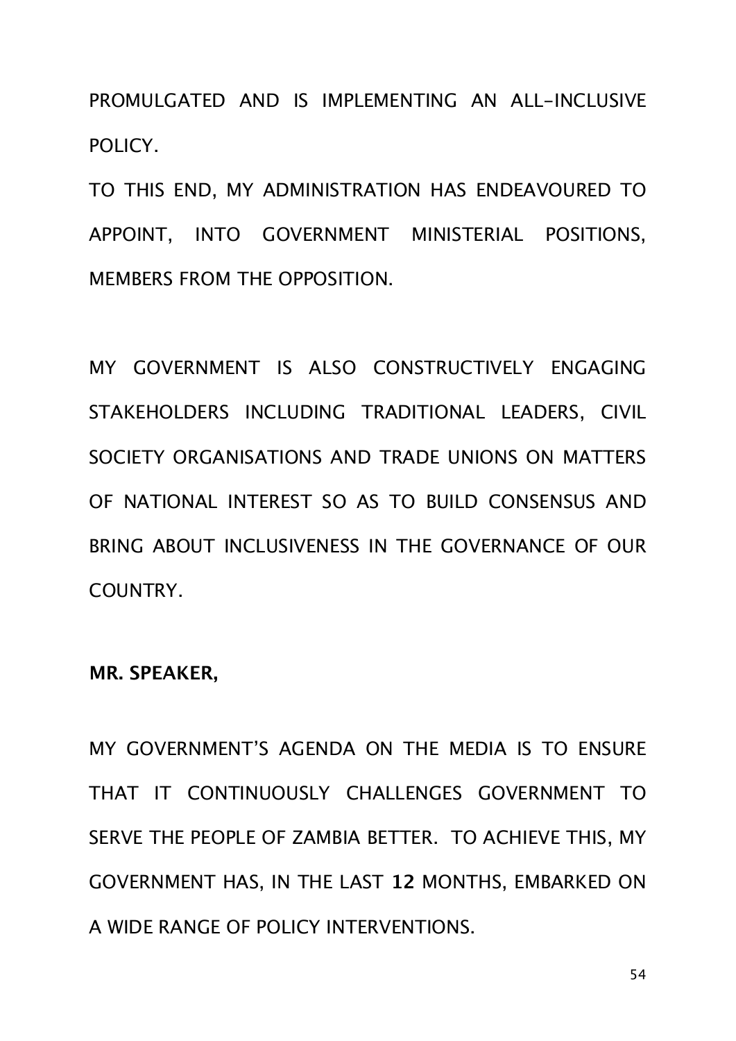PROMULGATED AND IS IMPLEMENTING AN ALL-INCLUSIVE POLICY.

TO THIS END, MY ADMINISTRATION HAS ENDEAVOURED TO APPOINT, INTO GOVERNMENT MINISTERIAL POSITIONS, MEMBERS FROM THE OPPOSITION.

MY GOVERNMENT IS ALSO CONSTRUCTIVELY ENGAGING STAKEHOLDERS INCLUDING TRADITIONAL LEADERS, CIVIL SOCIETY ORGANISATIONS AND TRADE UNIONS ON MATTERS OF NATIONAL INTEREST SO AS TO BUILD CONSENSUS AND BRING ABOUT INCLUSIVENESS IN THE GOVERNANCE OF OUR COUNTRY.

**MR. SPEAKER,**

MY GOVERNMENT'S AGENDA ON THE MEDIA IS TO ENSURE THAT IT CONTINUOUSLY CHALLENGES GOVERNMENT TO SERVE THE PEOPLE OF ZAMBIA BETTER. TO ACHIEVE THIS, MY GOVERNMENT HAS, IN THE LAST **12** MONTHS, EMBARKED ON A WIDE RANGE OF POLICY INTERVENTIONS.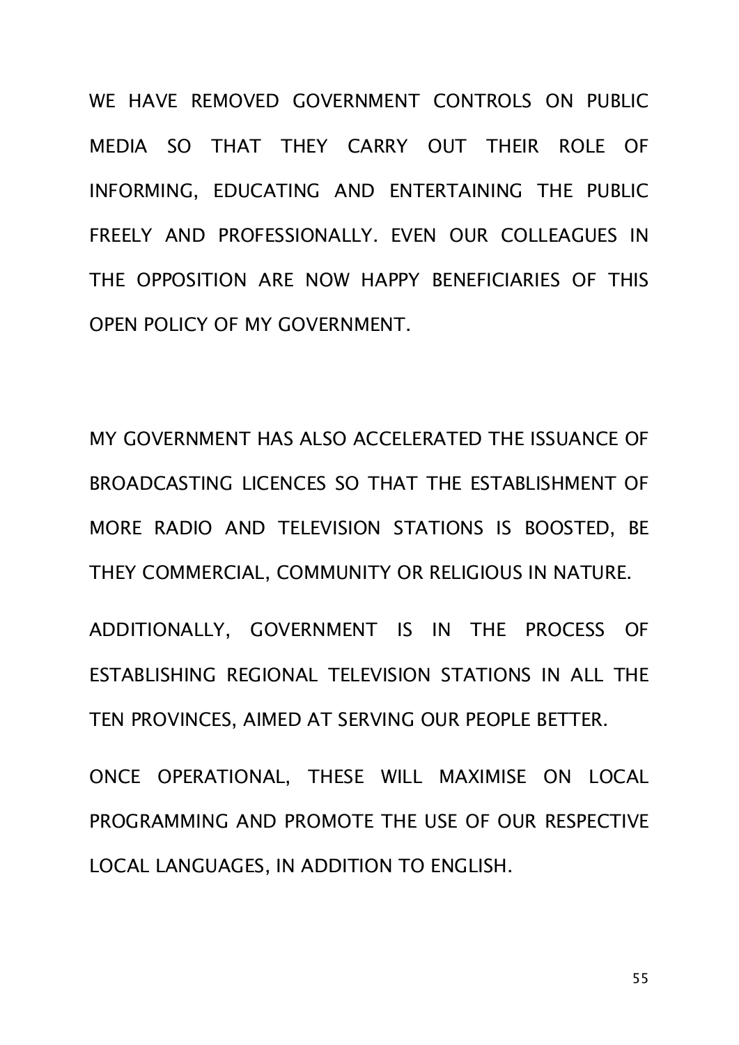WE HAVE REMOVED GOVERNMENT CONTROLS ON PUBLIC MEDIA SO THAT THEY CARRY OUT THEIR ROLE OF INFORMING, EDUCATING AND ENTERTAINING THE PUBLIC FREELY AND PROFESSIONALLY. EVEN OUR COLLEAGUES IN THE OPPOSITION ARE NOW HAPPY BENEFICIARIES OF THIS OPEN POLICY OF MY GOVERNMENT.

MY GOVERNMENT HAS ALSO ACCELERATED THE ISSUANCE OF BROADCASTING LICENCES SO THAT THE ESTABLISHMENT OF MORE RADIO AND TELEVISION STATIONS IS BOOSTED, BE THEY COMMERCIAL, COMMUNITY OR RELIGIOUS IN NATURE.

ADDITIONALLY, GOVERNMENT IS IN THE PROCESS OF ESTABLISHING REGIONAL TELEVISION STATIONS IN ALL THE TEN PROVINCES, AIMED AT SERVING OUR PEOPLE BETTER.

ONCE OPERATIONAL, THESE WILL MAXIMISE ON LOCAL PROGRAMMING AND PROMOTE THE USE OF OUR RESPECTIVE LOCAL LANGUAGES, IN ADDITION TO ENGLISH.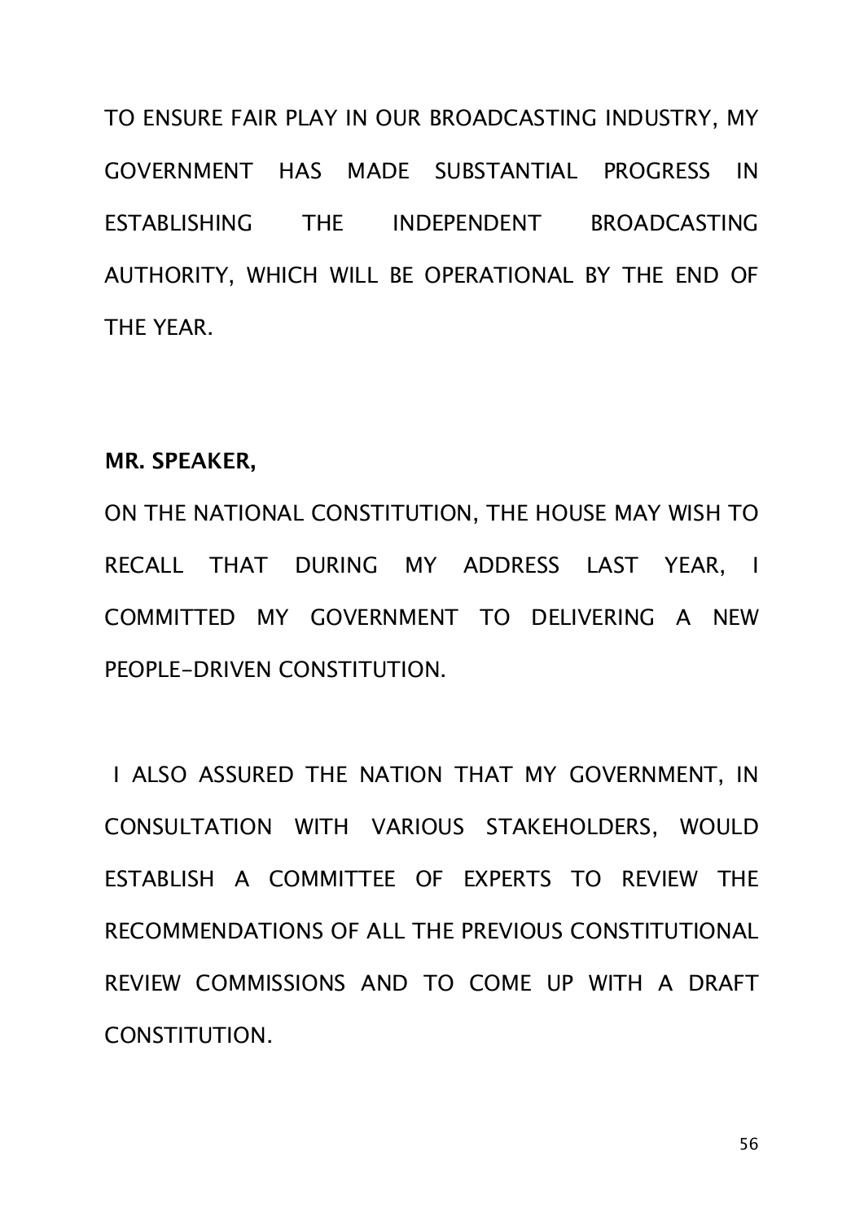TO ENSURE FAIR PLAY IN OUR BROADCASTING INDUSTRY, MY GOVERNMENT HAS MADE SUBSTANTIAL PROGRESS IN ESTABLISHING THE INDEPENDENT BROADCASTING AUTHORITY, WHICH WILL BE OPERATIONAL BY THE END OF THE YEAR.

**MR. SPEAKER,**

ON THE NATIONAL CONSTITUTION, THE HOUSE MAY WISH TO RECALL THAT DURING MY ADDRESS LAST YEAR, I COMMITTED MY GOVERNMENT TO DELIVERING A NEW PEOPLE-DRIVEN CONSTITUTION.

I ALSO ASSURED THE NATION THAT MY GOVERNMENT, IN CONSULTATION WITH VARIOUS STAKEHOLDERS, WOULD ESTABLISH A COMMITTEE OF EXPERTS TO REVIEW THE RECOMMENDATIONS OF ALL THE PREVIOUS CONSTITUTIONAL REVIEW COMMISSIONS AND TO COME UP WITH A DRAFT CONSTITUTION.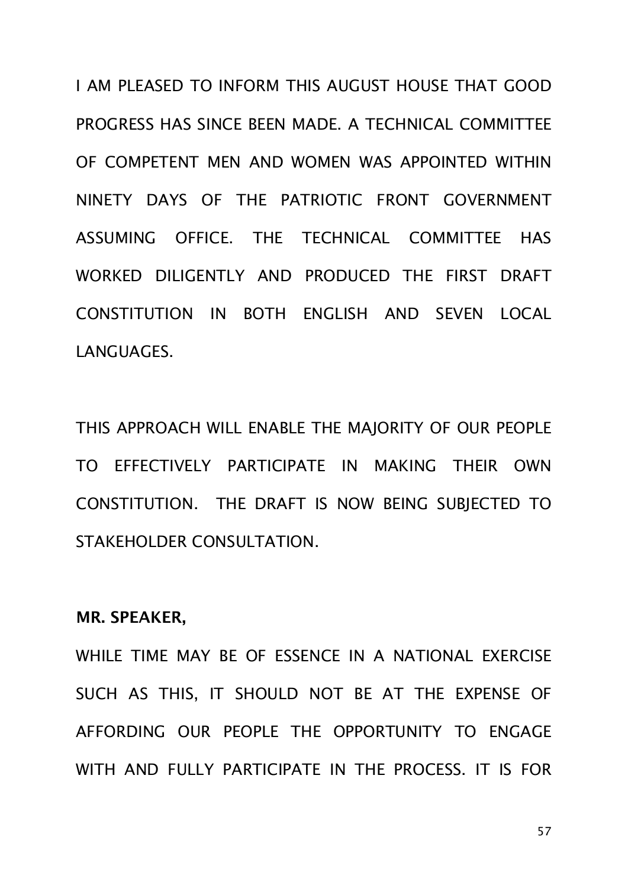I AM PLEASED TO INFORM THIS AUGUST HOUSE THAT GOOD PROGRESS HAS SINCE BEEN MADE. A TECHNICAL COMMITTEE OF COMPETENT MEN AND WOMEN WAS APPOINTED WITHIN NINETY DAYS OF THE PATRIOTIC FRONT GOVERNMENT ASSUMING OFFICE. THE TECHNICAL COMMITTEE HAS WORKED DILIGENTLY AND PRODUCED THE FIRST DRAFT CONSTITUTION IN BOTH ENGLISH AND SEVEN LOCAL LANGUAGES.

THIS APPROACH WILL ENABLE THE MAJORITY OF OUR PEOPLE TO EFFECTIVELY PARTICIPATE IN MAKING THEIR OWN CONSTITUTION. THE DRAFT IS NOW BEING SUBJECTED TO STAKEHOLDER CONSULTATION.

**MR. SPEAKER,**

WHILE TIME MAY BE OF ESSENCE IN A NATIONAL EXERCISE SUCH AS THIS, IT SHOULD NOT BE AT THE EXPENSE OF AFFORDING OUR PEOPLE THE OPPORTUNITY TO ENGAGE WITH AND FULLY PARTICIPATE IN THE PROCESS. IT IS FOR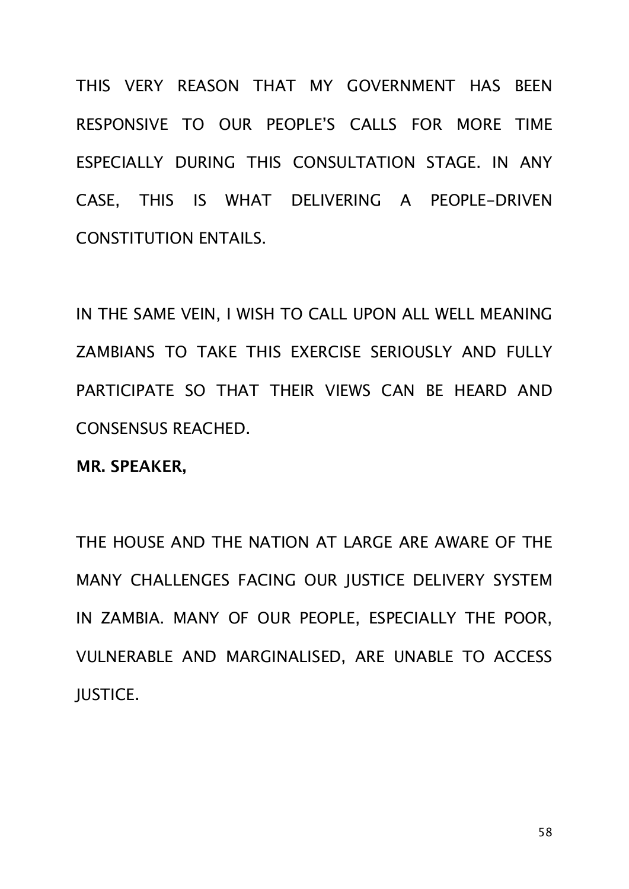THIS VERY REASON THAT MY GOVERNMENT HAS BEEN RESPONSIVE TO OUR PEOPLE'S CALLS FOR MORE TIME ESPECIALLY DURING THIS CONSULTATION STAGE. IN ANY CASE, THIS IS WHAT DELIVERING A PEOPLE-DRIVEN CONSTITUTION ENTAILS.

IN THE SAME VEIN, I WISH TO CALL UPON ALL WELL MEANING ZAMBIANS TO TAKE THIS EXERCISE SERIOUSLY AND FULLY PARTICIPATE SO THAT THEIR VIEWS CAN BE HEARD AND CONSENSUS REACHED.

**MR. SPEAKER,**

THE HOUSE AND THE NATION AT LARGE ARE AWARE OF THE MANY CHALLENGES FACING OUR JUSTICE DELIVERY SYSTEM IN ZAMBIA. MANY OF OUR PEOPLE, ESPECIALLY THE POOR, VULNERABLE AND MARGINALISED, ARE UNABLE TO ACCESS JUSTICE.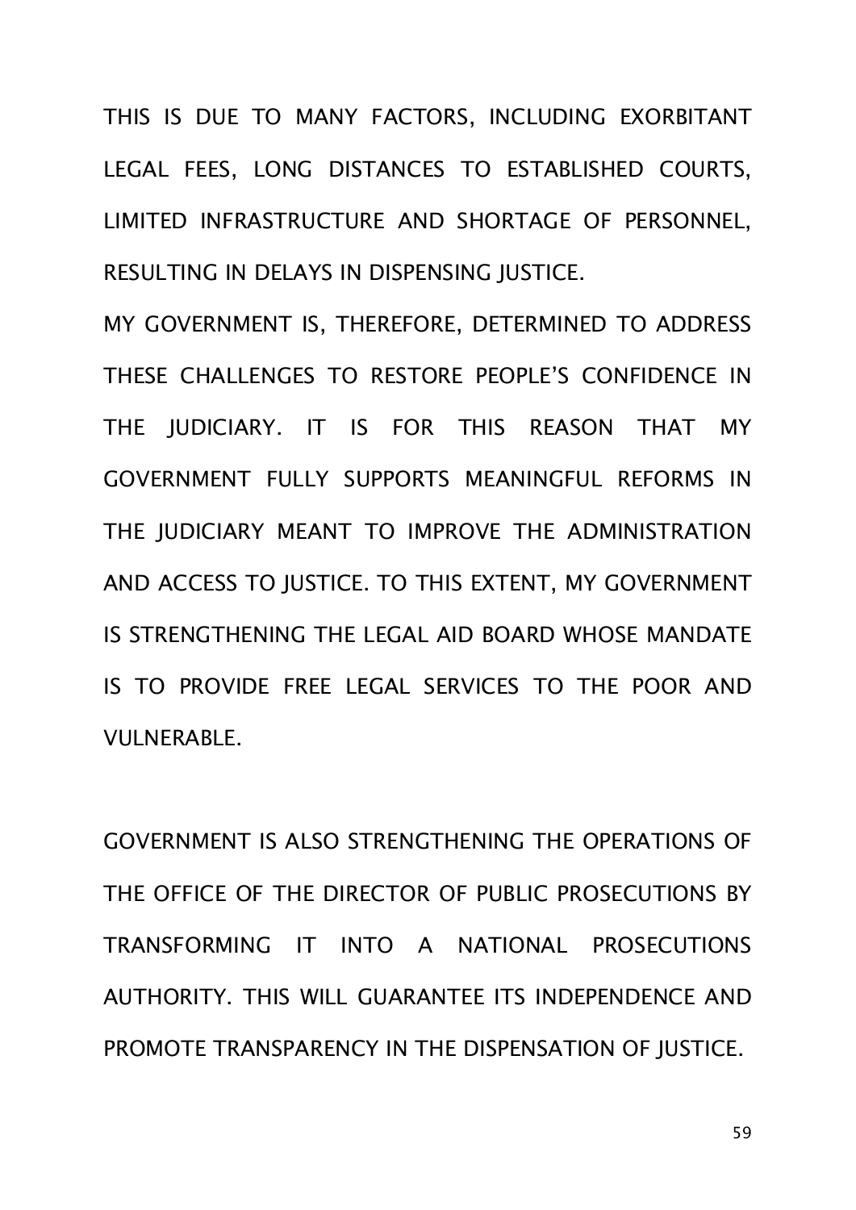THIS IS DUE TO MANY FACTORS, INCLUDING EXORBITANT LEGAL FEES, LONG DISTANCES TO ESTABLISHED COURTS, LIMITED INFRASTRUCTURE AND SHORTAGE OF PERSONNEL, RESULTING IN DELAYS IN DISPENSING JUSTICE.

MY GOVERNMENT IS, THEREFORE, DETERMINED TO ADDRESS THESE CHALLENGES TO RESTORE PEOPLE'S CONFIDENCE IN THE JUDICIARY. IT IS FOR THIS REASON THAT MY GOVERNMENT FULLY SUPPORTS MEANINGFUL REFORMS IN THE JUDICIARY MEANT TO IMPROVE THE ADMINISTRATION AND ACCESS TO JUSTICE. TO THIS EXTENT, MY GOVERNMENT IS STRENGTHENING THE LEGAL AID BOARD WHOSE MANDATE IS TO PROVIDE FREE LEGAL SERVICES TO THE POOR AND VULNERABLE.

GOVERNMENT IS ALSO STRENGTHENING THE OPERATIONS OF THE OFFICE OF THE DIRECTOR OF PUBLIC PROSECUTIONS BY TRANSFORMING IT INTO A NATIONAL PROSECUTIONS AUTHORITY. THIS WILL GUARANTEE ITS INDEPENDENCE AND PROMOTE TRANSPARENCY IN THE DISPENSATION OF JUSTICE.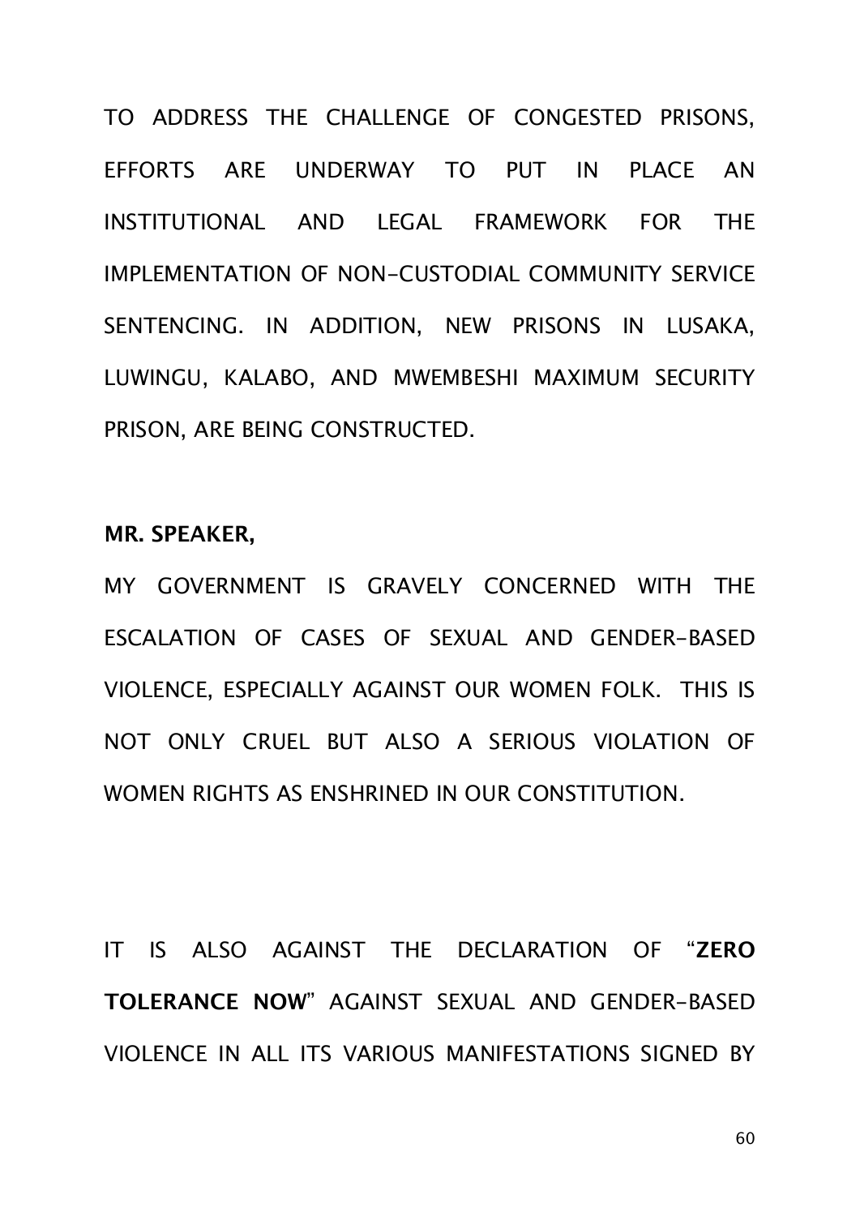TO ADDRESS THE CHALLENGE OF CONGESTED PRISONS, EFFORTS ARE UNDERWAY TO PUT IN PLACE AN INSTITUTIONAL AND LEGAL FRAMEWORK FOR THE IMPLEMENTATION OF NON-CUSTODIAL COMMUNITY SERVICE SENTENCING. IN ADDITION, NEW PRISONS IN LUSAKA, LUWINGU, KALABO, AND MWEMBESHI MAXIMUM SECURITY PRISON, ARE BEING CONSTRUCTED.

**MR. SPEAKER,**

MY GOVERNMENT IS GRAVELY CONCERNED WITH THE ESCALATION OF CASES OF SEXUAL AND GENDER-BASED VIOLENCE, ESPECIALLY AGAINST OUR WOMEN FOLK. THIS IS NOT ONLY CRUEL BUT ALSO A SERIOUS VIOLATION OF WOMEN RIGHTS AS ENSHRINED IN OUR CONSTITUTION.

IT IS ALSO AGAINST THE DECLARATION OF "**ZERO TOLERANCE NOW**" AGAINST SEXUAL AND GENDER-BASED VIOLENCE IN ALL ITS VARIOUS MANIFESTATIONS SIGNED BY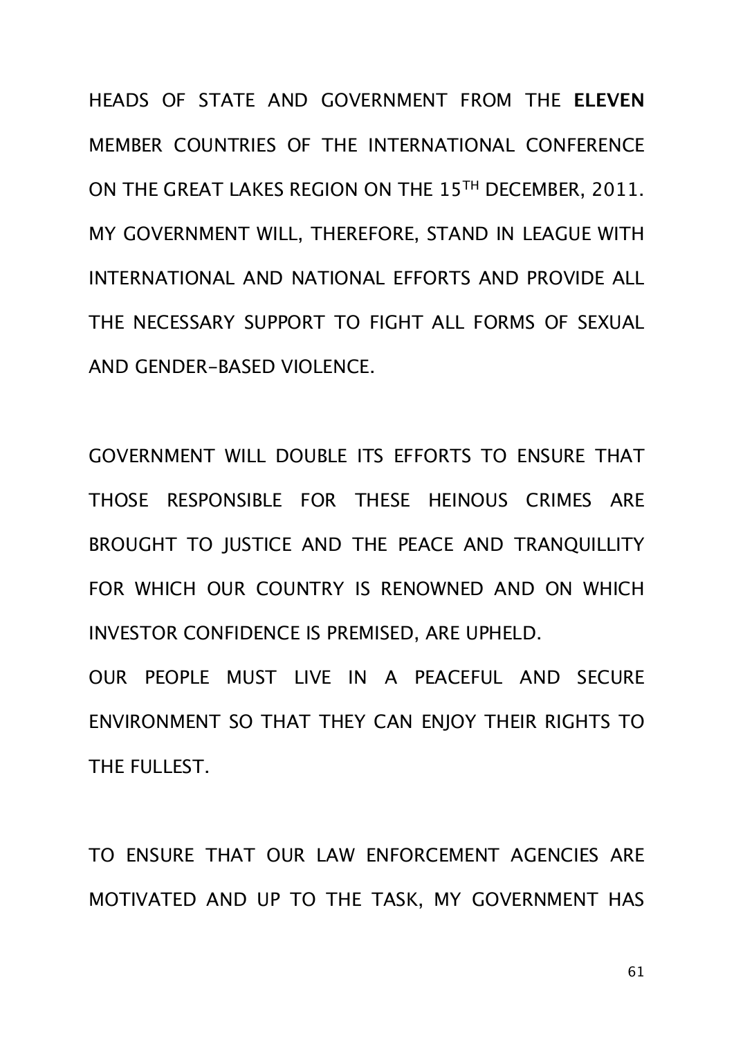HEADS OF STATE AND GOVERNMENT FROM THE **ELEVEN** MEMBER COUNTRIES OF THE INTERNATIONAL CONFERENCE ON THE GREAT LAKES REGION ON THE 15TH DECEMBER, 2011. MY GOVERNMENT WILL, THEREFORE, STAND IN LEAGUE WITH INTERNATIONAL AND NATIONAL EFFORTS AND PROVIDE ALL THE NECESSARY SUPPORT TO FIGHT ALL FORMS OF SEXUAL AND GENDER-BASED VIOLENCE.

GOVERNMENT WILL DOUBLE ITS EFFORTS TO ENSURE THAT THOSE RESPONSIBLE FOR THESE HEINOUS CRIMES ARE BROUGHT TO JUSTICE AND THE PEACE AND TRANQUILLITY FOR WHICH OUR COUNTRY IS RENOWNED AND ON WHICH INVESTOR CONFIDENCE IS PREMISED, ARE UPHELD.

OUR PEOPLE MUST LIVE IN A PEACEFUL AND SECURE ENVIRONMENT SO THAT THEY CAN ENJOY THEIR RIGHTS TO THE FULLEST.

TO ENSURE THAT OUR LAW ENFORCEMENT AGENCIES ARE MOTIVATED AND UP TO THE TASK, MY GOVERNMENT HAS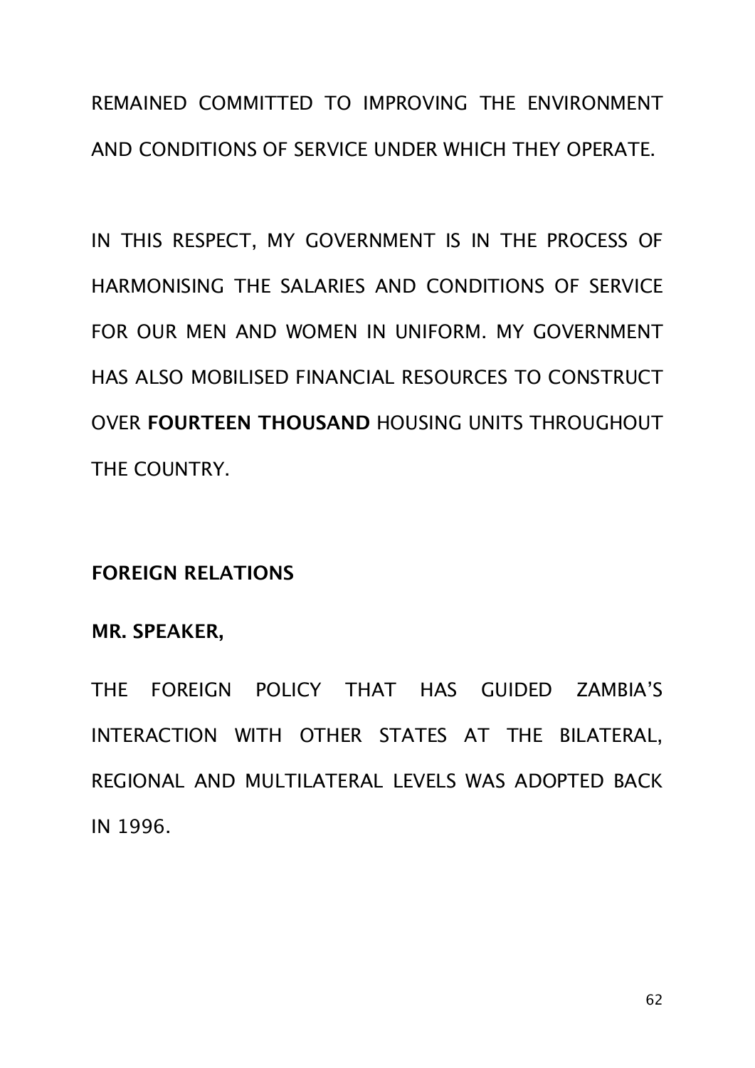REMAINED COMMITTED TO IMPROVING THE ENVIRONMENT AND CONDITIONS OF SERVICE UNDER WHICH THEY OPERATE.

IN THIS RESPECT, MY GOVERNMENT IS IN THE PROCESS OF HARMONISING THE SALARIES AND CONDITIONS OF SERVICE FOR OUR MEN AND WOMEN IN UNIFORM. MY GOVERNMENT HAS ALSO MOBILISED FINANCIAL RESOURCES TO CONSTRUCT OVER **FOURTEEN THOUSAND** HOUSING UNITS THROUGHOUT THE COUNTRY.

**FOREIGN RELATIONS**

**MR. SPEAKER,**

THE FOREIGN POLICY THAT HAS GUIDED ZAMBIA'S INTERACTION WITH OTHER STATES AT THE BILATERAL, REGIONAL AND MULTILATERAL LEVELS WAS ADOPTED BACK IN 1996.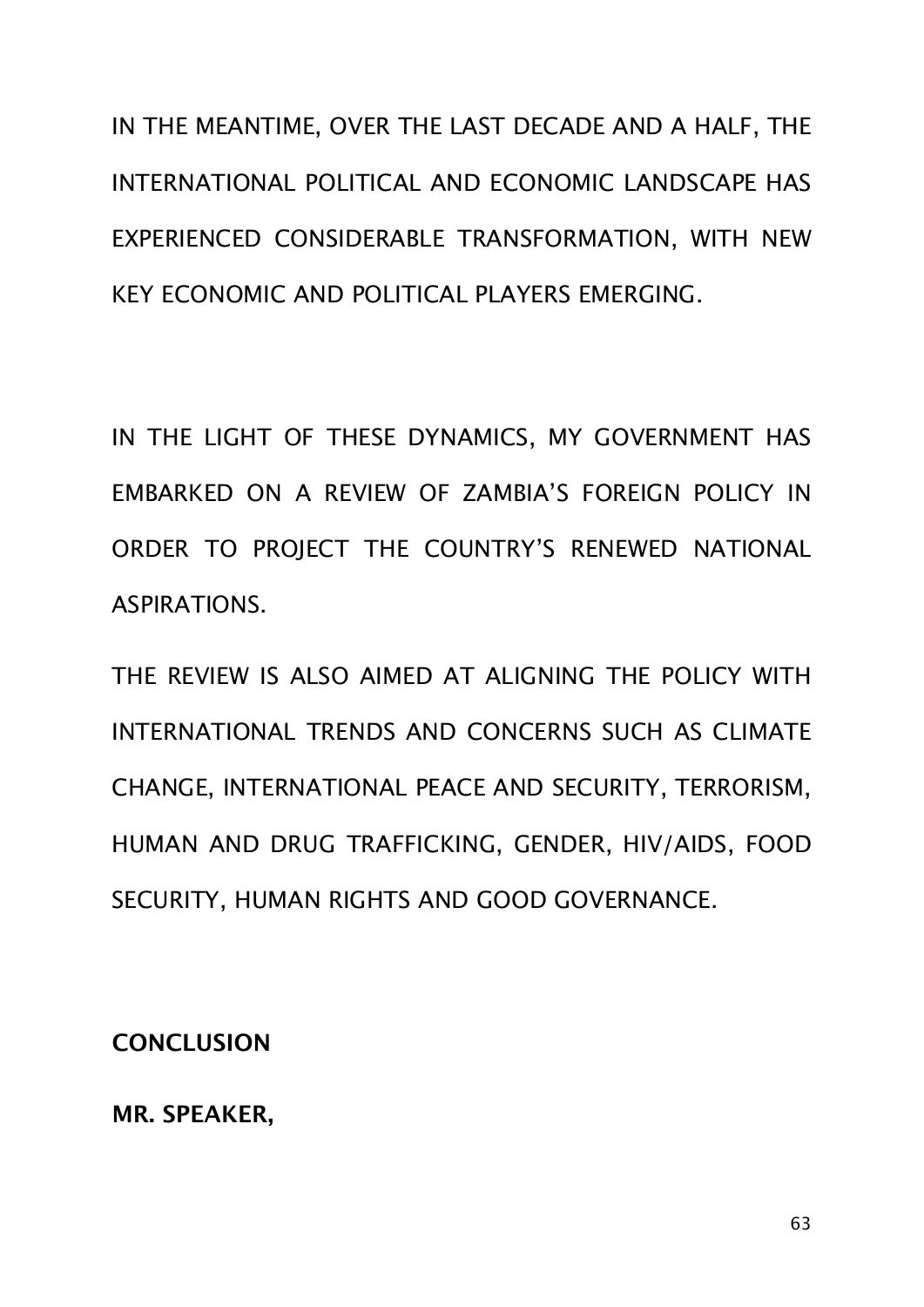IN THE MEANTIME, OVER THE LAST DECADE AND A HALF, THE INTERNATIONAL POLITICAL AND ECONOMIC LANDSCAPE HAS EXPERIENCED CONSIDERABLE TRANSFORMATION, WITH NEW KEY ECONOMIC AND POLITICAL PLAYERS EMERGING.

IN THE LIGHT OF THESE DYNAMICS, MY GOVERNMENT HAS EMBARKED ON A REVIEW OF ZAMBIA'S FOREIGN POLICY IN ORDER TO PROJECT THE COUNTRY'S RENEWED NATIONAL ASPIRATIONS.

THE REVIEW IS ALSO AIMED AT ALIGNING THE POLICY WITH INTERNATIONAL TRENDS AND CONCERNS SUCH AS CLIMATE CHANGE, INTERNATIONAL PEACE AND SECURITY, TERRORISM, HUMAN AND DRUG TRAFFICKING, GENDER, HIV/AIDS, FOOD SECURITY, HUMAN RIGHTS AND GOOD GOVERNANCE.

**CONCLUSION**

**MR. SPEAKER,**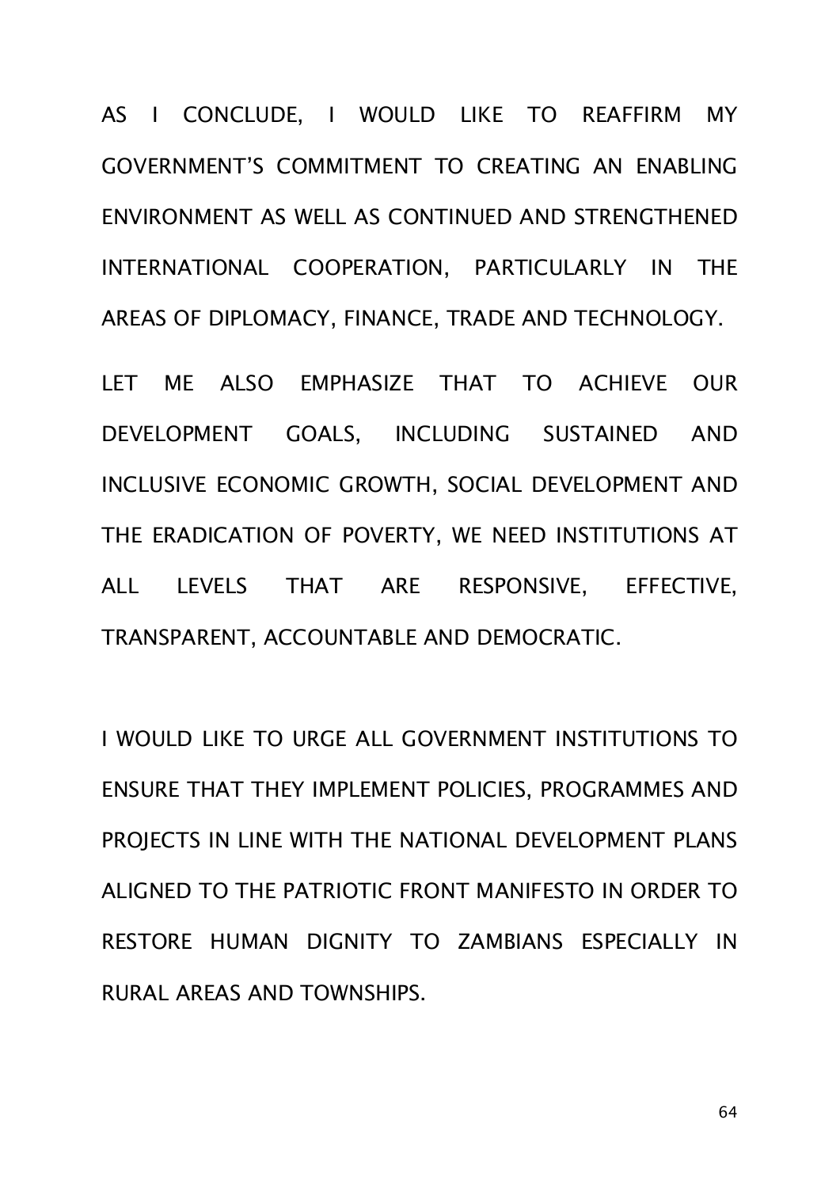AS I CONCLUDE, I WOULD LIKE TO REAFFIRM MY GOVERNMENT'S COMMITMENT TO CREATING AN ENABLING ENVIRONMENT AS WELL AS CONTINUED AND STRENGTHENED INTERNATIONAL COOPERATION, PARTICULARLY IN THE AREAS OF DIPLOMACY, FINANCE, TRADE AND TECHNOLOGY.

LET ME ALSO EMPHASIZE THAT TO ACHIEVE OUR DEVELOPMENT GOALS, INCLUDING SUSTAINED AND INCLUSIVE ECONOMIC GROWTH, SOCIAL DEVELOPMENT AND THE ERADICATION OF POVERTY, WE NEED INSTITUTIONS AT ALL LEVELS THAT ARE RESPONSIVE, EFFECTIVE, TRANSPARENT, ACCOUNTABLE AND DEMOCRATIC.

I WOULD LIKE TO URGE ALL GOVERNMENT INSTITUTIONS TO ENSURE THAT THEY IMPLEMENT POLICIES, PROGRAMMES AND PROJECTS IN LINE WITH THE NATIONAL DEVELOPMENT PLANS ALIGNED TO THE PATRIOTIC FRONT MANIFESTO IN ORDER TO RESTORE HUMAN DIGNITY TO ZAMBIANS ESPECIALLY IN RURAL AREAS AND TOWNSHIPS.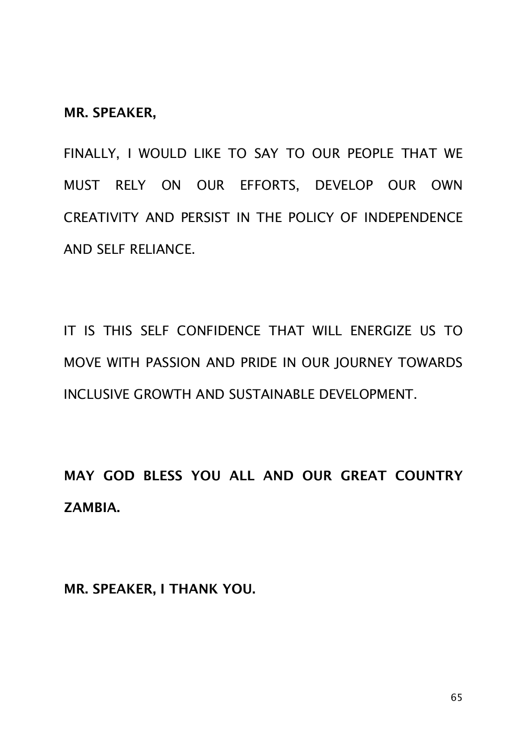**MR. SPEAKER,**

FINALLY, I WOULD LIKE TO SAY TO OUR PEOPLE THAT WE MUST RELY ON OUR EFFORTS, DEVELOP OUR OWN CREATIVITY AND PERSIST IN THE POLICY OF INDEPENDENCE AND SELF RELIANCE.

IT IS THIS SELF CONFIDENCE THAT WILL ENERGIZE US TO MOVE WITH PASSION AND PRIDE IN OUR JOURNEY TOWARDS INCLUSIVE GROWTH AND SUSTAINABLE DEVELOPMENT.

**MAY GOD BLESS YOU ALL AND OUR GREAT COUNTRY ZAMBIA.**

**MR. SPEAKER, I THANK YOU.**